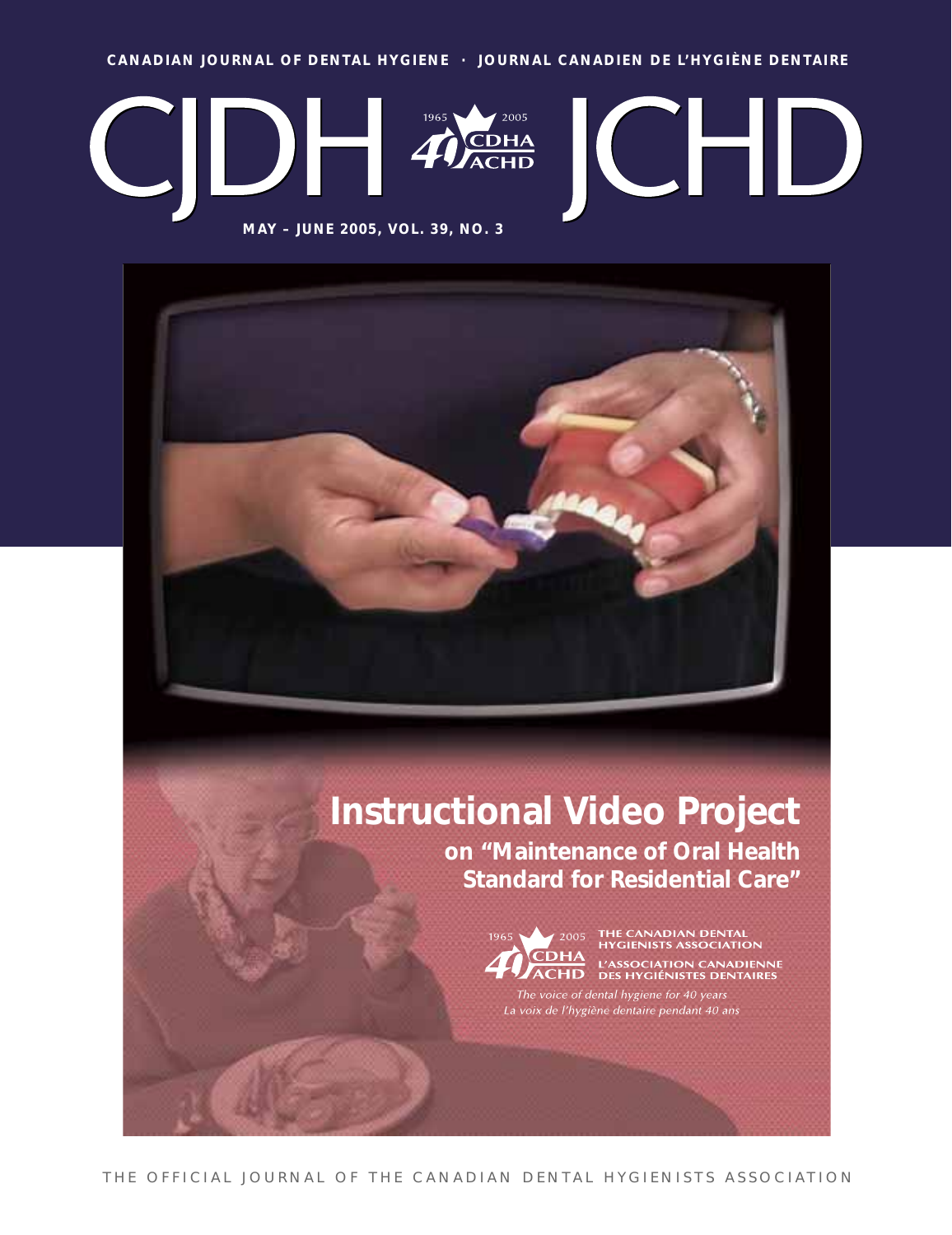CANADIAN JOURNAL OF DENTAL HYGIENE · JOURNAL CANADIEN DE L'HYGIÈNE DENTAIRE

# CJDH JCHD

1965 2005 40 CDHA ACHD

MAY – JUNE 2005, VOL. 39, NO. 3

## Instructional Video Project

### on "Maintenance of Oral Health Standard for Residential Care"

1965 2005 40 CDHA ACHD

THE CANADIAN DENTAL HYGIENISTS ASSOCIATION

L'ASSOCIATION CANADIENNE DES HYGIÉNISTES DENTAIRES

*The voice of dental hygiene for 40 years*

*La voix de l'hygiène dentaire pendant 40 ans*

THE OFFICIAL JOURNAL OF THE CANADIAN DENTAL HYGIENISTS ASSOCIATION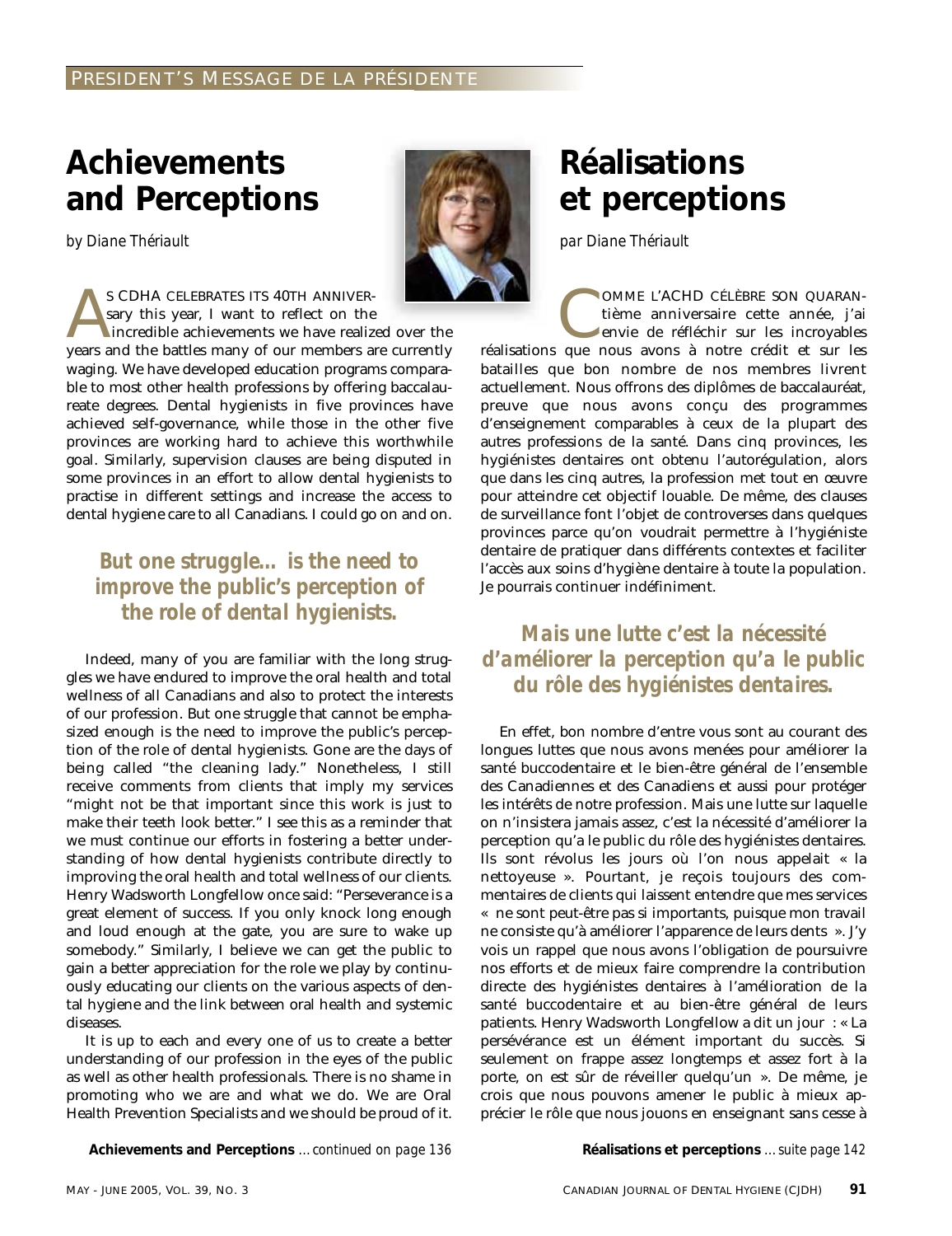# Achievements and Perceptions

*by Diane Thériault*

As CDHA celebrates its 40th anniversary this year, I want to reflect on the incredible achievements we have realized over the years and the battles many of our members are currently waging. We have developed education programs comparable to most other health professions by offering baccalaureate degrees. Dental hygienists in five provinces have achieved self-governance, while those in the other five provinces are working hard to achieve this worthwhile goal. Similarly, supervision clauses are being disputed in some provinces in an effort to allow dental hygienists to practise in different settings and increase the access to dental hygiene care to all Canadians. I could go on and on.

> **But one struggle… is the need to improve the public's perception of the role of dental hygienists.**

Indeed, many of you are familiar with the long struggles we have endured to improve the oral health and total wellness of all Canadians and also to protect the interests of our profession. But one struggle that cannot be emphasized enough is the need to improve the public's perception of the role of dental hygienists. Gone are the days of being called "the cleaning lady." Nonetheless, I still receive comments from clients that imply my services "might not be that important since this work is just to make their teeth look better." I see this as a reminder that we must continue our efforts in fostering a better understanding of how dental hygienists contribute directly to improving the oral health and total wellness of our clients. Henry Wadsworth Longfellow once said: "Perseverance is a great element of success. If you only knock long enough and loud enough at the gate, you are sure to wake up somebody." Similarly, I believe we can get the public to gain a better appreciation for the role we play by continuously educating our clients on the various aspects of dental hygiene and the link between oral health and systemic diseases.

It is up to each and every one of us to create a better understanding of our profession in the eyes of the public as well as other health professionals. There is no shame in promoting who we are and what we do. We are Oral Health Prevention Specialists and we should be proud of it.

**Achievements and Perceptions** *…continued on page 136*

# Réalisations et perceptions

*par Diane Thériault*

Comme l'ACHD célèbre son quarantième anniversaire cette année, j'ai envie de réfléchir sur les incroyables réalisations que nous avons à notre crédit et sur les batailles que bon nombre de nos membres livrent actuellement. Nous offrons des diplômes de baccalauréat, preuve que nous avons conçu des programmes d'enseignement comparables à ceux de la plupart des autres professions de la santé. Dans cinq provinces, les hygiénistes dentaires ont obtenu l'autorégulation, alors que dans les cinq autres, la profession met tout en œuvre pour atteindre cet objectif louable. De même, des clauses de surveillance font l'objet de controverses dans quelques provinces parce qu'on voudrait permettre à l'hygiéniste dentaire de pratiquer dans différents contextes et faciliter l'accès aux soins d'hygiène dentaire à toute la population. Je pourrais continuer indéfiniment.

> **Mais une lutte c'est la nécessité d'améliorer la perception qu'a le public du rôle des hygiénistes dentaires.**

En effet, bon nombre d'entre vous sont au courant des longues luttes que nous avons menées pour améliorer la santé buccodentaire et le bien-être général de l'ensemble des Canadiennes et des Canadiens et aussi pour protéger les intérêts de notre profession. Mais une lutte sur laquelle on n'insistera jamais assez, c'est la nécessité d'améliorer la perception qu'a le public du rôle des hygiénistes dentaires. Ils sont révolus les jours où l'on nous appelait « la nettoyeuse ». Pourtant, je reçois toujours des commentaires de clients qui laissent entendre que mes services « ne sont peut-être pas si importants, puisque mon travail ne consiste qu'à améliorer l'apparence de leurs dents ». J'y vois un rappel que nous avons l'obligation de poursuivre nos efforts et de mieux faire comprendre la contribution directe des hygiénistes dentaires à l'amélioration de la santé buccodentaire et au bien-être général de leurs patients. Henry Wadsworth Longfellow a dit un jour : « La persévérance est un élément important du succès. Si seulement on frappe assez longtemps et assez fort à la porte, on est sûr de réveiller quelqu'un ». De même, je crois que nous pouvons amener le public à mieux apprécier le rôle que nous jouons en enseignant sans cesse à

**Réalisations et perceptions** *…suite page 142*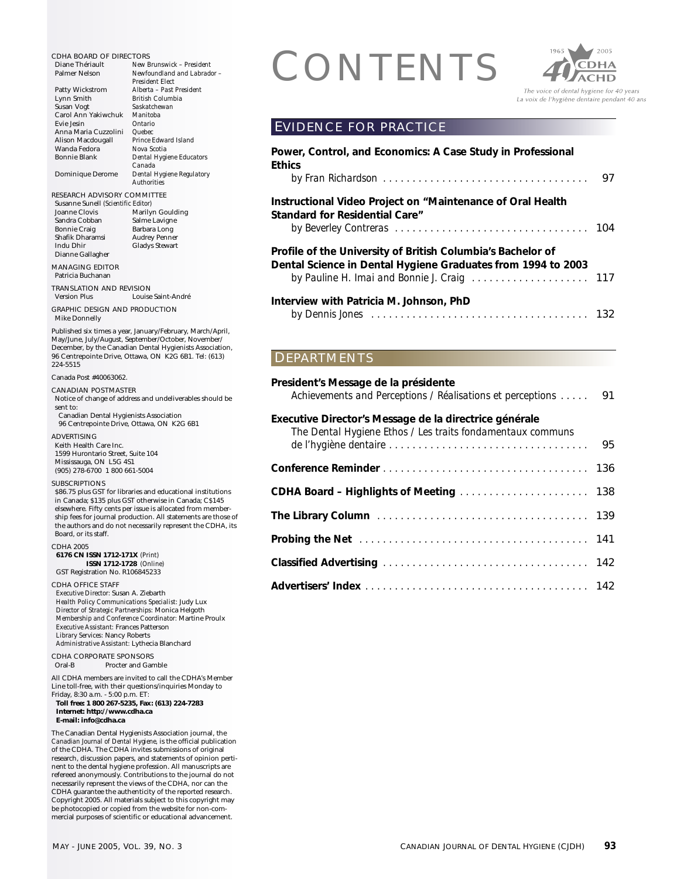# CONTENTS

*The voice of dental hygiene for 40 years*
*La voix de l'hygiène dentaire pendant 40 ans*

## EVIDENCE FOR PRACTICE

**Power, Control, and Economics: A Case Study in Professional Ethics**
*by Fran Richardson* . . . . . . . . . . . . . . . . . . . . 97

**Instructional Video Project on "Maintenance of Oral Health Standard for Residential Care"**
*by Beverley Contreras* . . . . . . . . . . . . . . . . . . . . 104

**Profile of the University of British Columbia's Bachelor of Dental Science in Dental Hygiene Graduates from 1994 to 2003**
*by Pauline H. Imai and Bonnie J. Craig* . . . . . . . . . . 117

**Interview with Patricia M. Johnson, PhD**
*by Dennis Jones* . . . . . . . . . . . . . . . . . . . . 132

## DEPARTMENTS

**President's Message de la présidente**
*Achievements and Perceptions / Réalisations et perceptions* . . . . . 91

**Executive Director's Message de la directrice générale**
*The Dental Hygiene Ethos / Les traits fondamentaux communs de l'hygiène dentaire* . . . . . . . . . . 95

**Conference Reminder** . . . . . . . . . . 136

**CDHA Board – Highlights of Meeting** . . . . . . . . . . 138

**The Library Column** . . . . . . . . . . 139

**Probing the Net** . . . . . . . . . . 141

**Classified Advertising** . . . . . . . . . . 142

**Advertisers' Index** . . . . . . . . . . 142

---

CDHA BOARD OF DIRECTORS

| | |
|---|---|
| Diane Thériault | *New Brunswick – President* |
| Palmer Nelson | *Newfoundland and Labrador – President Elect* |
| Patty Wickstrom | *Alberta – Past President* |
| Lynn Smith | *British Columbia* |
| Susan Vogt | *Saskatchewan* |
| Carol Ann Yakiwchuk | *Manitoba* |
| Evie Jesin | *Ontario* |
| Anna Maria Cuzzolini | *Quebec* |
| Alison Macdougall | *Prince Edward Island* |
| Wanda Fedora | *Nova Scotia* |
| Bonnie Blank | *Dental Hygiene Educators Canada* |
| Dominique Derome | *Dental Hygiene Regulatory Authorities* |

RESEARCH ADVISORY COMMITTEE
Susanne Sunell *(Scientific Editor)*

| | |
|---|---|
| Joanne Clovis | Marilyn Goulding |
| Sandra Cobban | Salme Lavigne |
| Bonnie Craig | Barbara Long |
| Shafik Dharamsi | Audrey Penner |
| Indu Dhir | Gladys Stewart |
| Dianne Gallagher | |

MANAGING EDITOR
Patricia Buchanan

TRANSLATION AND REVISION
Version Plus — Louise Saint-André

GRAPHIC DESIGN AND PRODUCTION
Mike Donnelly

Published six times a year, January/February, March/April, May/June, July/August, September/October, November/December, by the Canadian Dental Hygienists Association, 96 Centrepointe Drive, Ottawa, ON K2G 6B1. Tel: (613) 224-5515

Canada Post #40063062.

CANADIAN POSTMASTER
Notice of change of address and undeliverables should be sent to:
Canadian Dental Hygienists Association
96 Centrepointe Drive, Ottawa, ON K2G 6B1

ADVERTISING
Keith Health Care Inc.
1599 Hurontario Street, Suite 104
Mississauga, ON L5G 4S1
(905) 278-6700 1 800 661-5004

SUBSCRIPTIONS
$86.75 plus GST for libraries and educational institutions in Canada; $135 plus GST otherwise in Canada; C$145 elsewhere. Fifty cents per issue is allocated from membership fees for journal production. All statements are those of the authors and do not necessarily represent the CDHA, its Board, or its staff.

CDHA 2005
**6176 CN ISSN 1712-171X** *(Print)*
**ISSN 1712-1728** *(Online)*
GST Registration No. R106845233

CDHA OFFICE STAFF
*Executive Director:* Susan A. Ziebarth
*Health Policy Communications Specialist:* Judy Lux
*Director of Strategic Partnerships:* Monica Helgoth
*Membership and Conference Coordinator:* Martine Proulx
*Executive Assistant:* Frances Patterson
*Library Services:* Nancy Roberts
*Administrative Assistant:* Lythecia Blanchard

CDHA CORPORATE SPONSORS
Oral-B — Procter and Gamble

All CDHA members are invited to call the CDHA's Member Line toll-free, with their questions/inquiries Monday to Friday, 8:30 a.m. - 5:00 p.m. ET:
**Toll free: 1 800 267-5235, Fax: (613) 224-7283**
**Internet: http://www.cdha.ca**
**E-mail: info@cdha.ca**

The Canadian Dental Hygienists Association journal, the *Canadian Journal of Dental Hygiene*, is the official publication of the CDHA. The CDHA invites submissions of original research, discussion papers, and statements of opinion pertinent to the dental hygiene profession. All manuscripts are refereed anonymously. Contributions to the journal do not necessarily represent the views of the CDHA, nor can the CDHA guarantee the authenticity of the reported research. Copyright 2005. All materials subject to this copyright may be photocopied or copied from the website for non-commercial purposes of scientific or educational advancement.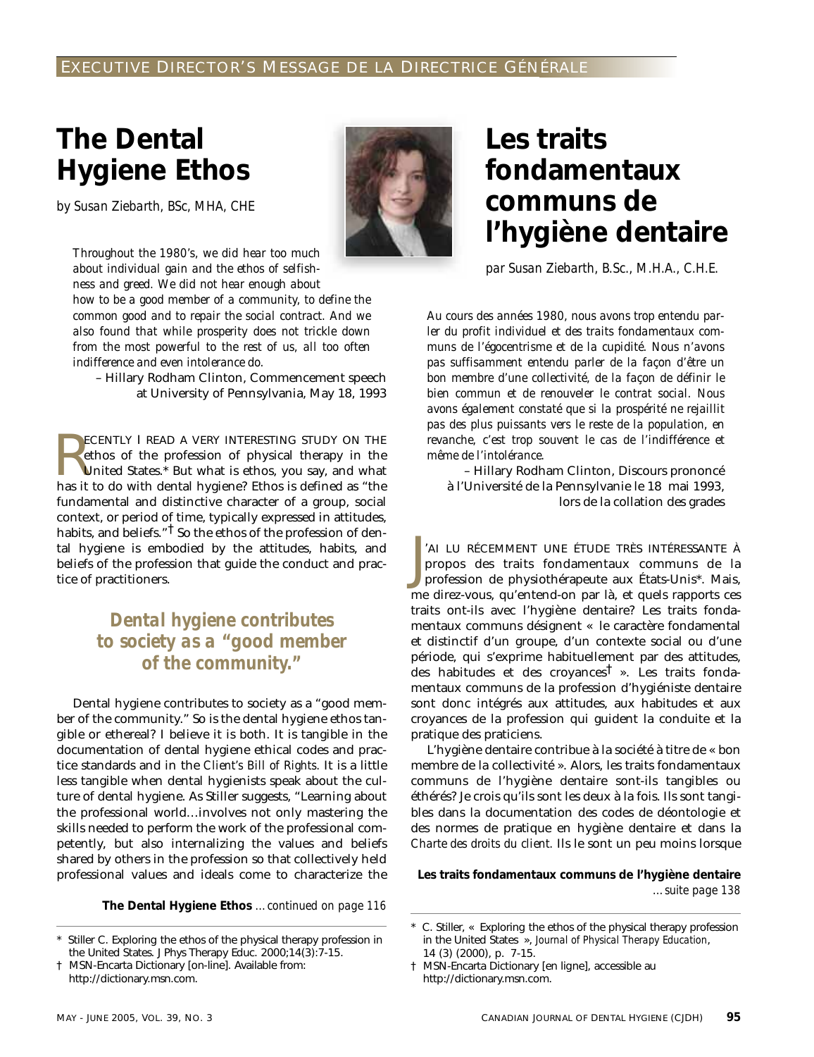EXECUTIVE DIRECTOR'S MESSAGE DE LA DIRECTRICE GÉNÉRALE

# The Dental Hygiene Ethos

*by Susan Ziebarth, BSc, MHA, CHE*

> *Throughout the 1980's, we did hear too much about individual gain and the ethos of selfishness and greed. We did not hear enough about how to be a good member of a community, to define the common good and to repair the social contract. And we also found that while prosperity does not trickle down from the most powerful to the rest of us, all too often indifference and even intolerance do.*
>
> – Hillary Rodham Clinton, Commencement speech at University of Pennsylvania, May 18, 1993

RECENTLY I READ A VERY INTERESTING STUDY ON THE ethos of the profession of physical therapy in the United States.* But what is ethos, you say, and what has it to do with dental hygiene? Ethos is defined as "the fundamental and distinctive character of a group, social context, or period of time, typically expressed in attitudes, habits, and beliefs."† So the ethos of the profession of dental hygiene is embodied by the attitudes, habits, and beliefs of the profession that guide the conduct and practice of practitioners.

### *Dental hygiene contributes to society as a "good member of the community."*

Dental hygiene contributes to society as a "good member of the community." So is the dental hygiene ethos tangible or ethereal? I believe it is both. It is tangible in the documentation of dental hygiene ethical codes and practice standards and in the *Client's Bill of Rights*. It is a little less tangible when dental hygienists speak about the culture of dental hygiene. As Stiller suggests, "Learning about the professional world…involves not only mastering the skills needed to perform the work of the professional competently, but also internalizing the values and beliefs shared by others in the profession so that collectively held professional values and ideals come to characterize the

**The Dental Hygiene Ethos** *…continued on page 116*

\* Stiller C. Exploring the ethos of the physical therapy profession in the United States. J Phys Therapy Educ. 2000;14(3):7-15.

† MSN-Encarta Dictionary [on-line]. Available from: http://dictionary.msn.com.

# Les traits fondamentaux communs de l'hygiène dentaire

*par Susan Ziebarth, B.Sc., M.H.A., C.H.E.*

> *Au cours des années 1980, nous avons trop entendu parler du profit individuel et des traits fondamentaux communs de l'égocentrisme et de la cupidité. Nous n'avons pas suffisamment entendu parler de la façon d'être un bon membre d'une collectivité, de la façon de définir le bien commun et de renouveler le contrat social. Nous avons également constaté que si la prospérité ne rejaillit pas des plus puissants vers le reste de la population, en revanche, c'est trop souvent le cas de l'indifférence et même de l'intolérance.*
>
> – Hillary Rodham Clinton, Discours prononcé à l'Université de la Pennsylvanie le 18 mai 1993, lors de la collation des grades

J'AI LU RÉCEMMENT UNE ÉTUDE TRÈS INTÉRESSANTE À propos des traits fondamentaux communs de la profession de physiothérapeute aux États-Unis*. Mais, me direz-vous, qu'entend-on par là, et quels rapports ces traits ont-ils avec l'hygiène dentaire? Les traits fondamentaux communs désignent « le caractère fondamental et distinctif d'un groupe, d'un contexte social ou d'une période, qui s'exprime habituellement par des attitudes, des habitudes et des croyances† ». Les traits fondamentaux communs de la profession d'hygiéniste dentaire sont donc intégrés aux attitudes, aux habitudes et aux croyances de la profession qui guident la conduite et la pratique des praticiens.

L'hygiène dentaire contribue à la société à titre de « bon membre de la collectivité ». Alors, les traits fondamentaux communs de l'hygiène dentaire sont-ils tangibles ou éthérés? Je crois qu'ils sont les deux à la fois. Ils sont tangibles dans la documentation des codes de déontologie et des normes de pratique en hygiène dentaire et dans la *Charte des droits du client*. Ils le sont un peu moins lorsque

**Les traits fondamentaux communs de l'hygiène dentaire** *…suite page 138*

\* C. Stiller, « Exploring the ethos of the physical therapy profession in the United States », *Journal of Physical Therapy Education*, 14 (3) (2000), p. 7-15.

† MSN-Encarta Dictionary [en ligne], accessible au http://dictionary.msn.com.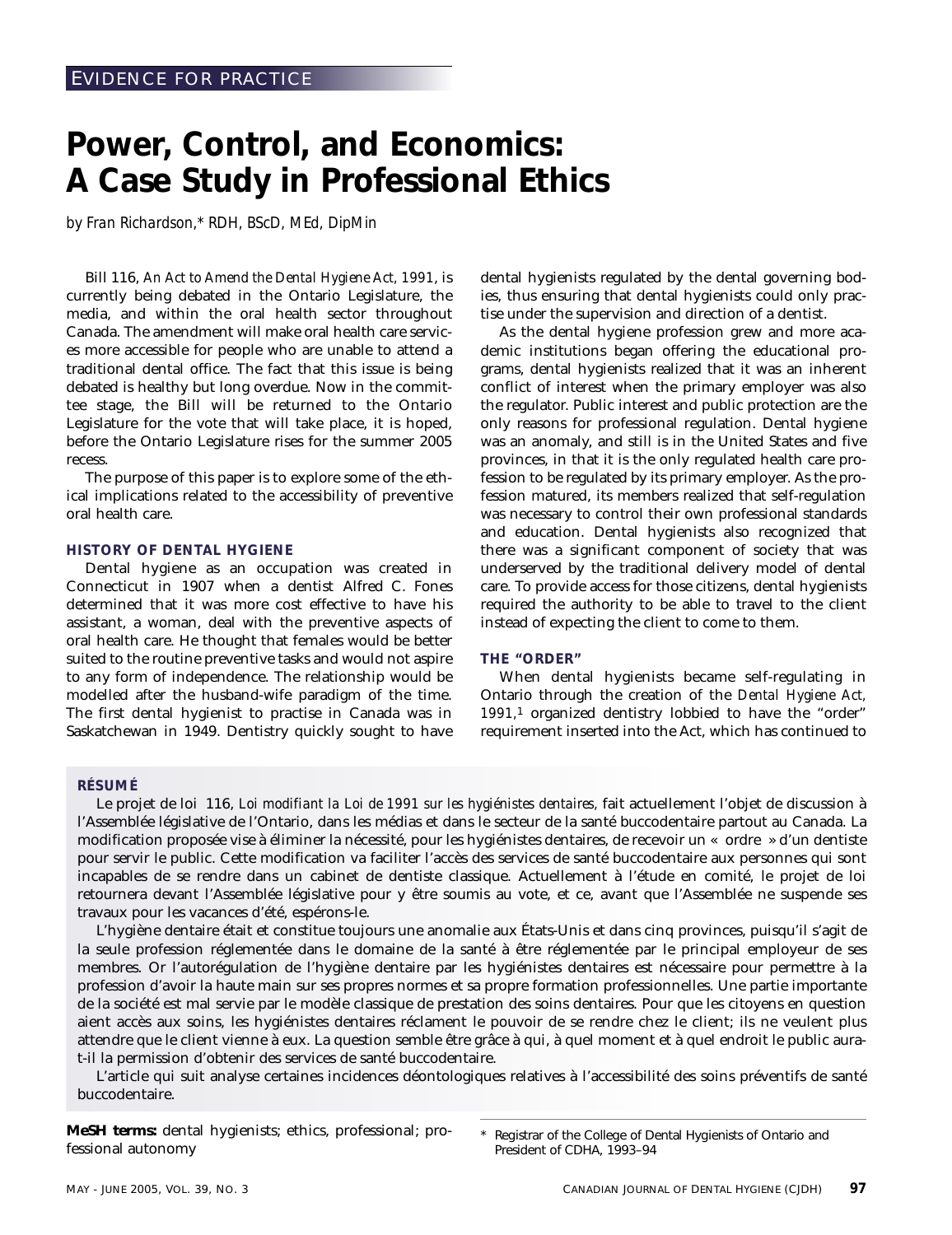EVIDENCE FOR PRACTICE

# Power, Control, and Economics: A Case Study in Professional Ethics

*by Fran Richardson,\* RDH, BScD, MEd, DipMin*

Bill 116, *An Act to Amend the Dental Hygiene Act, 1991*, is currently being debated in the Ontario Legislature, the media, and within the oral health sector throughout Canada. The amendment will make oral health care services more accessible for people who are unable to attend a traditional dental office. The fact that this issue is being debated is healthy but long overdue. Now in the committee stage, the Bill will be returned to the Ontario Legislature for the vote that will take place, it is hoped, before the Ontario Legislature rises for the summer 2005 recess.

The purpose of this paper is to explore some of the ethical implications related to the accessibility of preventive oral health care.

### HISTORY OF DENTAL HYGIENE

Dental hygiene as an occupation was created in Connecticut in 1907 when a dentist Alfred C. Fones determined that it was more cost effective to have his assistant, a woman, deal with the preventive aspects of oral health care. He thought that females would be better suited to the routine preventive tasks and would not aspire to any form of independence. The relationship would be modelled after the husband-wife paradigm of the time. The first dental hygienist to practise in Canada was in Saskatchewan in 1949. Dentistry quickly sought to have dental hygienists regulated by the dental governing bodies, thus ensuring that dental hygienists could only practise under the supervision and direction of a dentist.

As the dental hygiene profession grew and more academic institutions began offering the educational programs, dental hygienists realized that it was an inherent conflict of interest when the primary employer was also the regulator. Public interest and public protection are the only reasons for professional regulation. Dental hygiene was an anomaly, and still is in the United States and five provinces, in that it is the only regulated health care profession to be regulated by its primary employer. As the profession matured, its members realized that self-regulation was necessary to control their own professional standards and education. Dental hygienists also recognized that there was a significant component of society that was underserved by the traditional delivery model of dental care. To provide access for those citizens, dental hygienists required the authority to be able to travel to the client instead of expecting the client to come to them.

### THE "ORDER"

When dental hygienists became self-regulating in Ontario through the creation of the *Dental Hygiene Act, 1991*,[1] organized dentistry lobbied to have the "order" requirement inserted into the Act, which has continued to

### RÉSUMÉ

Le projet de loi 116, *Loi modifiant la Loi de 1991 sur les hygiénistes dentaires,* fait actuellement l'objet de discussion à l'Assemblée législative de l'Ontario, dans les médias et dans le secteur de la santé buccodentaire partout au Canada. La modification proposée vise à éliminer la nécessité, pour les hygiénistes dentaires, de recevoir un « ordre » d'un dentiste pour servir le public. Cette modification va faciliter l'accès des services de santé buccodentaire aux personnes qui sont incapables de se rendre dans un cabinet de dentiste classique. Actuellement à l'étude en comité, le projet de loi retournera devant l'Assemblée législative pour y être soumis au vote, et ce, avant que l'Assemblée ne suspende ses travaux pour les vacances d'été, espérons-le.

L'hygiène dentaire était et constitue toujours une anomalie aux États-Unis et dans cinq provinces, puisqu'il s'agit de la seule profession réglementée dans le domaine de la santé à être réglementée par le principal employeur de ses membres. Or l'autorégulation de l'hygiène dentaire par les hygiénistes dentaires est nécessaire pour permettre à la profession d'avoir la haute main sur ses propres normes et sa propre formation professionnelles. Une partie importante de la société est mal servie par le modèle classique de prestation des soins dentaires. Pour que les citoyens en question aient accès aux soins, les hygiénistes dentaires réclament le pouvoir de se rendre chez le client; ils ne veulent plus attendre que le client vienne à eux. La question semble être grâce à qui, à quel moment et à quel endroit le public aura-t-il la permission d'obtenir des services de santé buccodentaire.

L'article qui suit analyse certaines incidences déontologiques relatives à l'accessibilité des soins préventifs de santé buccodentaire.

**MeSH terms:** dental hygienists; ethics, professional; professional autonomy

\* Registrar of the College of Dental Hygienists of Ontario and President of CDHA, 1993–94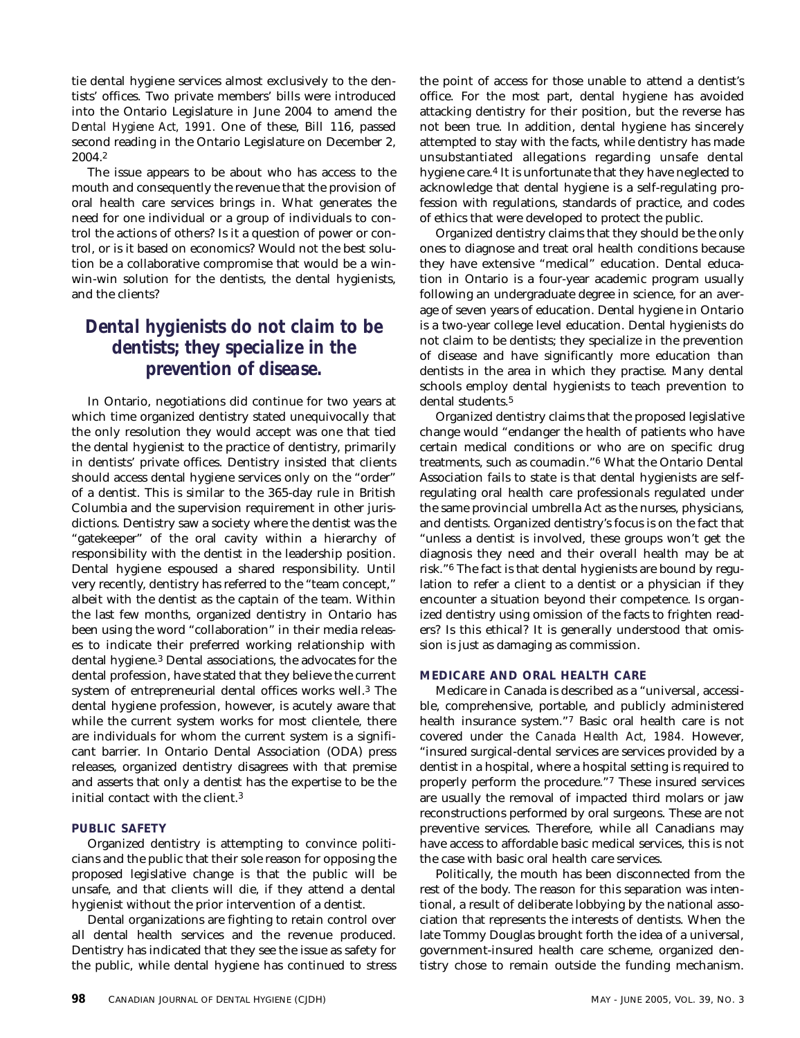tie dental hygiene services almost exclusively to the dentists' offices. Two private members' bills were introduced into the Ontario Legislature in June 2004 to amend the *Dental Hygiene Act, 1991*. One of these, Bill 116, passed second reading in the Ontario Legislature on December 2, 2004.[2]

The issue appears to be about who has access to the mouth and consequently the revenue that the provision of oral health care services brings in. What generates the need for one individual or a group of individuals to control the actions of others? Is it a question of power or control, or is it based on economics? Would not the best solution be a collaborative compromise that would be a win-win-win solution for the dentists, the dental hygienists, and the clients?

> ***Dental hygienists do not claim to be dentists; they specialize in the prevention of disease.***

In Ontario, negotiations did continue for two years at which time organized dentistry stated unequivocally that the only resolution they would accept was one that tied the dental hygienist to the practice of dentistry, primarily in dentists' private offices. Dentistry insisted that clients should access dental hygiene services only on the "order" of a dentist. This is similar to the 365-day rule in British Columbia and the supervision requirement in other jurisdictions. Dentistry saw a society where the dentist was the "gatekeeper" of the oral cavity within a hierarchy of responsibility with the dentist in the leadership position. Dental hygiene espoused a shared responsibility. Until very recently, dentistry has referred to the "team concept," albeit with the dentist as the captain of the team. Within the last few months, organized dentistry in Ontario has been using the word "collaboration" in their media releases to indicate their preferred working relationship with dental hygiene.[3] Dental associations, the advocates for the dental profession, have stated that they believe the current system of entrepreneurial dental offices works well.[3] The dental hygiene profession, however, is acutely aware that while the current system works for most clientele, there are individuals for whom the current system is a significant barrier. In Ontario Dental Association (ODA) press releases, organized dentistry disagrees with that premise and asserts that only a dentist has the expertise to be the initial contact with the client.[3]

#### PUBLIC SAFETY

Organized dentistry is attempting to convince politicians and the public that their sole reason for opposing the proposed legislative change is that the public will be unsafe, and that clients will die, if they attend a dental hygienist without the prior intervention of a dentist.

Dental organizations are fighting to retain control over all dental health services and the revenue produced. Dentistry has indicated that they see the issue as safety for the public, while dental hygiene has continued to stress the point of access for those unable to attend a dentist's office. For the most part, dental hygiene has avoided attacking dentistry for their position, but the reverse has not been true. In addition, dental hygiene has sincerely attempted to stay with the facts, while dentistry has made unsubstantiated allegations regarding unsafe dental hygiene care.[4] It is unfortunate that they have neglected to acknowledge that dental hygiene is a self-regulating profession with regulations, standards of practice, and codes of ethics that were developed to protect the public.

Organized dentistry claims that they should be the only ones to diagnose and treat oral health conditions because they have extensive "medical" education. Dental education in Ontario is a four-year academic program usually following an undergraduate degree in science, for an average of seven years of education. Dental hygiene in Ontario is a two-year college level education. Dental hygienists do not claim to be dentists; they specialize in the prevention of disease and have significantly more education than dentists in the area in which they practise. Many dental schools employ dental hygienists to teach prevention to dental students.[5]

Organized dentistry claims that the proposed legislative change would "endanger the health of patients who have certain medical conditions or who are on specific drug treatments, such as coumadin."[6] What the Ontario Dental Association fails to state is that dental hygienists are self-regulating oral health care professionals regulated under the same provincial umbrella *Act* as the nurses, physicians, and dentists. Organized dentistry's focus is on the fact that "unless a dentist is involved, these groups won't get the diagnosis they need and their overall health may be at risk."[6] The fact is that dental hygienists are bound by regulation to refer a client to a dentist or a physician if they encounter a situation beyond their competence. Is organized dentistry using omission of the facts to frighten readers? Is this ethical? It is generally understood that omission is just as damaging as commission.

#### MEDICARE AND ORAL HEALTH CARE

Medicare in Canada is described as a "universal, accessible, comprehensive, portable, and publicly administered health insurance system."[7] Basic oral health care is not covered under the *Canada Health Act, 1984*. However, "insured surgical-dental services are services provided by a dentist in a hospital, where a hospital setting is required to properly perform the procedure."[7] These insured services are usually the removal of impacted third molars or jaw reconstructions performed by oral surgeons. These are not preventive services. Therefore, while all Canadians may have access to affordable basic medical services, this is not the case with basic oral health care services.

Politically, the mouth has been disconnected from the rest of the body. The reason for this separation was intentional, a result of deliberate lobbying by the national association that represents the interests of dentists. When the late Tommy Douglas brought forth the idea of a universal, government-insured health care scheme, organized dentistry chose to remain outside the funding mechanism.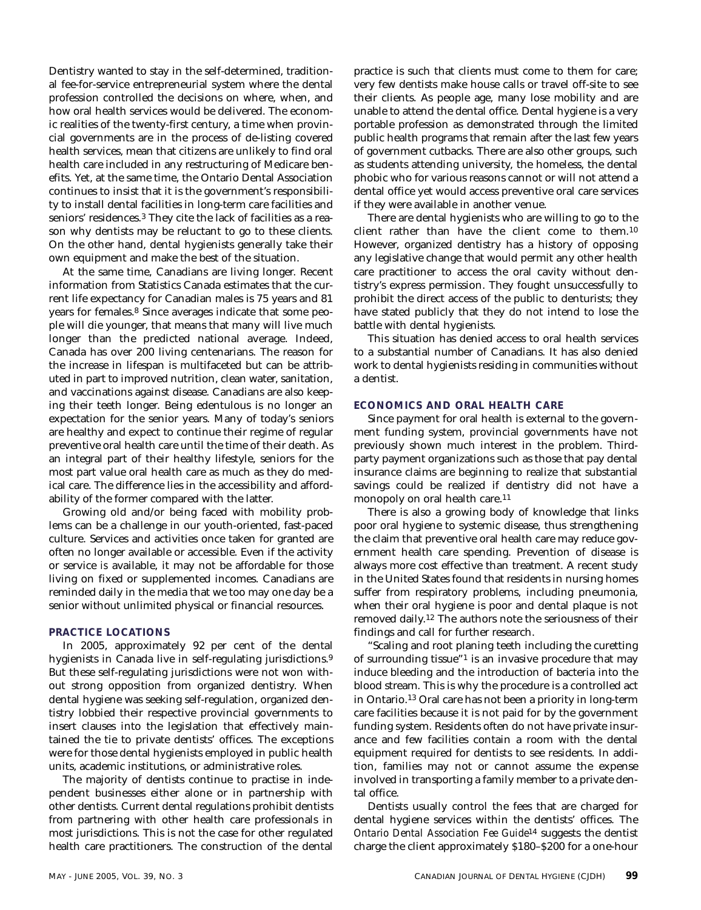Dentistry wanted to stay in the self-determined, traditional fee-for-service entrepreneurial system where the dental profession controlled the decisions on where, when, and how oral health services would be delivered. The economic realities of the twenty-first century, a time when provincial governments are in the process of de-listing covered health services, mean that citizens are unlikely to find oral health care included in any restructuring of Medicare benefits. Yet, at the same time, the Ontario Dental Association continues to insist that it is the government's responsibility to install dental facilities in long-term care facilities and seniors' residences.[3] They cite the lack of facilities as a reason why dentists may be reluctant to go to these clients. On the other hand, dental hygienists generally take their own equipment and make the best of the situation.

At the same time, Canadians are living longer. Recent information from Statistics Canada estimates that the current life expectancy for Canadian males is 75 years and 81 years for females.[8] Since averages indicate that some people will die younger, that means that many will live much longer than the predicted national average. Indeed, Canada has over 200 living centenarians. The reason for the increase in lifespan is multifaceted but can be attributed in part to improved nutrition, clean water, sanitation, and vaccinations against disease. Canadians are also keeping their teeth longer. Being edentulous is no longer an expectation for the senior years. Many of today's seniors are healthy and expect to continue their regime of regular preventive oral health care until the time of their death. As an integral part of their healthy lifestyle, seniors for the most part value oral health care as much as they do medical care. The difference lies in the accessibility and affordability of the former compared with the latter.

Growing old and/or being faced with mobility problems can be a challenge in our youth-oriented, fast-paced culture. Services and activities once taken for granted are often no longer available or accessible. Even if the activity or service is available, it may not be affordable for those living on fixed or supplemented incomes. Canadians are reminded daily in the media that we too may one day be a senior without unlimited physical or financial resources.

## PRACTICE LOCATIONS

In 2005, approximately 92 per cent of the dental hygienists in Canada live in self-regulating jurisdictions.[9] But these self-regulating jurisdictions were not won without strong opposition from organized dentistry. When dental hygiene was seeking self-regulation, organized dentistry lobbied their respective provincial governments to insert clauses into the legislation that effectively maintained the tie to private dentists' offices. The exceptions were for those dental hygienists employed in public health units, academic institutions, or administrative roles.

The majority of dentists continue to practise in independent businesses either alone or in partnership with other dentists. Current dental regulations prohibit dentists from partnering with other health care professionals in most jurisdictions. This is not the case for other regulated health care practitioners. The construction of the dental practice is such that clients must come to them for care; very few dentists make house calls or travel off-site to see their clients. As people age, many lose mobility and are unable to attend the dental office. Dental hygiene is a very portable profession as demonstrated through the limited public health programs that remain after the last few years of government cutbacks. There are also other groups, such as students attending university, the homeless, the dental phobic who for various reasons cannot or will not attend a dental office yet would access preventive oral care services if they were available in another venue.

There are dental hygienists who are willing to go to the client rather than have the client come to them.[10] However, organized dentistry has a history of opposing any legislative change that would permit any other health care practitioner to access the oral cavity without dentistry's express permission. They fought unsuccessfully to prohibit the direct access of the public to denturists; they have stated publicly that they do not intend to lose the battle with dental hygienists.

This situation has denied access to oral health services to a substantial number of Canadians. It has also denied work to dental hygienists residing in communities without a dentist.

## ECONOMICS AND ORAL HEALTH CARE

Since payment for oral health is external to the government funding system, provincial governments have not previously shown much interest in the problem. Third-party payment organizations such as those that pay dental insurance claims are beginning to realize that substantial savings could be realized if dentistry did not have a monopoly on oral health care.[11]

There is also a growing body of knowledge that links poor oral hygiene to systemic disease, thus strengthening the claim that preventive oral health care may reduce government health care spending. Prevention of disease is always more cost effective than treatment. A recent study in the United States found that residents in nursing homes suffer from respiratory problems, including pneumonia, when their oral hygiene is poor and dental plaque is not removed daily.[12] The authors note the seriousness of their findings and call for further research.

"Scaling and root planing teeth including the curetting of surrounding tissue"[1] is an invasive procedure that may induce bleeding and the introduction of bacteria into the blood stream. This is why the procedure is a controlled act in Ontario.[13] Oral care has not been a priority in long-term care facilities because it is not paid for by the government funding system. Residents often do not have private insurance and few facilities contain a room with the dental equipment required for dentists to see residents. In addition, families may not or cannot assume the expense involved in transporting a family member to a private dental office.

Dentists usually control the fees that are charged for dental hygiene services within the dentists' offices. The *Ontario Dental Association Fee Guide*[14] suggests the dentist charge the client approximately $180–$200 for a one-hour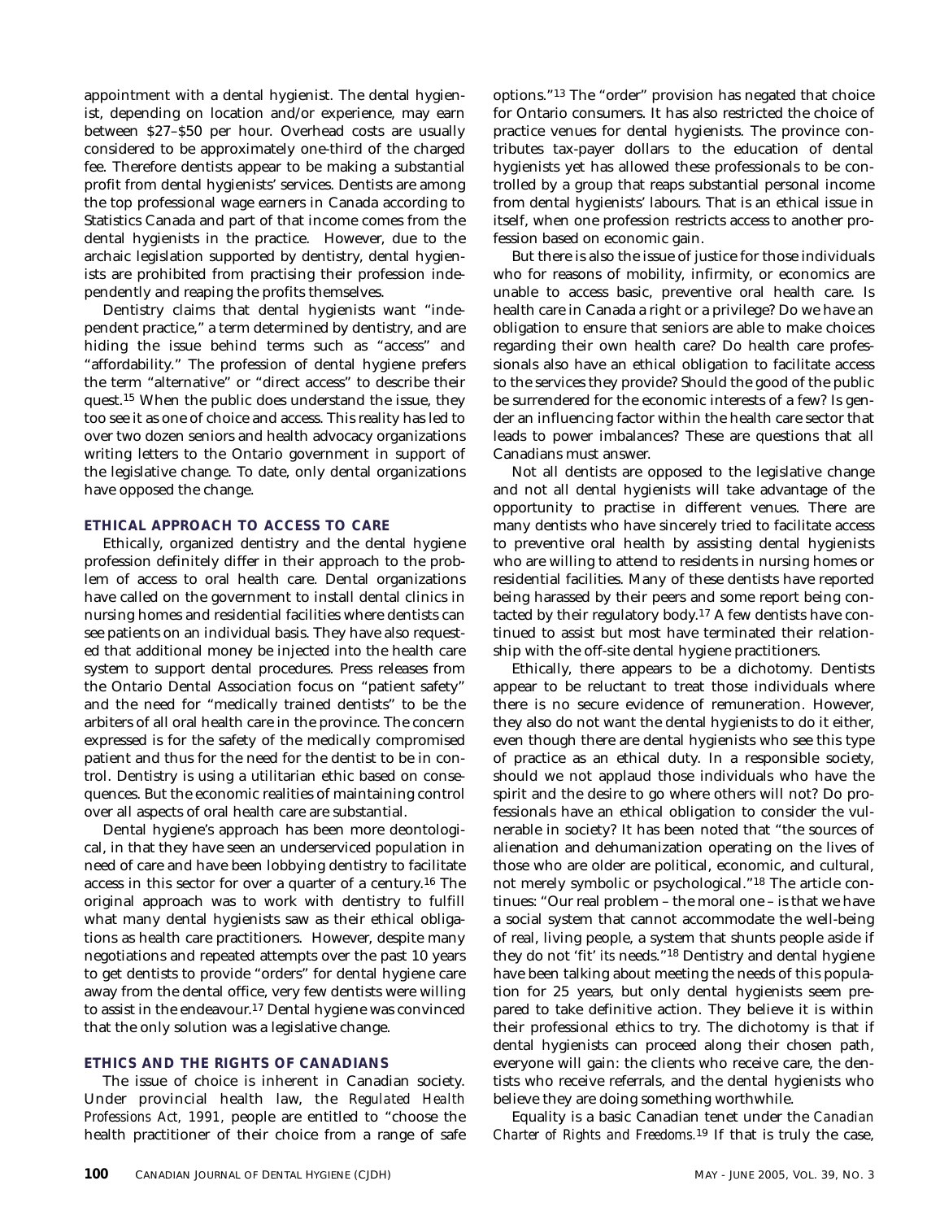appointment with a dental hygienist. The dental hygienist, depending on location and/or experience, may earn between $27–$50 per hour. Overhead costs are usually considered to be approximately one-third of the charged fee. Therefore dentists appear to be making a substantial profit from dental hygienists' services. Dentists are among the top professional wage earners in Canada according to Statistics Canada and part of that income comes from the dental hygienists in the practice. However, due to the archaic legislation supported by dentistry, dental hygienists are prohibited from practising their profession independently and reaping the profits themselves.

Dentistry claims that dental hygienists want "independent practice," a term determined by dentistry, and are hiding the issue behind terms such as "access" and "affordability." The profession of dental hygiene prefers the term "alternative" or "direct access" to describe their quest.[15] When the public does understand the issue, they too see it as one of choice and access. This reality has led to over two dozen seniors and health advocacy organizations writing letters to the Ontario government in support of the legislative change. To date, only dental organizations have opposed the change.

### ETHICAL APPROACH TO ACCESS TO CARE

Ethically, organized dentistry and the dental hygiene profession definitely differ in their approach to the problem of access to oral health care. Dental organizations have called on the government to install dental clinics in nursing homes and residential facilities where dentists can see patients on an individual basis. They have also requested that additional money be injected into the health care system to support dental procedures. Press releases from the Ontario Dental Association focus on "patient safety" and the need for "medically trained dentists" to be the arbiters of all oral health care in the province. The concern expressed is for the safety of the medically compromised patient and thus for the need for the dentist to be in control. Dentistry is using a utilitarian ethic based on consequences. But the economic realities of maintaining control over all aspects of oral health care are substantial.

Dental hygiene's approach has been more deontological, in that they have seen an underserviced population in need of care and have been lobbying dentistry to facilitate access in this sector for over a quarter of a century.[16] The original approach was to work with dentistry to fulfill what many dental hygienists saw as their ethical obligations as health care practitioners. However, despite many negotiations and repeated attempts over the past 10 years to get dentists to provide "orders" for dental hygiene care away from the dental office, very few dentists were willing to assist in the endeavour.[17] Dental hygiene was convinced that the only solution was a legislative change.

### ETHICS AND THE RIGHTS OF CANADIANS

The issue of choice is inherent in Canadian society. Under provincial health law, the *Regulated Health Professions Act, 1991*, people are entitled to "choose the health practitioner of their choice from a range of safe options."[13] The "order" provision has negated that choice for Ontario consumers. It has also restricted the choice of practice venues for dental hygienists. The province contributes tax-payer dollars to the education of dental hygienists yet has allowed these professionals to be controlled by a group that reaps substantial personal income from dental hygienists' labours. That is an ethical issue in itself, when one profession restricts access to another profession based on economic gain.

But there is also the issue of justice for those individuals who for reasons of mobility, infirmity, or economics are unable to access basic, preventive oral health care. Is health care in Canada a right or a privilege? Do we have an obligation to ensure that seniors are able to make choices regarding their own health care? Do health care professionals also have an ethical obligation to facilitate access to the services they provide? Should the good of the public be surrendered for the economic interests of a few? Is gender an influencing factor within the health care sector that leads to power imbalances? These are questions that all Canadians must answer.

Not all dentists are opposed to the legislative change and not all dental hygienists will take advantage of the opportunity to practise in different venues. There are many dentists who have sincerely tried to facilitate access to preventive oral health by assisting dental hygienists who are willing to attend to residents in nursing homes or residential facilities. Many of these dentists have reported being harassed by their peers and some report being contacted by their regulatory body.[17] A few dentists have continued to assist but most have terminated their relationship with the off-site dental hygiene practitioners.

Ethically, there appears to be a dichotomy. Dentists appear to be reluctant to treat those individuals where there is no secure evidence of remuneration. However, they also do not want the dental hygienists to do it either, even though there are dental hygienists who see this type of practice as an ethical duty. In a responsible society, should we not applaud those individuals who have the spirit and the desire to go where others will not? Do professionals have an ethical obligation to consider the vulnerable in society? It has been noted that "the sources of alienation and dehumanization operating on the lives of those who are older are political, economic, and cultural, not merely symbolic or psychological."[18] The article continues: "Our real problem – the moral one – is that we have a social system that cannot accommodate the well-being of real, living people, a system that shunts people aside if they do not 'fit' *its* needs."[18] Dentistry and dental hygiene have been talking about meeting the needs of this population for 25 years, but only dental hygienists seem prepared to take definitive action. They believe it is within their professional ethics to try. The dichotomy is that if dental hygienists can proceed along their chosen path, everyone will gain: the clients who receive care, the dentists who receive referrals, and the dental hygienists who believe they are doing something worthwhile.

Equality is a basic Canadian tenet under the *Canadian Charter of Rights and Freedoms*.[19] If that is truly the case,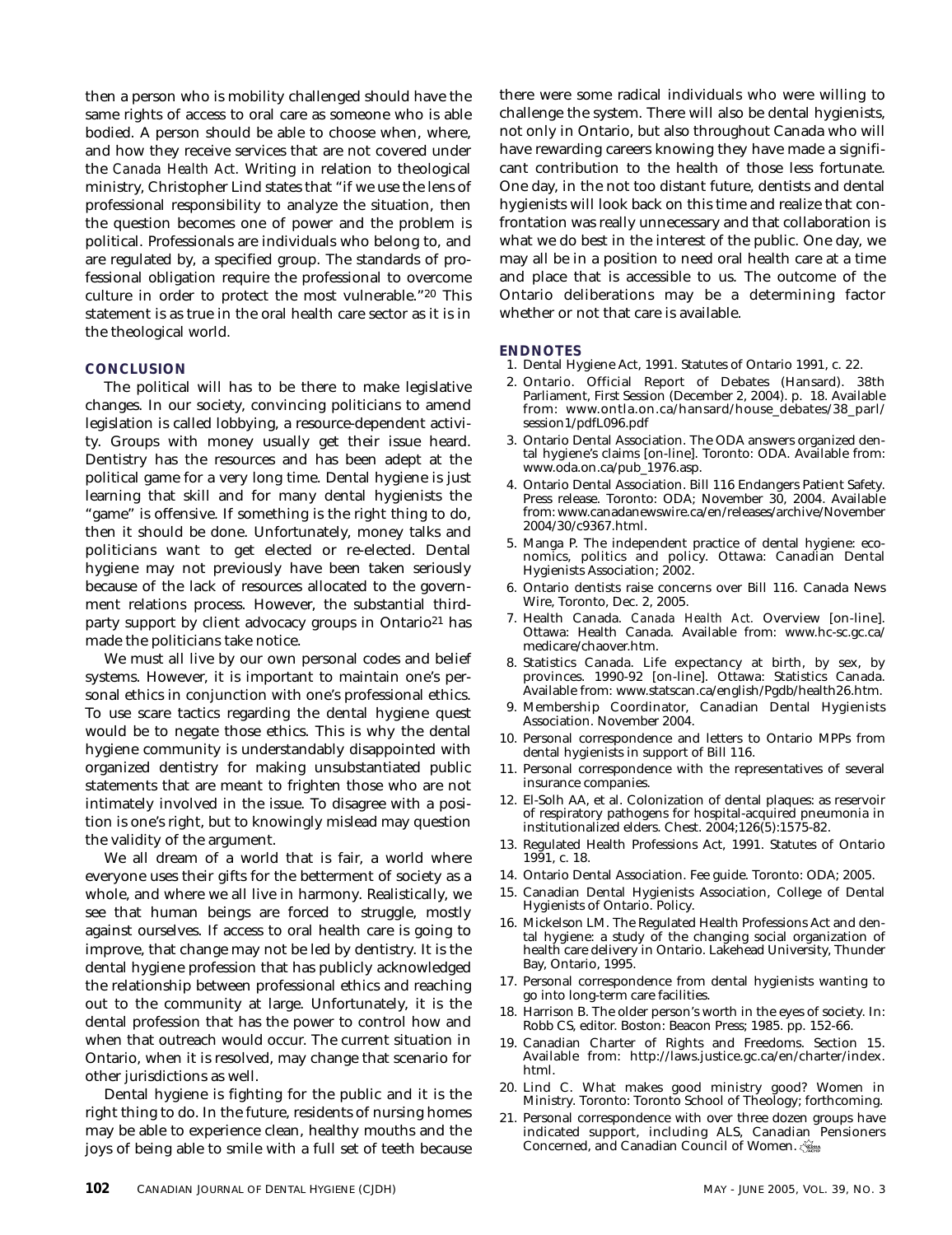then a person who is mobility challenged should have the same rights of access to oral care as someone who is able bodied. A person should be able to choose when, where, and how they receive services that are not covered under the *Canada Health Act*. Writing in relation to theological ministry, Christopher Lind states that "if we use the lens of professional responsibility to analyze the situation, then the question becomes one of power and the problem is political. Professionals are individuals who belong to, and are regulated by, a specified group. The standards of professional obligation require the professional to overcome culture in order to protect the most vulnerable."[20] This statement is as true in the oral health care sector as it is in the theological world.

## CONCLUSION

The political will has to be there to make legislative changes. In our society, convincing politicians to amend legislation is called lobbying, a resource-dependent activity. Groups with money usually get their issue heard. Dentistry has the resources and has been adept at the political game for a very long time. Dental hygiene is just learning that skill and for many dental hygienists the "game" is offensive. If something is the right thing to do, then it should be done. Unfortunately, money talks and politicians want to get elected or re-elected. Dental hygiene may not previously have been taken seriously because of the lack of resources allocated to the government relations process. However, the substantial third-party support by client advocacy groups in Ontario[21] has made the politicians take notice.

We must all live by our own personal codes and belief systems. However, it is important to maintain one's personal ethics in conjunction with one's professional ethics. To use scare tactics regarding the dental hygiene quest would be to negate those ethics. This is why the dental hygiene community is understandably disappointed with organized dentistry for making unsubstantiated public statements that are meant to frighten those who are not intimately involved in the issue. To disagree with a position is one's right, but to knowingly mislead may question the validity of the argument.

We all dream of a world that is fair, a world where everyone uses their gifts for the betterment of society as a whole, and where we all live in harmony. Realistically, we see that human beings are forced to struggle, mostly against ourselves. If access to oral health care is going to improve, that change may not be led by dentistry. It is the dental hygiene profession that has publicly acknowledged the relationship between professional ethics and reaching out to the community at large. Unfortunately, it is the dental profession that has the power to control how and when that outreach would occur. The current situation in Ontario, when it is resolved, may change that scenario for other jurisdictions as well.

Dental hygiene is fighting for the public and it is the right thing to do. In the future, residents of nursing homes may be able to experience clean, healthy mouths and the joys of being able to smile with a full set of teeth because there were some radical individuals who were willing to challenge the system. There will also be dental hygienists, not only in Ontario, but also throughout Canada who will have rewarding careers knowing they have made a significant contribution to the health of those less fortunate. One day, in the not too distant future, dentists and dental hygienists will look back on this time and realize that confrontation was really unnecessary and that collaboration is what we do best in the interest of the public. One day, we may all be in a position to need oral health care at a time and place that is accessible to us. The outcome of the Ontario deliberations may be a determining factor whether or not that care is available.

## ENDNOTES

1. Dental Hygiene Act, 1991. Statutes of Ontario 1991, c. 22.
2. Ontario. Official Report of Debates (Hansard). 38th Parliament, First Session (December 2, 2004). p. 18. Available from: www.ontla.on.ca/hansard/house_debates/38_parl/session1/pdfL096.pdf
3. Ontario Dental Association. The ODA answers organized dental hygiene's claims [on-line]. Toronto: ODA. Available from: www.oda.on.ca/pub_1976.asp.
4. Ontario Dental Association. Bill 116 Endangers Patient Safety. Press release. Toronto: ODA; November 30, 2004. Available from: www.canadanewswire.ca/en/releases/archive/November2004/30/c9367.html.
5. Manga P. The independent practice of dental hygiene: economics, politics and policy. Ottawa: Canadian Dental Hygienists Association; 2002.
6. Ontario dentists raise concerns over Bill 116. Canada News Wire, Toronto, Dec. 2, 2005.
7. Health Canada. *Canada Health Act*. Overview [on-line]. Ottawa: Health Canada. Available from: www.hc-sc.gc.ca/medicare/chaover.htm.
8. Statistics Canada. Life expectancy at birth, by sex, by provinces. 1990-92 [on-line]. Ottawa: Statistics Canada. Available from: www.statscan.ca/english/Pgdb/health26.htm.
9. Membership Coordinator, Canadian Dental Hygienists Association. November 2004.
10. Personal correspondence and letters to Ontario MPPs from dental hygienists in support of Bill 116.
11. Personal correspondence with the representatives of several insurance companies.
12. El-Solh AA, et al. Colonization of dental plaques: as reservoir of respiratory pathogens for hospital-acquired pneumonia in institutionalized elders. Chest. 2004;126(5):1575-82.
13. Regulated Health Professions Act, 1991. Statutes of Ontario 1991, c. 18.
14. Ontario Dental Association. Fee guide. Toronto: ODA; 2005.
15. Canadian Dental Hygienists Association, College of Dental Hygienists of Ontario. Policy.
16. Mickelson LM. The Regulated Health Professions Act and dental hygiene: a study of the changing social organization of health care delivery in Ontario. Lakehead University, Thunder Bay, Ontario, 1995.
17. Personal correspondence from dental hygienists wanting to go into long-term care facilities.
18. Harrison B. The older person's worth in the eyes of society. In: Robb CS, editor. Boston: Beacon Press; 1985. pp. 152-66.
19. Canadian Charter of Rights and Freedoms. Section 15. Available from: http://laws.justice.gc.ca/en/charter/index.html.
20. Lind C. What makes good ministry good? Women in Ministry. Toronto: Toronto School of Theology; forthcoming.
21. Personal correspondence with over three dozen groups have indicated support, including ALS, Canadian Pensioners Concerned, and Canadian Council of Women.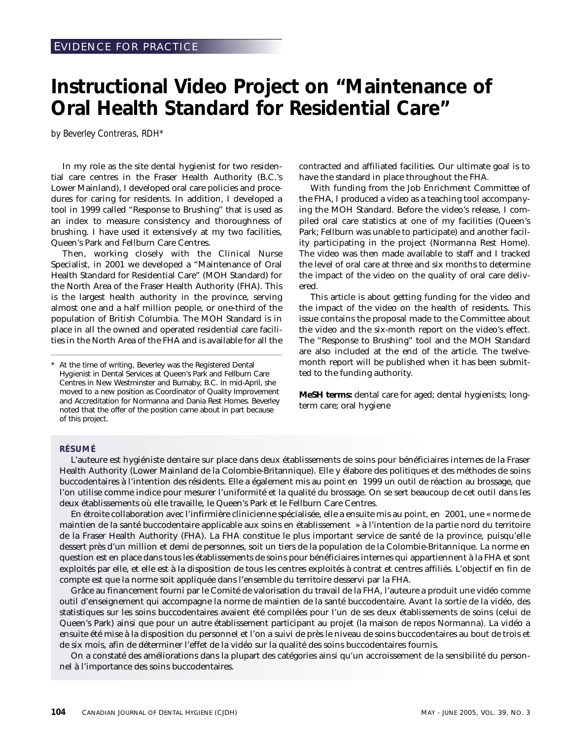EVIDENCE FOR PRACTICE

# Instructional Video Project on "Maintenance of Oral Health Standard for Residential Care"

*by Beverley Contreras, RDH**

In my role as the site dental hygienist for two residential care centres in the Fraser Health Authority (B.C.'s Lower Mainland), I developed oral care policies and procedures for caring for residents. In addition, I developed a tool in 1999 called "Response to Brushing" that is used as an index to measure consistency and thoroughness of brushing. I have used it extensively at my two facilities, Queen's Park and Fellburn Care Centres.

Then, working closely with the Clinical Nurse Specialist, in 2001 we developed a "Maintenance of Oral Health Standard for Residential Care" (MOH Standard) for the North Area of the Fraser Health Authority (FHA). This is the largest health authority in the province, serving almost one and a half million people, or one-third of the population of British Columbia. The MOH Standard is in place in all the owned and operated residential care facilities in the North Area of the FHA and is available for all the contracted and affiliated facilities. Our ultimate goal is to have the standard in place throughout the FHA.

With funding from the Job Enrichment Committee of the FHA, I produced a video as a teaching tool accompanying the MOH Standard. Before the video's release, I compiled oral care statistics at one of my facilities (Queen's Park; Fellburn was unable to participate) and another facility participating in the project (Normanna Rest Home). The video was then made available to staff and I tracked the level of oral care at three and six months to determine the impact of the video on the quality of oral care delivered.

This article is about getting funding for the video and the impact of the video on the health of residents. This issue contains the proposal made to the Committee about the video and the six-month report on the video's effect. The "Response to Brushing" tool and the MOH Standard are also included at the end of the article. The twelve-month report will be published when it has been submitted to the funding authority.

**MeSH terms:** dental care for aged; dental hygienists; long-term care; oral hygiene

\* At the time of writing, Beverley was the Registered Dental Hygienist in Dental Services at Queen's Park and Fellburn Care Centres in New Westminster and Burnaby, B.C. In mid-April, she moved to a new position as Coordinator of Quality Improvement and Accreditation for Normanna and Dania Rest Homes. Beverley noted that the offer of the position came about in part because of this project.

**RÉSUMÉ**

L'auteure est hygiéniste dentaire sur place dans deux établissements de soins pour bénéficiaires internes de la Fraser Health Authority (Lower Mainland de la Colombie-Britannique). Elle y élabore des politiques et des méthodes de soins buccodentaires à l'intention des résidents. Elle a également mis au point en 1999 un outil de réaction au brossage, que l'on utilise comme indice pour mesurer l'uniformité et la qualité du brossage. On se sert beaucoup de cet outil dans les deux établissements où elle travaille, le Queen's Park et le Fellburn Care Centres.

En étroite collaboration avec l'infirmière clinicienne spécialisée, elle a ensuite mis au point, en 2001, une « norme de maintien de la santé buccodentaire applicable aux soins en établissement » à l'intention de la partie nord du territoire de la Fraser Health Authority (FHA). La FHA constitue le plus important service de santé de la province, puisqu'elle dessert près d'un million et demi de personnes, soit un tiers de la population de la Colombie-Britannique. La norme en question est en place dans tous les établissements de soins pour bénéficiaires internes qui appartiennent à la FHA et sont exploités par elle, et elle est à la disposition de tous les centres exploités à contrat et centres affiliés. L'objectif en fin de compte est que la norme soit appliquée dans l'ensemble du territoire desservi par la FHA.

Grâce au financement fourni par le Comité de valorisation du travail de la FHA, l'auteure a produit une vidéo comme outil d'enseignement qui accompagne la norme de maintien de la santé buccodentaire. Avant la sortie de la vidéo, des statistiques sur les soins buccodentaires avaient été compilées pour l'un de ses deux établissements de soins (celui de Queen's Park) ainsi que pour un autre établissement participant au projet (la maison de repos Normanna). La vidéo a ensuite été mise à la disposition du personnel et l'on a suivi de près le niveau de soins buccodentaires au bout de trois et de six mois, afin de déterminer l'effet de la vidéo sur la qualité des soins buccodentaires fournis.

On a constaté des améliorations dans la plupart des catégories ainsi qu'un accroissement de la sensibilité du personnel à l'importance des soins buccodentaires.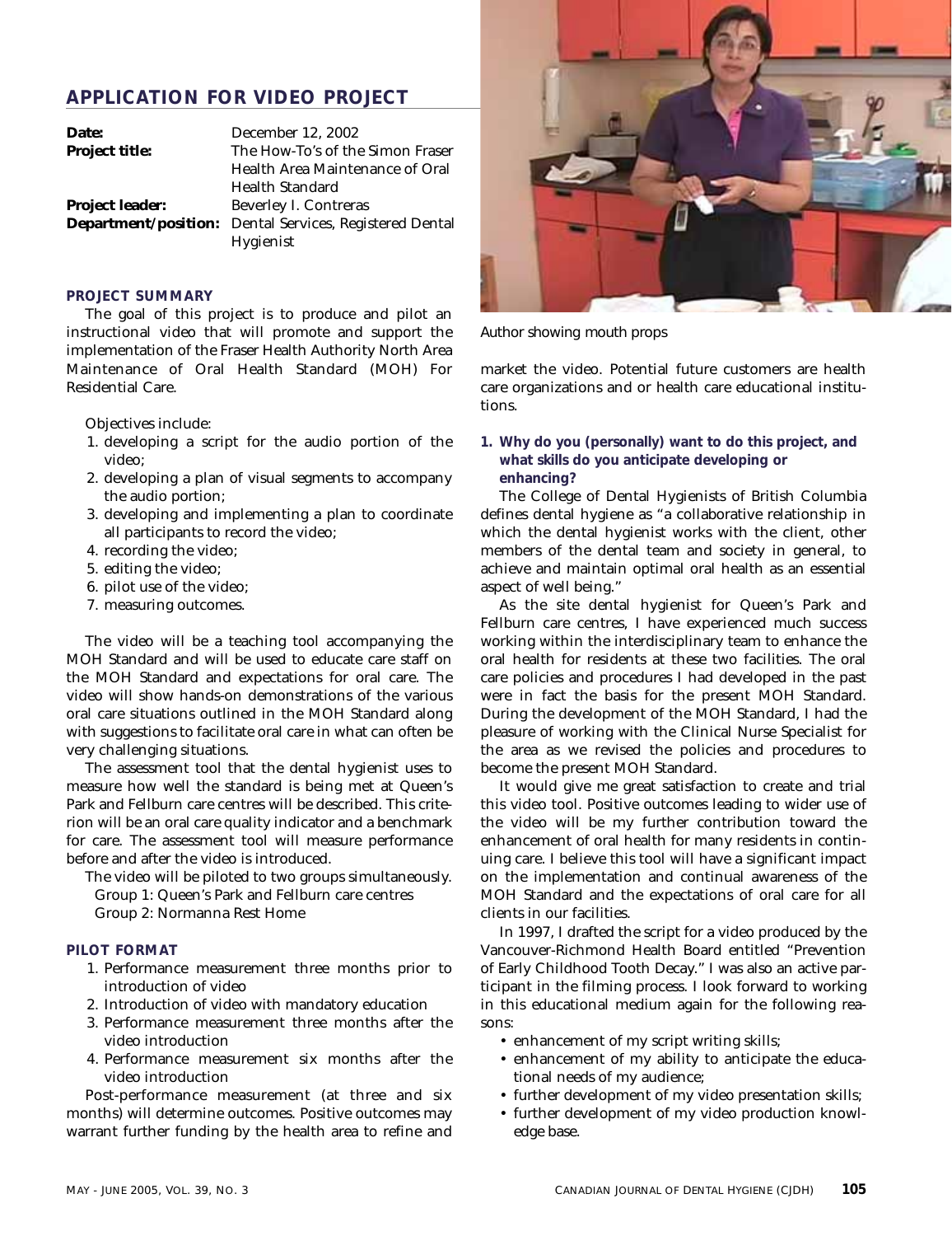## APPLICATION FOR VIDEO PROJECT

**Date:** December 12, 2002
**Project title:** The How-To's of the Simon Fraser Health Area Maintenance of Oral Health Standard
**Project leader:** Beverley I. Contreras
**Department/position:** Dental Services, Registered Dental Hygienist

### PROJECT SUMMARY

The goal of this project is to produce and pilot an instructional video that will promote and support the implementation of the Fraser Health Authority North Area Maintenance of Oral Health Standard (MOH) For Residential Care.

Objectives include:

1. developing a script for the audio portion of the video;
2. developing a plan of visual segments to accompany the audio portion;
3. developing and implementing a plan to coordinate all participants to record the video;
4. recording the video;
5. editing the video;
6. pilot use of the video;
7. measuring outcomes.

The video will be a teaching tool accompanying the MOH Standard and will be used to educate care staff on the MOH Standard and expectations for oral care. The video will show hands-on demonstrations of the various oral care situations outlined in the MOH Standard along with suggestions to facilitate oral care in what can often be very challenging situations.

The assessment tool that the dental hygienist uses to measure how well the standard is being met at Queen's Park and Fellburn care centres will be described. This criterion will be an oral care quality indicator and a benchmark for care. The assessment tool will measure performance before and after the video is introduced.

The video will be piloted to two groups simultaneously.
Group 1: Queen's Park and Fellburn care centres
Group 2: Normanna Rest Home

### PILOT FORMAT

1. Performance measurement three months prior to introduction of video
2. Introduction of video with mandatory education
3. Performance measurement three months after the video introduction
4. Performance measurement six months after the video introduction

Post-performance measurement (at three and six months) will determine outcomes. Positive outcomes may warrant further funding by the health area to refine and market the video. Potential future customers are health care organizations and or health care educational institutions.

Author showing mouth props

**1. Why do you (personally) want to do this project, and what skills do you anticipate developing or enhancing?**

The College of Dental Hygienists of British Columbia defines dental hygiene as "a collaborative relationship in which the dental hygienist works with the client, other members of the dental team and society in general, to achieve and maintain optimal oral health as an essential aspect of well being."

As the site dental hygienist for Queen's Park and Fellburn care centres, I have experienced much success working within the interdisciplinary team to enhance the oral health for residents at these two facilities. The oral care policies and procedures I had developed in the past were in fact the basis for the present MOH Standard. During the development of the MOH Standard, I had the pleasure of working with the Clinical Nurse Specialist for the area as we revised the policies and procedures to become the present MOH Standard.

It would give me great satisfaction to create and trial this video tool. Positive outcomes leading to wider use of the video will be my further contribution toward the enhancement of oral health for many residents in continuing care. I believe this tool will have a significant impact on the implementation and continual awareness of the MOH Standard and the expectations of oral care for all clients in our facilities.

In 1997, I drafted the script for a video produced by the Vancouver-Richmond Health Board entitled "Prevention of Early Childhood Tooth Decay." I was also an active participant in the filming process. I look forward to working in this educational medium again for the following reasons:

- enhancement of my script writing skills;
- enhancement of my ability to anticipate the educational needs of my audience;
- further development of my video presentation skills;
- further development of my video production knowledge base.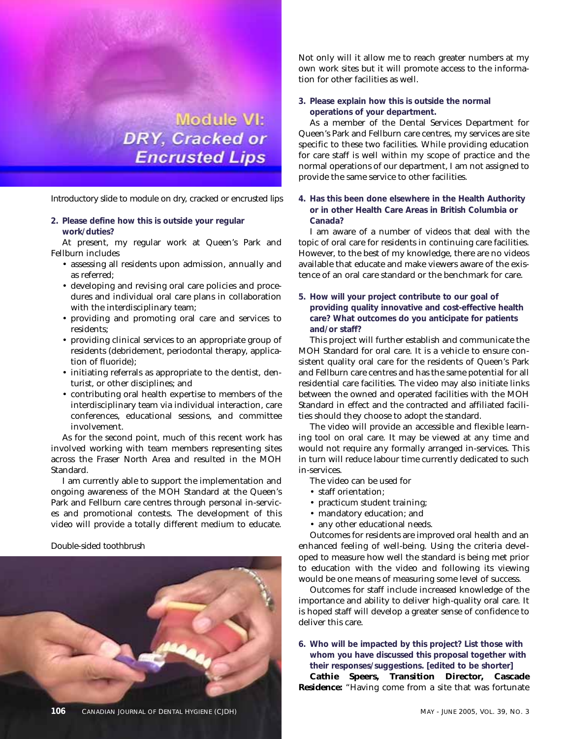Introductory slide to module on dry, cracked or encrusted lips

**2. Please define how this is outside your regular work/duties?**

At present, my regular work at Queen's Park and Fellburn includes

- assessing all residents upon admission, annually and as referred;
- developing and revising oral care policies and procedures and individual oral care plans in collaboration with the interdisciplinary team;
- providing and promoting oral care and services to residents;
- providing clinical services to an appropriate group of residents (debridement, periodontal therapy, application of fluoride);
- initiating referrals as appropriate to the dentist, denturist, or other disciplines; and
- contributing oral health expertise to members of the interdisciplinary team via individual interaction, care conferences, educational sessions, and committee involvement.

As for the second point, much of this recent work has involved working with team members representing sites across the Fraser North Area and resulted in the MOH Standard.

I am currently able to support the implementation and ongoing awareness of the MOH Standard at the Queen's Park and Fellburn care centres through personal in-services and promotional contests. The development of this video will provide a totally different medium to educate. Not only will it allow me to reach greater numbers at my own work sites but it will promote access to the information for other facilities as well.

Double-sided toothbrush

**3. Please explain how this is outside the normal operations of your department.**

As a member of the Dental Services Department for Queen's Park and Fellburn care centres, my services are site specific to these two facilities. While providing education for care staff is well within my scope of practice and the normal operations of our department, I am not assigned to provide the same service to other facilities.

**4. Has this been done elsewhere in the Health Authority or in other Health Care Areas in British Columbia or Canada?**

I am aware of a number of videos that deal with the topic of oral care for residents in continuing care facilities. However, to the best of my knowledge, there are no videos available that educate and make viewers aware of the existence of an oral care standard or the benchmark for care.

**5. How will your project contribute to our goal of providing quality innovative and cost-effective health care? What outcomes do you anticipate for patients and/or staff?**

This project will further establish and communicate the MOH Standard for oral care. It is a vehicle to ensure consistent quality oral care for the residents of Queen's Park and Fellburn care centres and has the same potential for all residential care facilities. The video may also initiate links between the owned and operated facilities with the MOH Standard in effect and the contracted and affiliated facilities should they choose to adopt the standard.

The video will provide an accessible and flexible learning tool on oral care. It may be viewed at any time and would not require any formally arranged in-services. This in turn will reduce labour time currently dedicated to such in-services.

The video can be used for

- staff orientation;
- practicum student training;
- mandatory education; and
- any other educational needs.

Outcomes for residents are improved oral health and an enhanced feeling of well-being. Using the criteria developed to measure how well the standard is being met prior to education with the video and following its viewing would be one means of measuring some level of success.

Outcomes for staff include increased knowledge of the importance and ability to deliver high-quality oral care. It is hoped staff will develop a greater sense of confidence to deliver this care.

**6. Who will be impacted by this project? List those with whom you have discussed this proposal together with their responses/suggestions. [edited to be shorter]**

**Cathie Speers, Transition Director, Cascade Residence:** "Having come from a site that was fortunate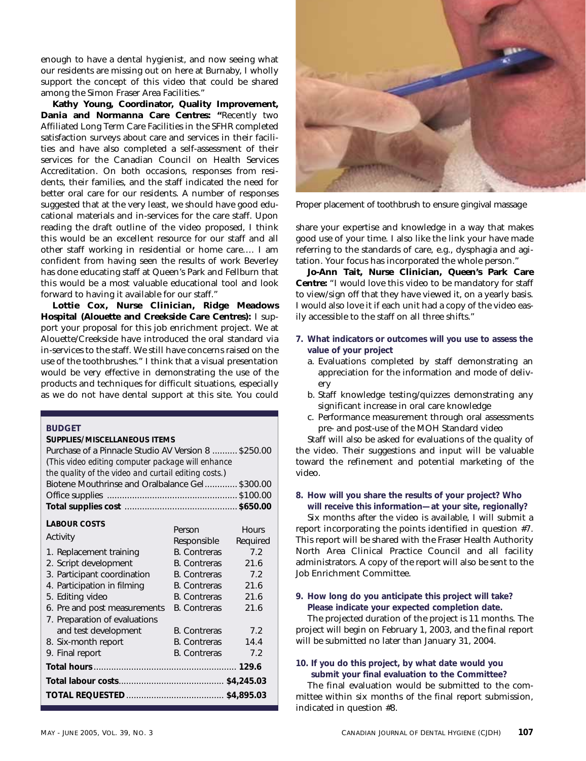enough to have a dental hygienist, and now seeing what our residents are missing out on here at Burnaby, I wholly support the concept of this video that could be shared among the Simon Fraser Area Facilities."

**Kathy Young, Coordinator, Quality Improvement, Dania and Normanna Care Centres:** "Recently two Affiliated Long Term Care Facilities in the SFHR completed satisfaction surveys about care and services in their facilities and have also completed a self-assessment of their services for the Canadian Council on Health Services Accreditation. On both occasions, responses from residents, their families, and the staff indicated the need for better oral care for our residents. A number of responses suggested that at the very least, we should have good educational materials and in-services for the care staff. Upon reading the draft outline of the video proposed, I think this would be an excellent resource for our staff and all other staff working in residential or home care.... I am confident from having seen the results of work Beverley has done educating staff at Queen's Park and Fellburn that this would be a most valuable educational tool and look forward to having it available for our staff."

**Lottie Cox, Nurse Clinician, Ridge Meadows Hospital (Alouette and Creekside Care Centres):** I support your proposal for this job enrichment project. We at Alouette/Creekside have introduced the oral standard via in-services to the staff. We still have concerns raised on the use of the toothbrushes." I think that a visual presentation would be very effective in demonstrating the use of the products and techniques for difficult situations, especially as we do not have dental support at this site. You could share your expertise and knowledge in a way that makes good use of your time. I also like the link your have made referring to the standards of care, e.g., dysphagia and agitation. Your focus has incorporated the whole person."

**Jo-Ann Tait, Nurse Clinician, Queen's Park Care Centre:** "I would love this video to be mandatory for staff to view/sign off that they have viewed it, on a yearly basis. I would also love it if each unit had a copy of the video easily accessible to the staff on all three shifts."

Proper placement of toothbrush to ensure gingival massage

**BUDGET**

**SUPPLIES/MISCELLANEOUS ITEMS**

| Item | Cost |
|---|---|
| Purchase of a Pinnacle Studio AV Version 8 *(This video editing computer package will enhance the quality of the video and curtail editing costs.)* | $250.00 |
| Biotene Mouthrinse and Oralbalance Gel | $300.00 |
| Office supplies | $100.00 |
| **Total supplies cost** | **$650.00** |

**LABOUR COSTS**

| Activity | Person Responsible | Hours Required |
|---|---|---|
| 1. Replacement training | B. Contreras | 7.2 |
| 2. Script development | B. Contreras | 21.6 |
| 3. Participant coordination | B. Contreras | 7.2 |
| 4. Participation in filming | B. Contreras | 21.6 |
| 5. Editing video | B. Contreras | 21.6 |
| 6. Pre and post measurements | B. Contreras | 21.6 |
| 7. Preparation of evaluations and test development | B. Contreras | 7.2 |
| 8. Six-month report | B. Contreras | 14.4 |
| 9. Final report | B. Contreras | 7.2 |
| **Total hours** | | **129.6** |
| **Total labour costs** | | **$4,245.03** |
| **TOTAL REQUESTED** | | **$4,895.03** |

**7. What indicators or outcomes will you use to assess the value of your project**

a. Evaluations completed by staff demonstrating an appreciation for the information and mode of delivery

b. Staff knowledge testing/quizzes demonstrating any significant increase in oral care knowledge

c. Performance measurement through oral assessments pre- and post-use of the MOH Standard video

Staff will also be asked for evaluations of the quality of the video. Their suggestions and input will be valuable toward the refinement and potential marketing of the video.

**8. How will you share the results of your project? Who will receive this information—at your site, regionally?**

Six months after the video is available, I will submit a report incorporating the points identified in question #7. This report will be shared with the Fraser Health Authority North Area Clinical Practice Council and all facility administrators. A copy of the report will also be sent to the Job Enrichment Committee.

**9. How long do you anticipate this project will take? Please indicate your expected completion date.**

The projected duration of the project is 11 months. The project will begin on February 1, 2003, and the final report will be submitted no later than January 31, 2004.

**10. If you do this project, by what date would you submit your final evaluation to the Committee?**

The final evaluation would be submitted to the committee within six months of the final report submission, indicated in question #8.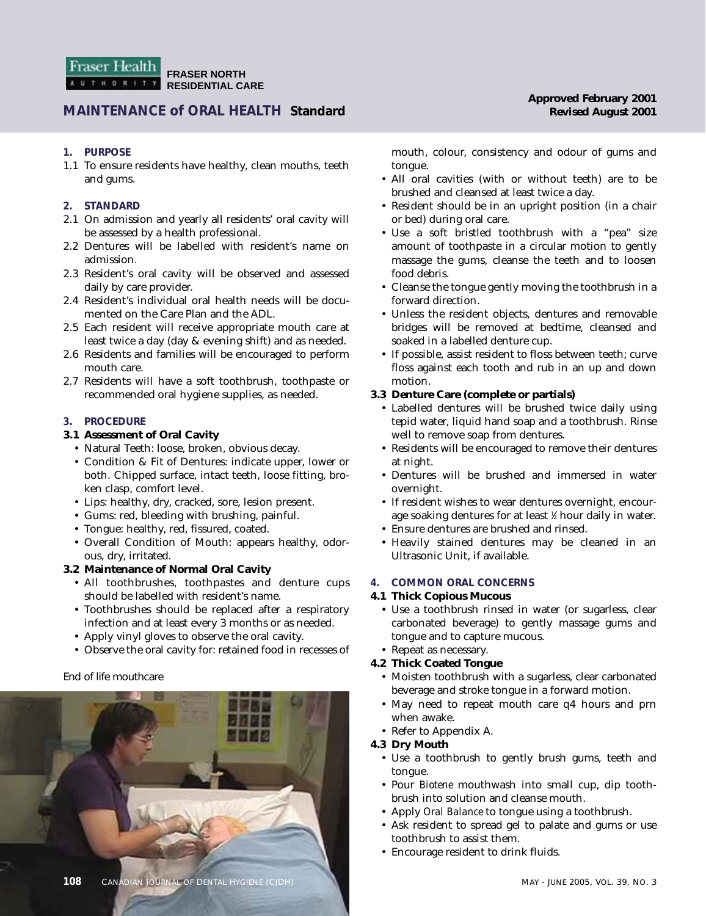Fraser Health Authority

FRASER NORTH RESIDENTIAL CARE

# MAINTENANCE of ORAL HEALTH Standard

**Approved February 2001**
**Revised August 2001**

## 1. PURPOSE

1.1 To ensure residents have healthy, clean mouths, teeth and gums.

## 2. STANDARD

2.1 On admission and yearly all residents' oral cavity will be assessed by a health professional.

2.2 Dentures will be labelled with resident's name on admission.

2.3 Resident's oral cavity will be observed and assessed daily by care provider.

2.4 Resident's individual oral health needs will be documented on the Care Plan and the ADL.

2.5 Each resident will receive appropriate mouth care at least twice a day (day & evening shift) and as needed.

2.6 Residents and families will be encouraged to perform mouth care.

2.7 Residents will have a soft toothbrush, toothpaste or recommended oral hygiene supplies, as needed.

## 3. PROCEDURE

### 3.1 Assessment of Oral Cavity

- Natural Teeth: loose, broken, obvious decay.
- Condition & Fit of Dentures: indicate upper, lower or both. Chipped surface, intact teeth, loose fitting, broken clasp, comfort level.
- Lips: healthy, dry, cracked, sore, lesion present.
- Gums: red, bleeding with brushing, painful.
- Tongue: healthy, red, fissured, coated.
- Overall Condition of Mouth: appears healthy, odorous, dry, irritated.

### 3.2 Maintenance of Normal Oral Cavity

- All toothbrushes, toothpastes and denture cups should be labelled with resident's name.
- Toothbrushes should be replaced after a respiratory infection and at least every 3 months or as needed.
- Apply vinyl gloves to observe the oral cavity.
- Observe the oral cavity for: retained food in recesses of mouth, colour, consistency and odour of gums and tongue.
- All oral cavities (with or without teeth) are to be brushed and cleansed at least twice a day.
- Resident should be in an upright position (in a chair or bed) during oral care.
- Use a soft bristled toothbrush with a "pea" size amount of toothpaste in a circular motion to gently massage the gums, cleanse the teeth and to loosen food debris.
- Cleanse the tongue gently moving the toothbrush in a forward direction.
- Unless the resident objects, dentures and removable bridges will be removed at bedtime, cleansed and soaked in a labelled denture cup.
- If possible, assist resident to floss between teeth; curve floss against each tooth and rub in an up and down motion.

### 3.3 Denture Care (complete or partials)

- Labelled dentures will be brushed twice daily using tepid water, liquid hand soap and a toothbrush. Rinse well to remove soap from dentures.
- Residents will be encouraged to remove their dentures at night.
- Dentures will be brushed and immersed in water overnight.
- If resident wishes to wear dentures overnight, encourage soaking dentures for at least ½ hour daily in water.
- Ensure dentures are brushed and rinsed.
- Heavily stained dentures may be cleaned in an Ultrasonic Unit, if available.

## 4. COMMON ORAL CONCERNS

### 4.1 Thick Copious Mucous

- Use a toothbrush rinsed in water (or sugarless, clear carbonated beverage) to gently massage gums and tongue and to capture mucous.
- Repeat as necessary.

### 4.2 Thick Coated Tongue

- Moisten toothbrush with a sugarless, clear carbonated beverage and stroke tongue in a forward motion.
- May need to repeat mouth care q4 hours and prn when awake.
- Refer to Appendix A.

### 4.3 Dry Mouth

- Use a toothbrush to gently brush gums, teeth and tongue.
- Pour *Biotene* mouthwash into small cup, dip toothbrush into solution and cleanse mouth.
- Apply *Oral Balance* to tongue using a toothbrush.
- Ask resident to spread gel to palate and gums or use toothbrush to assist them.
- Encourage resident to drink fluids.

End of life mouthcare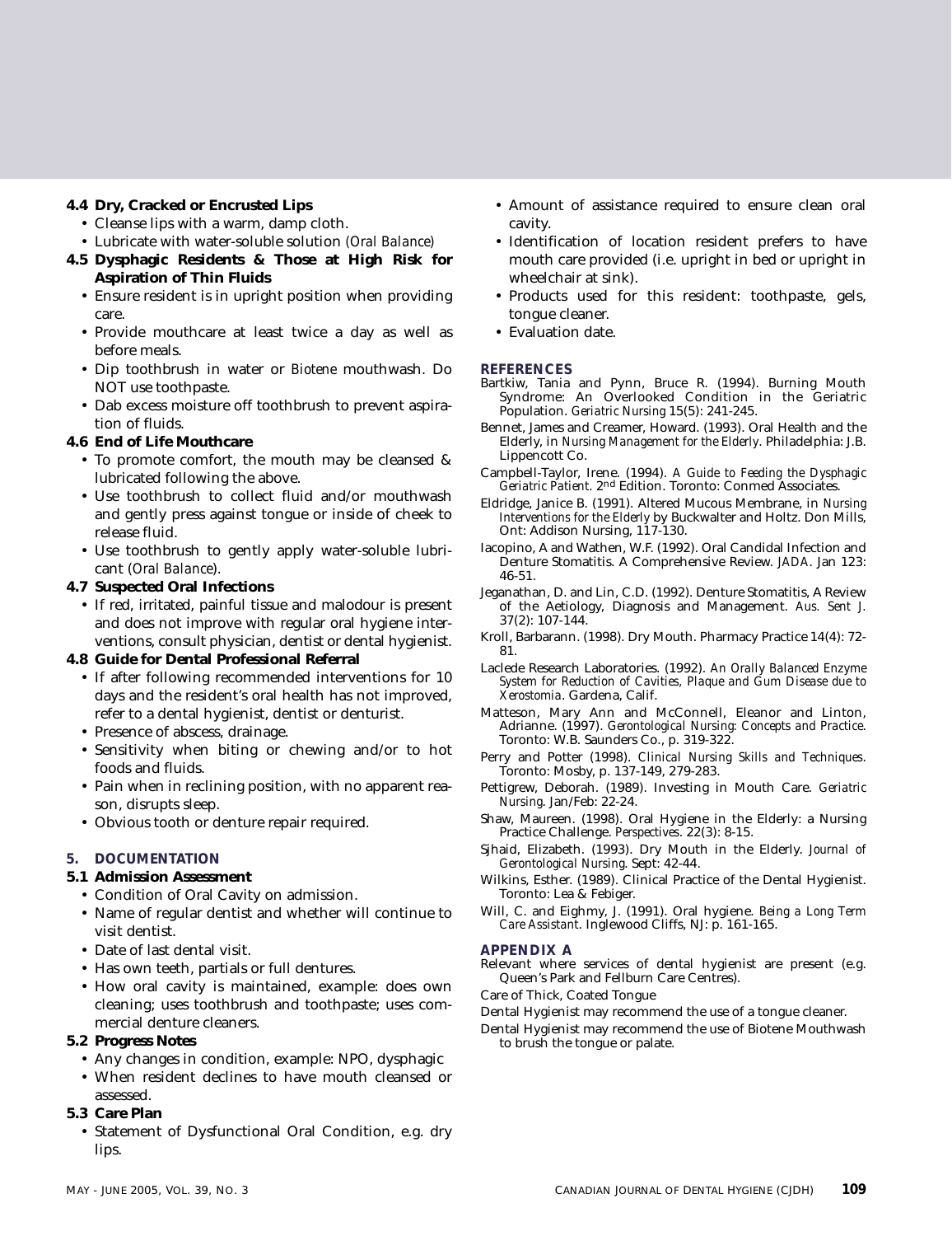### 4.4 Dry, Cracked or Encrusted Lips

- Cleanse lips with a warm, damp cloth.
- Lubricate with water-soluble solution (*Oral Balance*)

### 4.5 Dysphagic Residents & Those at High Risk for Aspiration of Thin Fluids

- Ensure resident is in upright position when providing care.
- Provide mouthcare at least twice a day as well as before meals.
- Dip toothbrush in water or *Biotene* mouthwash. Do NOT use toothpaste.
- Dab excess moisture off toothbrush to prevent aspiration of fluids.

### 4.6 End of Life Mouthcare

- To promote comfort, the mouth may be cleansed & lubricated following the above.
- Use toothbrush to collect fluid and/or mouthwash and gently press against tongue or inside of cheek to release fluid.
- Use toothbrush to gently apply water-soluble lubricant (*Oral Balance*).

### 4.7 Suspected Oral Infections

- If red, irritated, painful tissue and malodour is present and does not improve with regular oral hygiene interventions, consult physician, dentist or dental hygienist.

### 4.8 Guide for Dental Professional Referral

- If after following recommended interventions for 10 days and the resident's oral health has not improved, refer to a dental hygienist, dentist or denturist.
- Presence of abscess, drainage.
- Sensitivity when biting or chewing and/or to hot foods and fluids.
- Pain when in reclining position, with no apparent reason, disrupts sleep.
- Obvious tooth or denture repair required.

## 5. DOCUMENTATION

### 5.1 Admission Assessment

- Condition of Oral Cavity on admission.
- Name of regular dentist and whether will continue to visit dentist.
- Date of last dental visit.
- Has own teeth, partials or full dentures.
- How oral cavity is maintained, example: does own cleaning; uses toothbrush and toothpaste; uses commercial denture cleaners.

### 5.2 Progress Notes

- Any changes in condition, example: NPO, dysphagic
- When resident declines to have mouth cleansed or assessed.

### 5.3 Care Plan

- Statement of Dysfunctional Oral Condition, e.g. dry lips.
- Amount of assistance required to ensure clean oral cavity.
- Identification of location resident prefers to have mouth care provided (i.e. upright in bed or upright in wheelchair at sink).
- Products used for this resident: toothpaste, gels, tongue cleaner.
- Evaluation date.

## REFERENCES

Bartkiw, Tania and Pynn, Bruce R. (1994). Burning Mouth Syndrome: An Overlooked Condition in the Geriatric Population. *Geriatric Nursing* 15(5): 241-245.

Bennet, James and Creamer, Howard. (1993). Oral Health and the Elderly, in *Nursing Management for the Elderly*. Philadelphia: J.B. Lippencott Co.

Campbell-Taylor, Irene. (1994). *A Guide to Feeding the Dysphagic Geriatric Patient*. 2nd Edition. Toronto: Conmed Associates.

Eldridge, Janice B. (1991). Altered Mucous Membrane, in *Nursing Interventions for the Elderly* by Buckwalter and Holtz. Don Mills, Ont: Addison Nursing, 117-130.

Iacopino, A and Wathen, W.F. (1992). Oral Candidal Infection and Denture Stomatitis. A Comprehensive Review. *JADA*. Jan 123: 46-51.

Jeganathan, D. and Lin, C.D. (1992). Denture Stomatitis, A Review of the Aetiology, Diagnosis and Management. *Aus. Sent J.* 37(2): 107-144.

Kroll, Barbarann. (1998). Dry Mouth. Pharmacy Practice 14(4): 72-81.

Laclede Research Laboratories. (1992). *An Orally Balanced Enzyme System for Reduction of Cavities, Plaque and Gum Disease due to Xerostomia*. Gardena, Calif.

Matteson, Mary Ann and McConnell, Eleanor and Linton, Adrianne. (1997). *Gerontological Nursing: Concepts and Practice*. Toronto: W.B. Saunders Co., p. 319-322.

Perry and Potter (1998). *Clinical Nursing Skills and Techniques*. Toronto: Mosby, p. 137-149, 279-283.

Pettigrew, Deborah. (1989). Investing in Mouth Care. *Geriatric Nursing*. Jan/Feb: 22-24.

Shaw, Maureen. (1998). Oral Hygiene in the Elderly: a Nursing Practice Challenge. *Perspectives*. 22(3): 8-15.

Sjhaid, Elizabeth. (1993). Dry Mouth in the Elderly. *Journal of Gerontological Nursing*. Sept: 42-44.

Wilkins, Esther. (1989). Clinical Practice of the Dental Hygienist. Toronto: Lea & Febiger.

Will, C. and Eighmy, J. (1991). Oral hygiene. *Being a Long Term Care Assistant*. Inglewood Cliffs, NJ: p. 161-165.

## APPENDIX A

Relevant where services of dental hygienist are present (e.g. Queen's Park and Fellburn Care Centres).

Care of Thick, Coated Tongue

Dental Hygienist may recommend the use of a tongue cleaner.

Dental Hygienist may recommend the use of Biotene Mouthwash to brush the tongue or palate.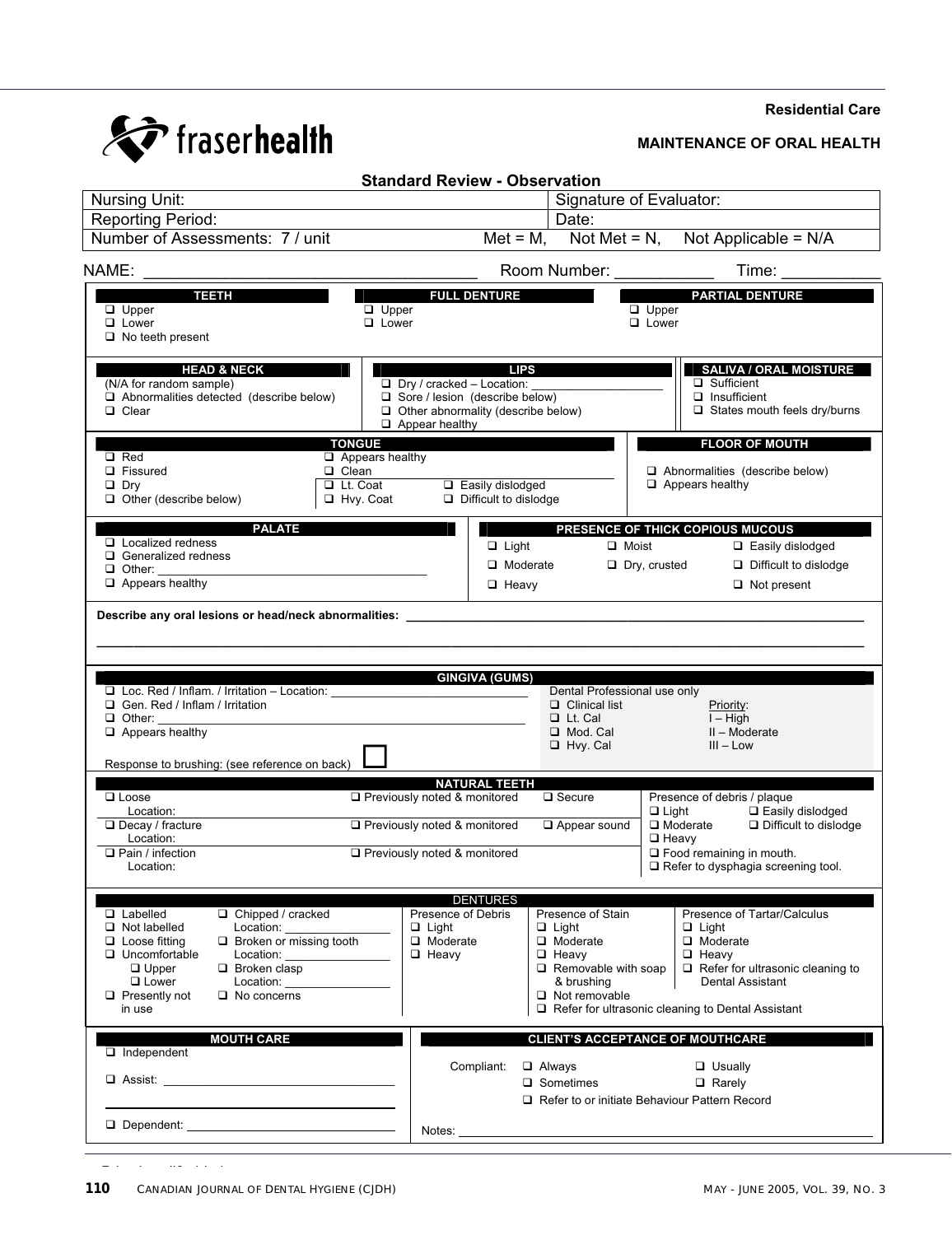**Residential Care**

fraserhealth

**MAINTENANCE OF ORAL HEALTH**

### Standard Review - Observation

| Nursing Unit: | Signature of Evaluator: |
|---|---|
| Reporting Period: | Date: |
| Number of Assessments: 7 / unit | Met = M, Not Met = N, Not Applicable = N/A |

NAME: ________________________________ Room Number: ___________ Time: ___________

**TEETH**
- ❑ Upper
- ❑ Lower
- ❑ No teeth present

**FULL DENTURE**
- ❑ Upper
- ❑ Lower

**PARTIAL DENTURE**
- ❑ Upper
- ❑ Lower

**HEAD & NECK**
(N/A for random sample)
- ❑ Abnormalities detected (describe below)
- ❑ Clear

**LIPS**
- ❑ Dry / cracked – Location: ___________________
- ❑ Sore / lesion (describe below)
- ❑ Other abnormality (describe below)
- ❑ Appear healthy

**SALIVA / ORAL MOISTURE**
- ❑ Sufficient
- ❑ Insufficient
- ❑ States mouth feels dry/burns

**TONGUE**
- ❑ Red
- ❑ Fissured
- ❑ Dry
- ❑ Other (describe below)
- ❑ Appears healthy
- ❑ Clean
- ❑ Lt. Coat
- ❑ Hvy. Coat
- ❑ Easily dislodged
- ❑ Difficult to dislodge

**FLOOR OF MOUTH**
- ❑ Abnormalities (describe below)
- ❑ Appears healthy

**PALATE**
- ❑ Localized redness
- ❑ Generalized redness
- ❑ Other: ________________________________________
- ❑ Appears healthy

**PRESENCE OF THICK COPIOUS MUCOUS**
- ❑ Light
- ❑ Moderate
- ❑ Heavy
- ❑ Moist
- ❑ Dry, crusted
- ❑ Easily dislodged
- ❑ Difficult to dislodge
- ❑ Not present

**Describe any oral lesions or head/neck abnormalities:** ________________________________________

________________________________________

**GINGIVA (GUMS)**
- ❑ Loc. Red / Inflam. / Irritation – Location: ____________________________
- ❑ Gen. Red / Inflam / Irritation
- ❑ Other: ____________________________________________________
- ❑ Appears healthy

Response to brushing: (see reference on back) ☐

Dental Professional use only
- ❑ Clinical list
- ❑ Lt. Cal
- ❑ Mod. Cal
- ❑ Hvy. Cal

Priority:
- I – High
- II – Moderate
- III – Low

**NATURAL TEETH**
- ❑ Loose Location: — ❑ Previously noted & monitored — ❑ Secure
- ❑ Decay / fracture Location: — ❑ Previously noted & monitored — ❑ Appear sound
- ❑ Pain / infection Location: — ❑ Previously noted & monitored

Presence of debris / plaque
- ❑ Light
- ❑ Moderate
- ❑ Heavy
- ❑ Easily dislodged
- ❑ Difficult to dislodge
- ❑ Food remaining in mouth.
- ❑ Refer to dysphagia screening tool.

**DENTURES**
- ❑ Labelled
- ❑ Not labelled
- ❑ Loose fitting
- ❑ Uncomfortable
  - ❑ Upper
  - ❑ Lower
- ❑ Presently not in use
- ❑ Chipped / cracked Location: ________________
- ❑ Broken or missing tooth Location: ________________
- ❑ Broken clasp Location: ________________
- ❑ No concerns

Presence of Debris
- ❑ Light
- ❑ Moderate
- ❑ Heavy

Presence of Stain
- ❑ Light
- ❑ Moderate
- ❑ Heavy
- ❑ Removable with soap & brushing
- ❑ Not removable
- ❑ Refer for ultrasonic cleaning to Dental Assistant

Presence of Tartar/Calculus
- ❑ Light
- ❑ Moderate
- ❑ Heavy
- ❑ Refer for ultrasonic cleaning to Dental Assistant

**MOUTH CARE**
- ❑ Independent
- ❑ Assist: ________________________________
- ❑ Dependent: ________________________________

**CLIENT'S ACCEPTANCE OF MOUTHCARE**

Compliant:
- ❑ Always
- ❑ Usually
- ❑ Sometimes
- ❑ Rarely
- ❑ Refer to or initiate Behaviour Pattern Record

Notes: ________________________________________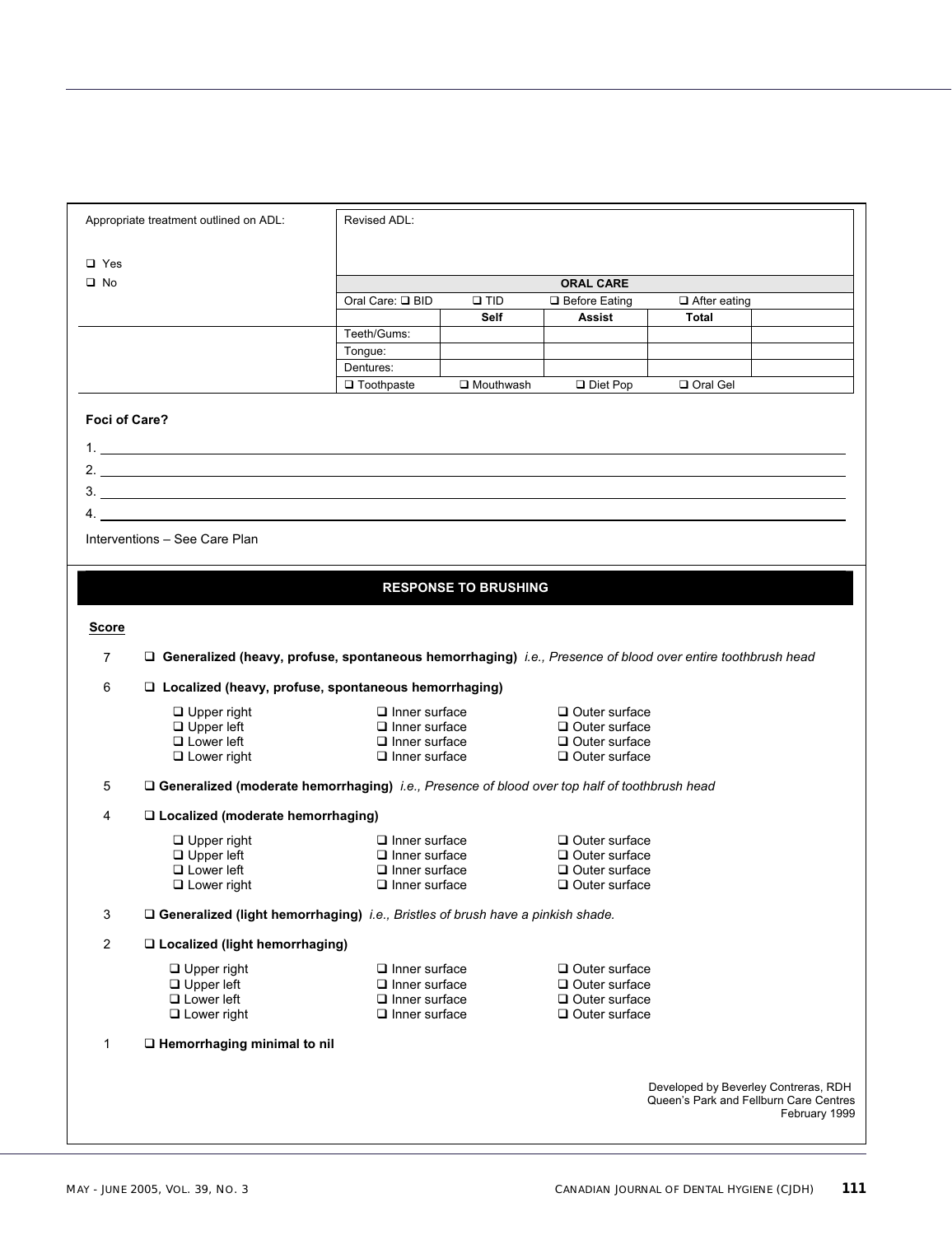Appropriate treatment outlined on ADL:

❑ Yes
❑ No

Revised ADL:

| ORAL CARE | | | | |
|---|---|---|---|---|
| Oral Care: ❑ BID | ❑ TID | ❑ Before Eating | ❑ After eating | |
| | **Self** | **Assist** | **Total** | |
| Teeth/Gums: | | | | |
| Tongue: | | | | |
| Dentures: | | | | |
| ❑ Toothpaste | ❑ Mouthwash | ❑ Diet Pop | ❑ Oral Gel | |

**Foci of Care?**

1. ______________________________
2. ______________________________
3. ______________________________
4. ______________________________

Interventions – See Care Plan

## RESPONSE TO BRUSHING

**Score**

7 ❑ **Generalized (heavy, profuse, spontaneous hemorrhaging)** *i.e., Presence of blood over entire toothbrush head*

6 ❑ **Localized (heavy, profuse, spontaneous hemorrhaging)**

| | | |
|---|---|---|
| ❑ Upper right | ❑ Inner surface | ❑ Outer surface |
| ❑ Upper left | ❑ Inner surface | ❑ Outer surface |
| ❑ Lower left | ❑ Inner surface | ❑ Outer surface |
| ❑ Lower right | ❑ Inner surface | ❑ Outer surface |

5 ❑ **Generalized (moderate hemorrhaging)** *i.e., Presence of blood over top half of toothbrush head*

4 ❑ **Localized (moderate hemorrhaging)**

| | | |
|---|---|---|
| ❑ Upper right | ❑ Inner surface | ❑ Outer surface |
| ❑ Upper left | ❑ Inner surface | ❑ Outer surface |
| ❑ Lower left | ❑ Inner surface | ❑ Outer surface |
| ❑ Lower right | ❑ Inner surface | ❑ Outer surface |

3 ❑ **Generalized (light hemorrhaging)** *i.e., Bristles of brush have a pinkish shade.*

2 ❑ **Localized (light hemorrhaging)**

| | | |
|---|---|---|
| ❑ Upper right | ❑ Inner surface | ❑ Outer surface |
| ❑ Upper left | ❑ Inner surface | ❑ Outer surface |
| ❑ Lower left | ❑ Inner surface | ❑ Outer surface |
| ❑ Lower right | ❑ Inner surface | ❑ Outer surface |

1 ❑ **Hemorrhaging minimal to nil**

Developed by Beverley Contreras, RDH
Queen's Park and Fellburn Care Centres
February 1999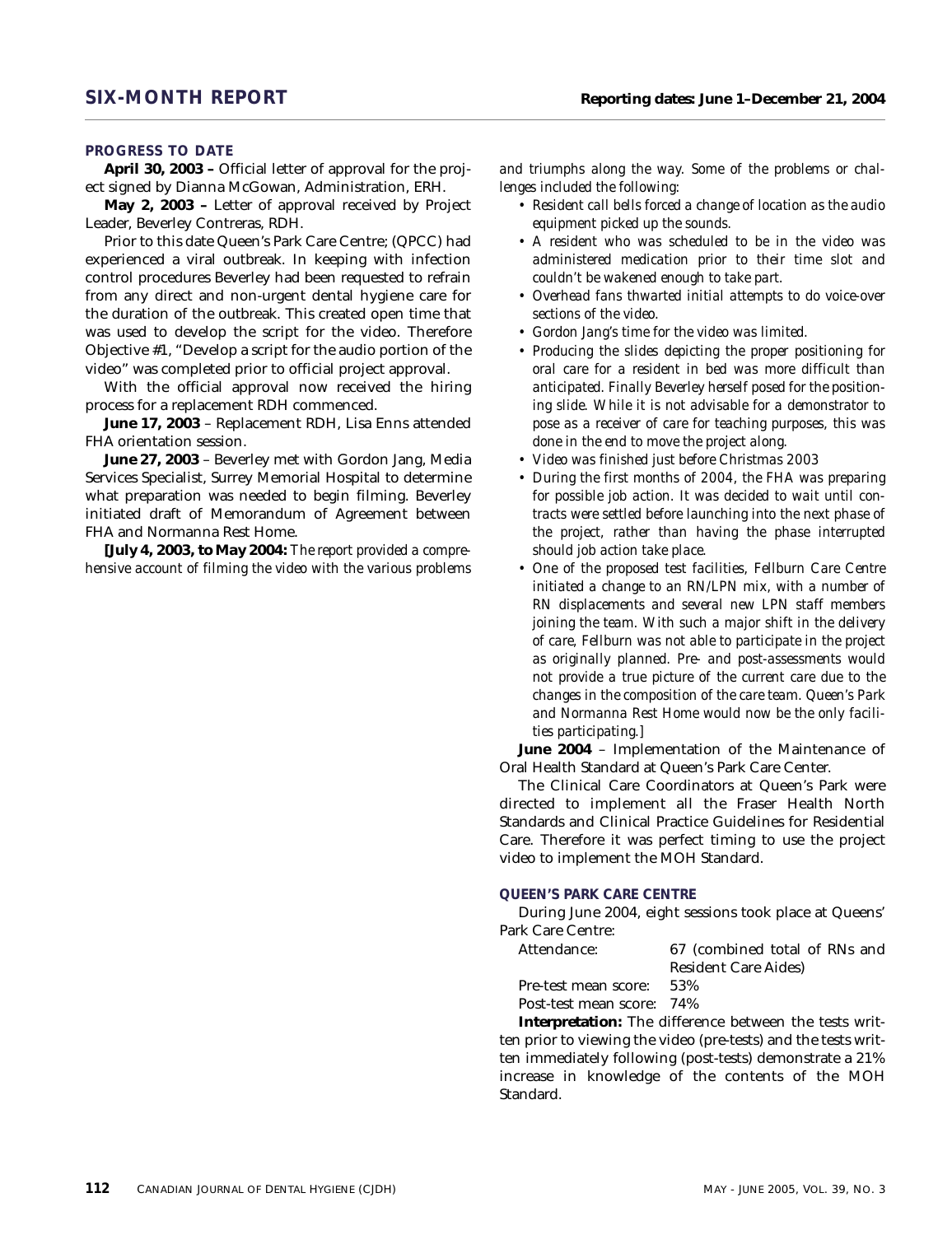## SIX-MONTH REPORT

**Reporting dates: June 1–December 21, 2004**

### PROGRESS TO DATE

**April 30, 2003 –** Official letter of approval for the project signed by Dianna McGowan, Administration, ERH.

**May 2, 2003 –** Letter of approval received by Project Leader, Beverley Contreras, RDH.

Prior to this date Queen's Park Care Centre; (QPCC) had experienced a viral outbreak. In keeping with infection control procedures Beverley had been requested to refrain from any direct and non-urgent dental hygiene care for the duration of the outbreak. This created open time that was used to develop the script for the video. Therefore Objective #1, "Develop a script for the audio portion of the video" was completed prior to official project approval.

With the official approval now received the hiring process for a replacement RDH commenced.

**June 17, 2003** – Replacement RDH, Lisa Enns attended FHA orientation session.

**June 27, 2003** – Beverley met with Gordon Jang, Media Services Specialist, Surrey Memorial Hospital to determine what preparation was needed to begin filming. Beverley initiated draft of Memorandum of Agreement between FHA and Normanna Rest Home.

**[July 4, 2003, to May 2004:** *The report provided a comprehensive account of filming the video with the various problems and triumphs along the way. Some of the problems or challenges included the following:*

- *Resident call bells forced a change of location as the audio equipment picked up the sounds.*
- *A resident who was scheduled to be in the video was administered medication prior to their time slot and couldn't be wakened enough to take part.*
- *Overhead fans thwarted initial attempts to do voice-over sections of the video.*
- *Gordon Jang's time for the video was limited.*
- *Producing the slides depicting the proper positioning for oral care for a resident in bed was more difficult than anticipated. Finally Beverley herself posed for the positioning slide. While it is not advisable for a demonstrator to pose as a receiver of care for teaching purposes, this was done in the end to move the project along.*
- *Video was finished just before Christmas 2003*
- *During the first months of 2004, the FHA was preparing for possible job action. It was decided to wait until contracts were settled before launching into the next phase of the project, rather than having the phase interrupted should job action take place.*
- *One of the proposed test facilities, Fellburn Care Centre initiated a change to an RN/LPN mix, with a number of RN displacements and several new LPN staff members joining the team. With such a major shift in the delivery of care, Fellburn was not able to participate in the project as originally planned. Pre- and post-assessments would not provide a true picture of the current care due to the changes in the composition of the care team. Queen's Park and Normanna Rest Home would now be the only facilities participating.]*

**June 2004** – Implementation of the Maintenance of Oral Health Standard at Queen's Park Care Center.

The Clinical Care Coordinators at Queen's Park were directed to implement all the Fraser Health North Standards and Clinical Practice Guidelines for Residential Care. Therefore it was perfect timing to use the project video to implement the MOH Standard.

### QUEEN'S PARK CARE CENTRE

During June 2004, eight sessions took place at Queens' Park Care Centre:

| | |
|---|---|
| Attendance: | 67 (combined total of RNs and Resident Care Aides) |
| Pre-test mean score: | 53% |
| Post-test mean score: | 74% |

**Interpretation:** The difference between the tests written prior to viewing the video (pre-tests) and the tests written immediately following (post-tests) demonstrate a 21% increase in knowledge of the contents of the MOH Standard.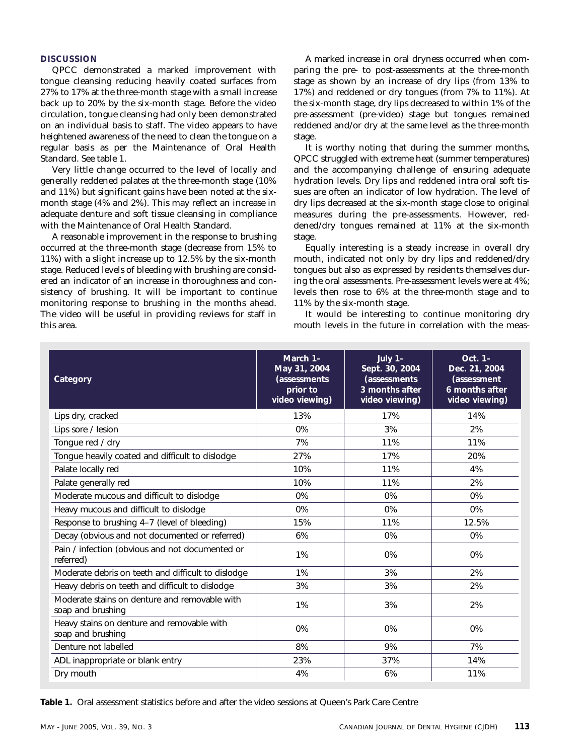## DISCUSSION

QPCC demonstrated a marked improvement with tongue cleansing reducing heavily coated surfaces from 27% to 17% at the three-month stage with a small increase back up to 20% by the six-month stage. Before the video circulation, tongue cleansing had only been demonstrated on an individual basis to staff. The video appears to have heightened awareness of the need to clean the tongue on a regular basis as per the Maintenance of Oral Health Standard. See table 1.

Very little change occurred to the level of locally and generally reddened palates at the three-month stage (10% and 11%) but significant gains have been noted at the six-month stage (4% and 2%). This may reflect an increase in adequate denture and soft tissue cleansing in compliance with the Maintenance of Oral Health Standard.

A reasonable improvement in the response to brushing occurred at the three-month stage (decrease from 15% to 11%) with a slight increase up to 12.5% by the six-month stage. Reduced levels of bleeding with brushing are considered an indicator of an increase in thoroughness and consistency of brushing. It will be important to continue monitoring response to brushing in the months ahead. The video will be useful in providing reviews for staff in this area.

A marked increase in oral dryness occurred when comparing the pre- to post-assessments at the three-month stage as shown by an increase of dry lips (from 13% to 17%) and reddened or dry tongues (from 7% to 11%). At the six-month stage, dry lips decreased to within 1% of the pre-assessment (pre-video) stage but tongues remained reddened and/or dry at the same level as the three-month stage.

It is worthy noting that during the summer months, QPCC struggled with extreme heat (summer temperatures) and the accompanying challenge of ensuring adequate hydration levels. Dry lips and reddened intra oral soft tissues are often an indicator of low hydration. The level of dry lips decreased at the six-month stage close to original measures during the pre-assessments. However, reddened/dry tongues remained at 11% at the six-month stage.

Equally interesting is a steady increase in overall dry mouth, indicated not only by dry lips and reddened/dry tongues but also as expressed by residents themselves during the oral assessments. Pre-assessment levels were at 4%; levels then rose to 6% at the three-month stage and to 11% by the six-month stage.

It would be interesting to continue monitoring dry mouth levels in the future in correlation with the meas-

| Category | March 1– May 31, 2004 (assessments prior to video viewing) | July 1– Sept. 30, 2004 (assessments 3 months after video viewing) | Oct. 1– Dec. 21, 2004 (assessment 6 months after video viewing) |
|---|---|---|---|
| Lips dry, cracked | 13% | 17% | 14% |
| Lips sore / lesion | 0% | 3% | 2% |
| Tongue red / dry | 7% | 11% | 11% |
| Tongue heavily coated and difficult to dislodge | 27% | 17% | 20% |
| Palate locally red | 10% | 11% | 4% |
| Palate generally red | 10% | 11% | 2% |
| Moderate mucous and difficult to dislodge | 0% | 0% | 0% |
| Heavy mucous and difficult to dislodge | 0% | 0% | 0% |
| Response to brushing 4–7 (level of bleeding) | 15% | 11% | 12.5% |
| Decay (obvious and not documented or referred) | 6% | 0% | 0% |
| Pain / infection (obvious and not documented or referred) | 1% | 0% | 0% |
| Moderate debris on teeth and difficult to dislodge | 1% | 3% | 2% |
| Heavy debris on teeth and difficult to dislodge | 3% | 3% | 2% |
| Moderate stains on denture and removable with soap and brushing | 1% | 3% | 2% |
| Heavy stains on denture and removable with soap and brushing | 0% | 0% | 0% |
| Denture not labelled | 8% | 9% | 7% |
| ADL inappropriate or blank entry | 23% | 37% | 14% |
| Dry mouth | 4% | 6% | 11% |

**Table 1.** Oral assessment statistics before and after the video sessions at Queen's Park Care Centre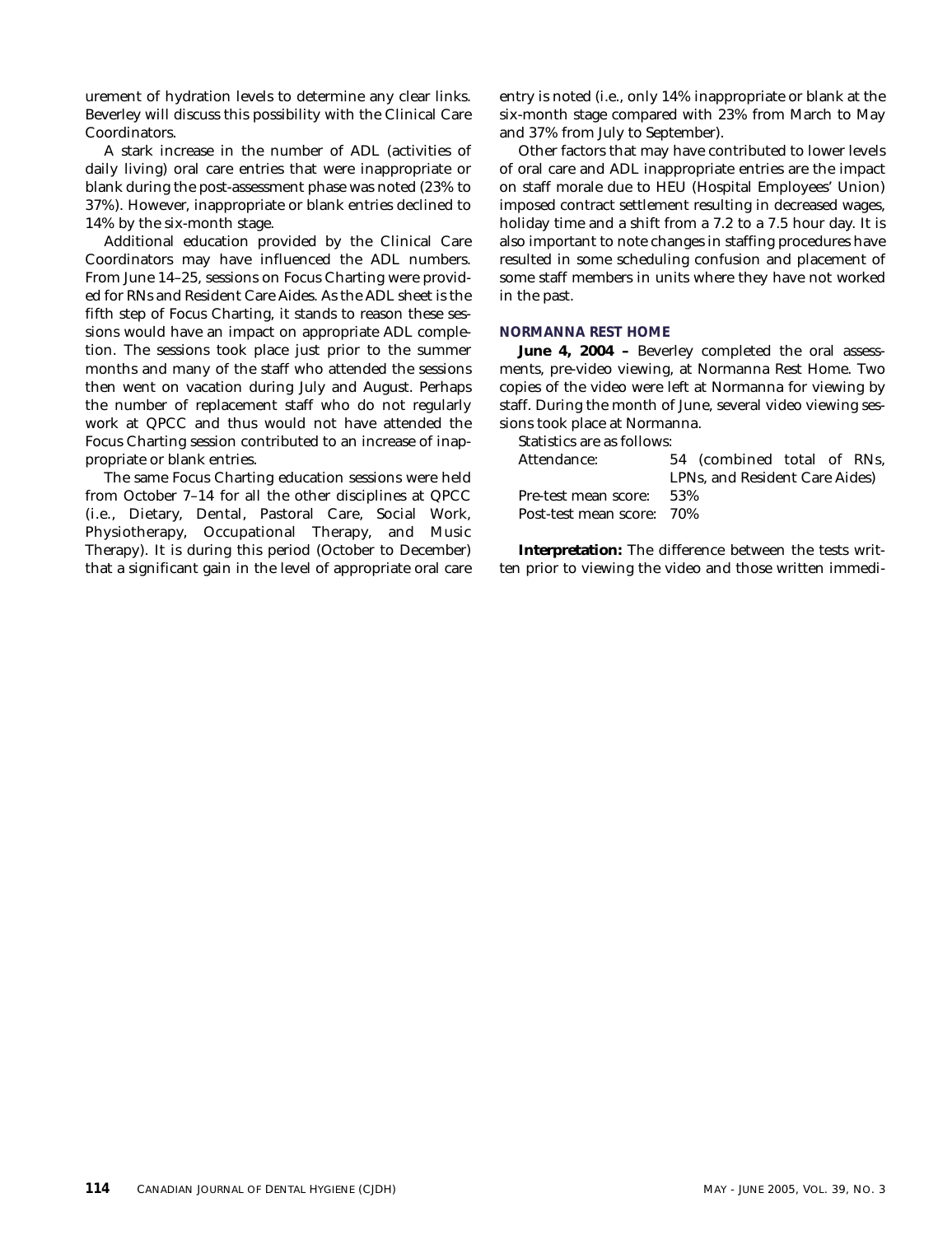urement of hydration levels to determine any clear links. Beverley will discuss this possibility with the Clinical Care Coordinators.

A stark increase in the number of ADL (activities of daily living) oral care entries that were inappropriate or blank during the post-assessment phase was noted (23% to 37%). However, inappropriate or blank entries declined to 14% by the six-month stage.

Additional education provided by the Clinical Care Coordinators may have influenced the ADL numbers. From June 14–25, sessions on Focus Charting were provided for RNs and Resident Care Aides. As the ADL sheet is the fifth step of Focus Charting, it stands to reason these sessions would have an impact on appropriate ADL completion. The sessions took place just prior to the summer months and many of the staff who attended the sessions then went on vacation during July and August. Perhaps the number of replacement staff who do not regularly work at QPCC and thus would not have attended the Focus Charting session contributed to an increase of inappropriate or blank entries.

The same Focus Charting education sessions were held from October 7–14 for all the other disciplines at QPCC (i.e., Dietary, Dental, Pastoral Care, Social Work, Physiotherapy, Occupational Therapy, and Music Therapy). It is during this period (October to December) that a significant gain in the level of appropriate oral care entry is noted (i.e., only 14% inappropriate or blank at the six-month stage compared with 23% from March to May and 37% from July to September).

Other factors that may have contributed to lower levels of oral care and ADL inappropriate entries are the impact on staff morale due to HEU (Hospital Employees' Union) imposed contract settlement resulting in decreased wages, holiday time and a shift from a 7.2 to a 7.5 hour day. It is also important to note changes in staffing procedures have resulted in some scheduling confusion and placement of some staff members in units where they have not worked in the past.

### NORMANNA REST HOME

**June 4, 2004 –** Beverley completed the oral assessments, pre-video viewing, at Normanna Rest Home. Two copies of the video were left at Normanna for viewing by staff. During the month of June, several video viewing sessions took place at Normanna.

Statistics are as follows:

| | |
|---|---|
| Attendance: | 54 (combined total of RNs, LPNs, and Resident Care Aides) |
| Pre-test mean score: | 53% |
| Post-test mean score: | 70% |

**Interpretation:** The difference between the tests written prior to viewing the video and those written immedi-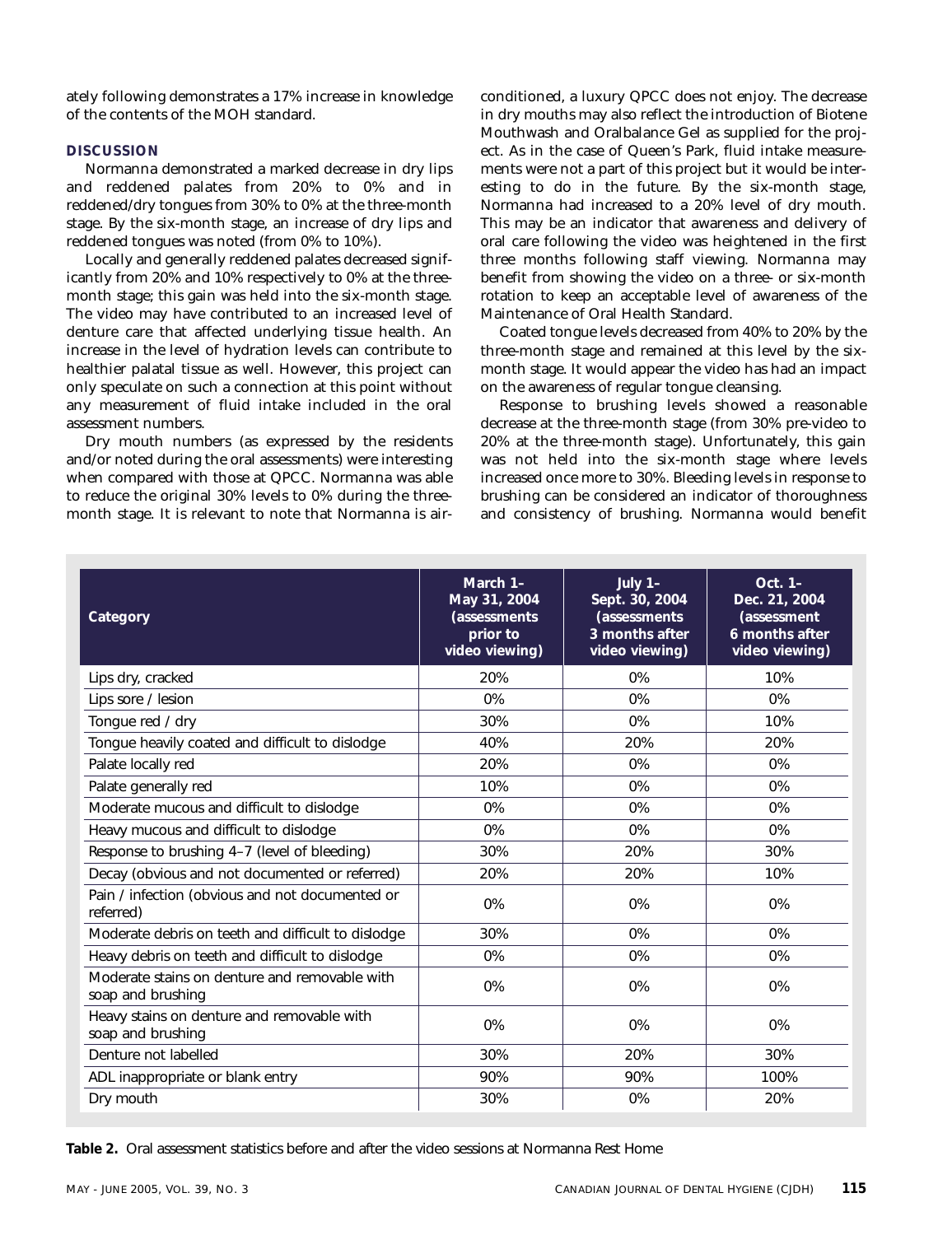ately following demonstrates a 17% increase in knowledge of the contents of the MOH standard.

### DISCUSSION

Normanna demonstrated a marked decrease in dry lips and reddened palates from 20% to 0% and in reddened/dry tongues from 30% to 0% at the three-month stage. By the six-month stage, an increase of dry lips and reddened tongues was noted (from 0% to 10%).

Locally and generally reddened palates decreased significantly from 20% and 10% respectively to 0% at the three-month stage; this gain was held into the six-month stage. The video may have contributed to an increased level of denture care that affected underlying tissue health. An increase in the level of hydration levels can contribute to healthier palatal tissue as well. However, this project can only speculate on such a connection at this point without any measurement of fluid intake included in the oral assessment numbers.

Dry mouth numbers (as expressed by the residents and/or noted during the oral assessments) were interesting when compared with those at QPCC. Normanna was able to reduce the original 30% levels to 0% during the three-month stage. It is relevant to note that Normanna is air-conditioned, a luxury QPCC does not enjoy. The decrease in dry mouths may also reflect the introduction of Biotene Mouthwash and Oralbalance Gel as supplied for the project. As in the case of Queen's Park, fluid intake measurements were not a part of this project but it would be interesting to do in the future. By the six-month stage, Normanna had increased to a 20% level of dry mouth. This may be an indicator that awareness and delivery of oral care following the video was heightened in the first three months following staff viewing. Normanna may benefit from showing the video on a three- or six-month rotation to keep an acceptable level of awareness of the Maintenance of Oral Health Standard.

Coated tongue levels decreased from 40% to 20% by the three-month stage and remained at this level by the six-month stage. It would appear the video has had an impact on the awareness of regular tongue cleansing.

Response to brushing levels showed a reasonable decrease at the three-month stage (from 30% pre-video to 20% at the three-month stage). Unfortunately, this gain was not held into the six-month stage where levels increased once more to 30%. Bleeding levels in response to brushing can be considered an indicator of thoroughness and consistency of brushing. Normanna would benefit

| Category | March 1–May 31, 2004 (assessments prior to video viewing) | July 1–Sept. 30, 2004 (assessments 3 months after video viewing) | Oct. 1–Dec. 21, 2004 (assessment 6 months after video viewing) |
|---|---|---|---|
| Lips dry, cracked | 20% | 0% | 10% |
| Lips sore / lesion | 0% | 0% | 0% |
| Tongue red / dry | 30% | 0% | 10% |
| Tongue heavily coated and difficult to dislodge | 40% | 20% | 20% |
| Palate locally red | 20% | 0% | 0% |
| Palate generally red | 10% | 0% | 0% |
| Moderate mucous and difficult to dislodge | 0% | 0% | 0% |
| Heavy mucous and difficult to dislodge | 0% | 0% | 0% |
| Response to brushing 4–7 (level of bleeding) | 30% | 20% | 30% |
| Decay (obvious and not documented or referred) | 20% | 20% | 10% |
| Pain / infection (obvious and not documented or referred) | 0% | 0% | 0% |
| Moderate debris on teeth and difficult to dislodge | 30% | 0% | 0% |
| Heavy debris on teeth and difficult to dislodge | 0% | 0% | 0% |
| Moderate stains on denture and removable with soap and brushing | 0% | 0% | 0% |
| Heavy stains on denture and removable with soap and brushing | 0% | 0% | 0% |
| Denture not labelled | 30% | 20% | 30% |
| ADL inappropriate or blank entry | 90% | 90% | 100% |
| Dry mouth | 30% | 0% | 20% |

**Table 2.** Oral assessment statistics before and after the video sessions at Normanna Rest Home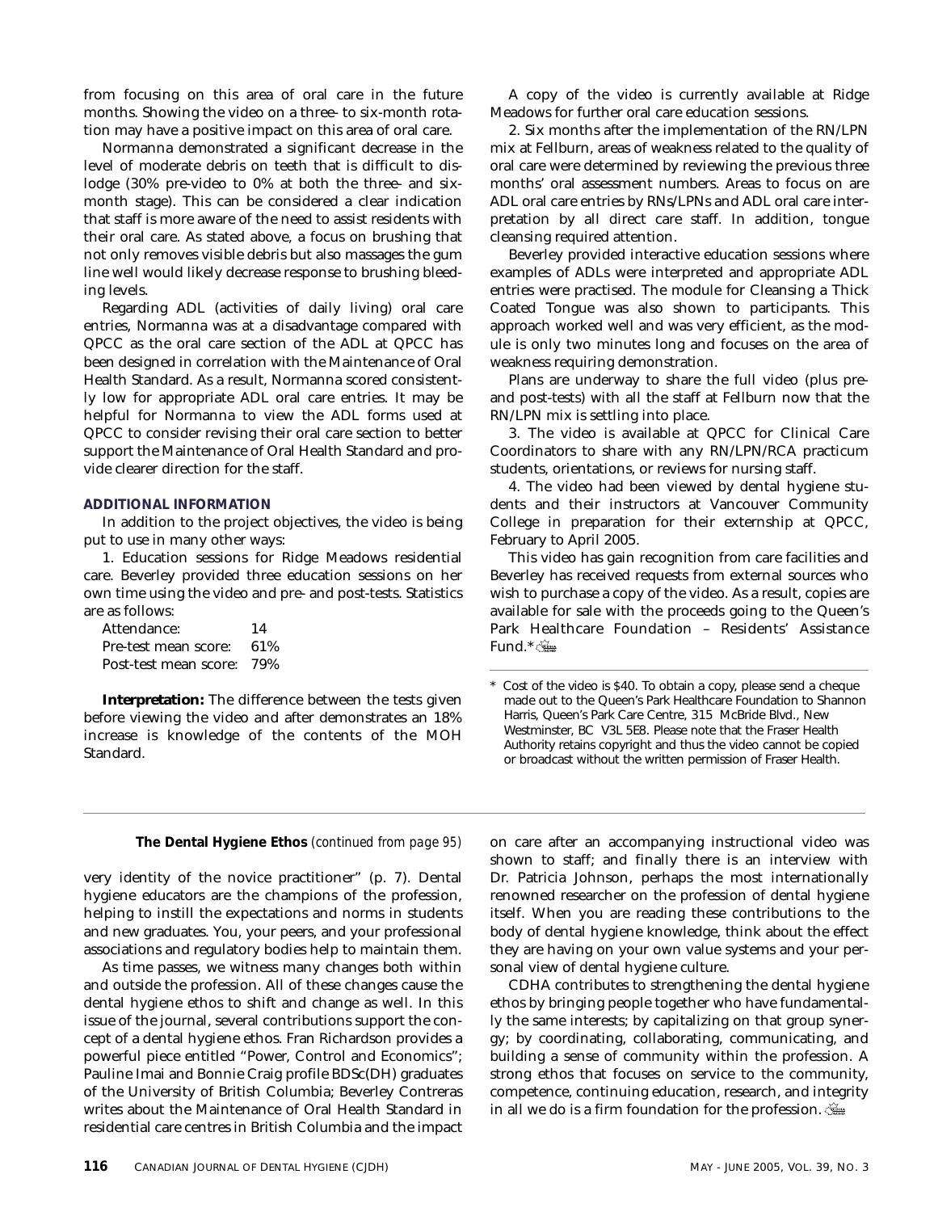from focusing on this area of oral care in the future months. Showing the video on a three- to six-month rotation may have a positive impact on this area of oral care.

Normanna demonstrated a significant decrease in the level of moderate debris on teeth that is difficult to dislodge (30% pre-video to 0% at both the three- and six-month stage). This can be considered a clear indication that staff is more aware of the need to assist residents with their oral care. As stated above, a focus on brushing that not only removes visible debris but also massages the gum line well would likely decrease response to brushing bleeding levels.

Regarding ADL (activities of daily living) oral care entries, Normanna was at a disadvantage compared with QPCC as the oral care section of the ADL at QPCC has been designed in correlation with the Maintenance of Oral Health Standard. As a result, Normanna scored consistently low for appropriate ADL oral care entries. It may be helpful for Normanna to view the ADL forms used at QPCC to consider revising their oral care section to better support the Maintenance of Oral Health Standard and provide clearer direction for the staff.

## ADDITIONAL INFORMATION

In addition to the project objectives, the video is being put to use in many other ways:

1. Education sessions for Ridge Meadows residential care. Beverley provided three education sessions on her own time using the video and pre- and post-tests. Statistics are as follows:

| | |
|---|---|
| Attendance: | 14 |
| Pre-test mean score: | 61% |
| Post-test mean score: | 79% |

**Interpretation:** The difference between the tests given before viewing the video and after demonstrates an 18% increase is knowledge of the contents of the MOH Standard.

A copy of the video is currently available at Ridge Meadows for further oral care education sessions.

2. Six months after the implementation of the RN/LPN mix at Fellburn, areas of weakness related to the quality of oral care were determined by reviewing the previous three months' oral assessment numbers. Areas to focus on are ADL oral care entries by RNs/LPNs and ADL oral care interpretation by all direct care staff. In addition, tongue cleansing required attention.

Beverley provided interactive education sessions where examples of ADLs were interpreted and appropriate ADL entries were practised. The module for Cleansing a Thick Coated Tongue was also shown to participants. This approach worked well and was very efficient, as the module is only two minutes long and focuses on the area of weakness requiring demonstration.

Plans are underway to share the full video (plus pre- and post-tests) with all the staff at Fellburn now that the RN/LPN mix is settling into place.

3. The video is available at QPCC for Clinical Care Coordinators to share with any RN/LPN/RCA practicum students, orientations, or reviews for nursing staff.

4. The video had been viewed by dental hygiene students and their instructors at Vancouver Community College in preparation for their externship at QPCC, February to April 2005.

This video has gain recognition from care facilities and Beverley has received requests from external sources who wish to purchase a copy of the video. As a result, copies are available for sale with the proceeds going to the Queen's Park Healthcare Foundation – Residents' Assistance Fund.*

\* Cost of the video is $40. To obtain a copy, please send a cheque made out to the Queen's Park Healthcare Foundation to Shannon Harris, Queen's Park Care Centre, 315 McBride Blvd., New Westminster, BC V3L 5E8. Please note that the Fraser Health Authority retains copyright and thus the video cannot be copied or broadcast without the written permission of Fraser Health.

---

**The Dental Hygiene Ethos** *(continued from page 95)*

very identity of the novice practitioner" (p. 7). Dental hygiene educators are the champions of the profession, helping to instill the expectations and norms in students and new graduates. You, your peers, and your professional associations and regulatory bodies help to maintain them.

As time passes, we witness many changes both within and outside the profession. All of these changes cause the dental hygiene ethos to shift and change as well. In this issue of the journal, several contributions support the concept of a dental hygiene ethos. Fran Richardson provides a powerful piece entitled "Power, Control and Economics"; Pauline Imai and Bonnie Craig profile BDSc(DH) graduates of the University of British Columbia; Beverley Contreras writes about the Maintenance of Oral Health Standard in residential care centres in British Columbia and the impact on care after an accompanying instructional video was shown to staff; and finally there is an interview with Dr. Patricia Johnson, perhaps the most internationally renowned researcher on the profession of dental hygiene itself. When you are reading these contributions to the body of dental hygiene knowledge, think about the effect they are having on your own value systems and your personal view of dental hygiene culture.

CDHA contributes to strengthening the dental hygiene ethos by bringing people together who have fundamentally the same interests; by capitalizing on that group synergy; by coordinating, collaborating, communicating, and building a sense of community within the profession. A strong ethos that focuses on service to the community, competence, continuing education, research, and integrity in all we do is a firm foundation for the profession.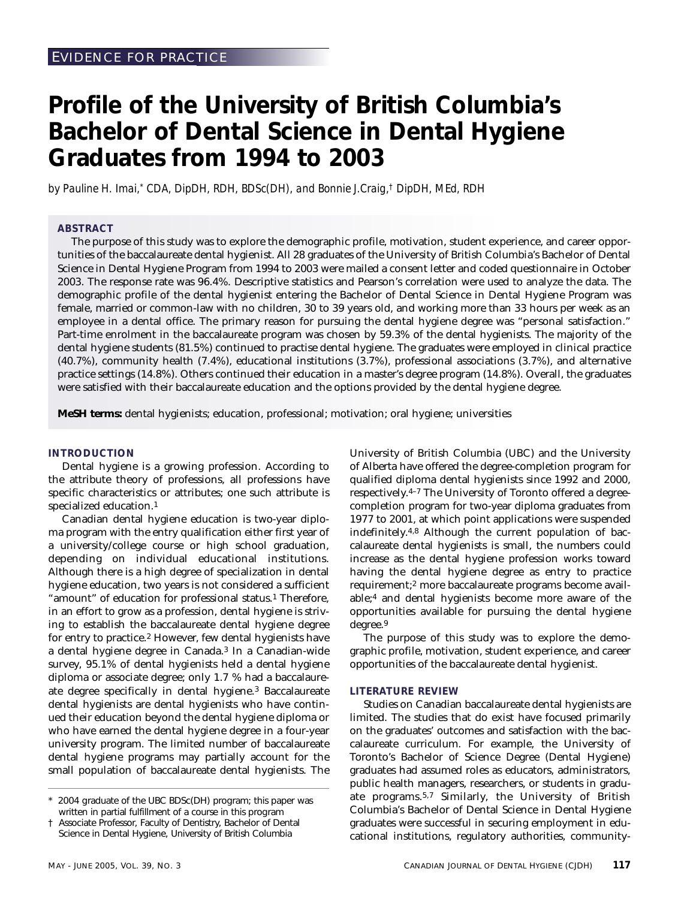EVIDENCE FOR PRACTICE

# Profile of the University of British Columbia's Bachelor of Dental Science in Dental Hygiene Graduates from 1994 to 2003

*by Pauline H. Imai,\* CDA, DipDH, RDH, BDSc(DH), and Bonnie J.Craig,† DipDH, MEd, RDH*

## ABSTRACT

The purpose of this study was to explore the demographic profile, motivation, student experience, and career opportunities of the baccalaureate dental hygienist. All 28 graduates of the University of British Columbia's Bachelor of Dental Science in Dental Hygiene Program from 1994 to 2003 were mailed a consent letter and coded questionnaire in October 2003. The response rate was 96.4%. Descriptive statistics and Pearson's correlation were used to analyze the data. The demographic profile of the dental hygienist entering the Bachelor of Dental Science in Dental Hygiene Program was female, married or common-law with no children, 30 to 39 years old, and working more than 33 hours per week as an employee in a dental office. The primary reason for pursuing the dental hygiene degree was "personal satisfaction." Part-time enrolment in the baccalaureate program was chosen by 59.3% of the dental hygienists. The majority of the dental hygiene students (81.5%) continued to practise dental hygiene. The graduates were employed in clinical practice (40.7%), community health (7.4%), educational institutions (3.7%), professional associations (3.7%), and alternative practice settings (14.8%). Others continued their education in a master's degree program (14.8%). Overall, the graduates were satisfied with their baccalaureate education and the options provided by the dental hygiene degree.

**MeSH terms:** dental hygienists; education, professional; motivation; oral hygiene; universities

## INTRODUCTION

Dental hygiene is a growing profession. According to the attribute theory of professions, all professions have specific characteristics or attributes; one such attribute is specialized education.[1]

Canadian dental hygiene education is two-year diploma program with the entry qualification either first year of a university/college course or high school graduation, depending on individual educational institutions. Although there is a high degree of specialization in dental hygiene education, two years is not considered a sufficient "amount" of education for professional status.[1] Therefore, in an effort to grow as a profession, dental hygiene is striving to establish the baccalaureate dental hygiene degree for entry to practice.[2] However, few dental hygienists have a dental hygiene degree in Canada.[3] In a Canadian-wide survey, 95.1% of dental hygienists held a dental hygiene diploma or associate degree; only 1.7 % had a baccalaureate degree specifically in dental hygiene.[3] Baccalaureate dental hygienists are dental hygienists who have continued their education beyond the dental hygiene diploma or who have earned the dental hygiene degree in a four-year university program. The limited number of baccalaureate dental hygiene programs may partially account for the small population of baccalaureate dental hygienists. The University of British Columbia (UBC) and the University of Alberta have offered the degree-completion program for qualified diploma dental hygienists since 1992 and 2000, respectively.[4–7] The University of Toronto offered a degree-completion program for two-year diploma graduates from 1977 to 2001, at which point applications were suspended indefinitely.[4,8] Although the current population of baccalaureate dental hygienists is small, the numbers could increase as the dental hygiene profession works toward having the dental hygiene degree as entry to practice requirement;[2] more baccalaureate programs become available;[4] and dental hygienists become more aware of the opportunities available for pursuing the dental hygiene degree.[9]

The purpose of this study was to explore the demographic profile, motivation, student experience, and career opportunities of the baccalaureate dental hygienist.

## LITERATURE REVIEW

Studies on Canadian baccalaureate dental hygienists are limited. The studies that do exist have focused primarily on the graduates' outcomes and satisfaction with the baccalaureate curriculum. For example, the University of Toronto's Bachelor of Science Degree (Dental Hygiene) graduates had assumed roles as educators, administrators, public health managers, researchers, or students in graduate programs.[5,7] Similarly, the University of British Columbia's Bachelor of Dental Science in Dental Hygiene graduates were successful in securing employment in educational institutions, regulatory authorities, community-

\* 2004 graduate of the UBC BDSc(DH) program; this paper was written in partial fulfillment of a course in this program

† Associate Professor, Faculty of Dentistry, Bachelor of Dental Science in Dental Hygiene, University of British Columbia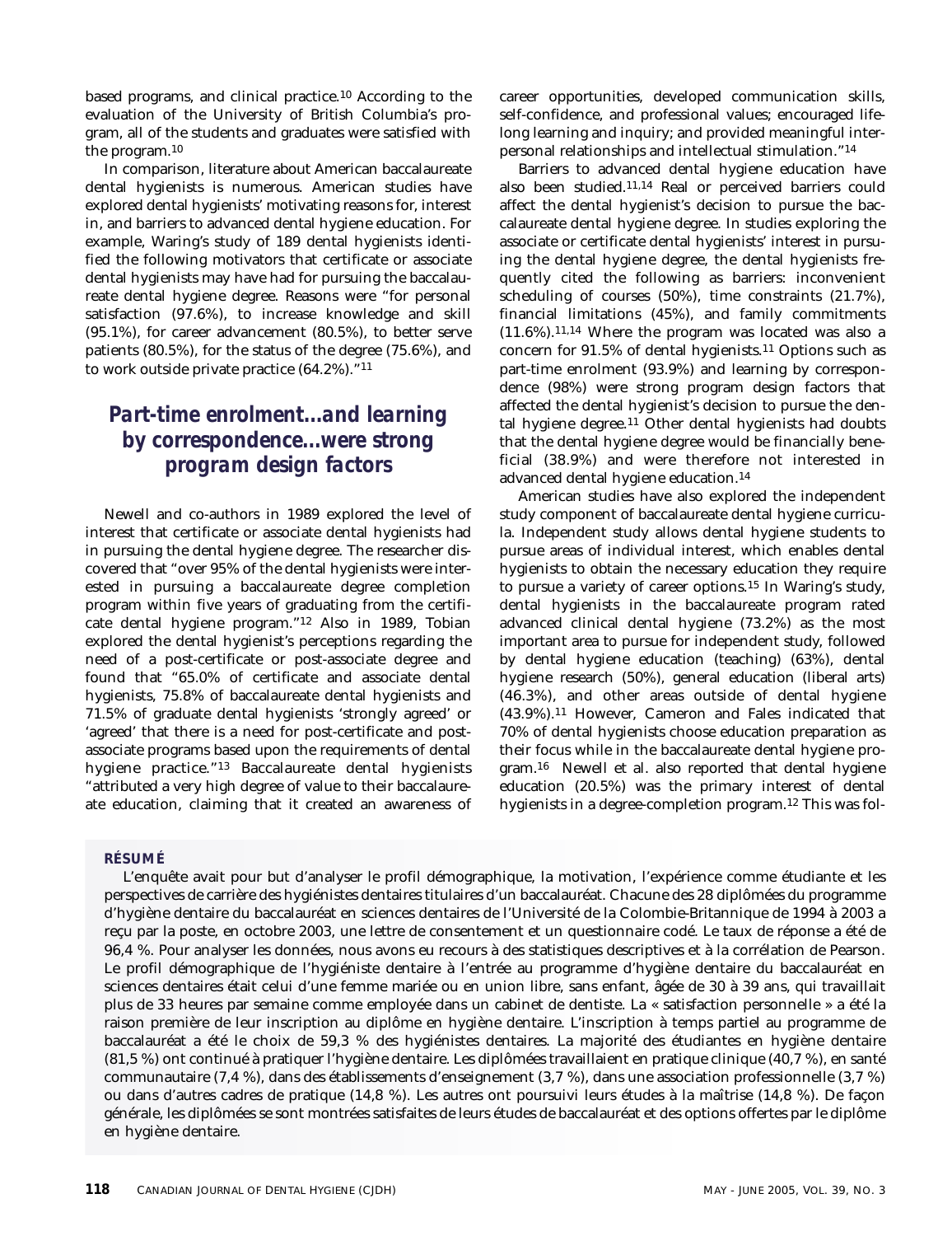based programs, and clinical practice.[10] According to the evaluation of the University of British Columbia's program, all of the students and graduates were satisfied with the program.[10]

In comparison, literature about American baccalaureate dental hygienists is numerous. American studies have explored dental hygienists' motivating reasons for, interest in, and barriers to advanced dental hygiene education. For example, Waring's study of 189 dental hygienists identified the following motivators that certificate or associate dental hygienists may have had for pursuing the baccalaureate dental hygiene degree. Reasons were "for personal satisfaction (97.6%), to increase knowledge and skill (95.1%), for career advancement (80.5%), to better serve patients (80.5%), for the status of the degree (75.6%), and to work outside private practice (64.2%)."[11]

> **Part-time enrolment...and learning by correspondence...were strong program design factors**

Newell and co-authors in 1989 explored the level of interest that certificate or associate dental hygienists had in pursuing the dental hygiene degree. The researcher discovered that "over 95% of the dental hygienists were interested in pursuing a baccalaureate degree completion program within five years of graduating from the certificate dental hygiene program."[12] Also in 1989, Tobian explored the dental hygienist's perceptions regarding the need of a post-certificate or post-associate degree and found that "65.0% of certificate and associate dental hygienists, 75.8% of baccalaureate dental hygienists and 71.5% of graduate dental hygienists 'strongly agreed' or 'agreed' that there is a need for post-certificate and post-associate programs based upon the requirements of dental hygiene practice."[13] Baccalaureate dental hygienists "attributed a very high degree of value to their baccalaureate education, claiming that it created an awareness of career opportunities, developed communication skills, self-confidence, and professional values; encouraged lifelong learning and inquiry; and provided meaningful interpersonal relationships and intellectual stimulation."[14]

Barriers to advanced dental hygiene education have also been studied.[11,14] Real or perceived barriers could affect the dental hygienist's decision to pursue the baccalaureate dental hygiene degree. In studies exploring the associate or certificate dental hygienists' interest in pursuing the dental hygiene degree, the dental hygienists frequently cited the following as barriers: inconvenient scheduling of courses (50%), time constraints (21.7%), financial limitations (45%), and family commitments (11.6%).[11,14] Where the program was located was also a concern for 91.5% of dental hygienists.[11] Options such as part-time enrolment (93.9%) and learning by correspondence (98%) were strong program design factors that affected the dental hygienist's decision to pursue the dental hygiene degree.[11] Other dental hygienists had doubts that the dental hygiene degree would be financially beneficial (38.9%) and were therefore not interested in advanced dental hygiene education.[14]

American studies have also explored the independent study component of baccalaureate dental hygiene curricula. Independent study allows dental hygiene students to pursue areas of individual interest, which enables dental hygienists to obtain the necessary education they require to pursue a variety of career options.[15] In Waring's study, dental hygienists in the baccalaureate program rated advanced clinical dental hygiene (73.2%) as the most important area to pursue for independent study, followed by dental hygiene education (teaching) (63%), dental hygiene research (50%), general education (liberal arts) (46.3%), and other areas outside of dental hygiene (43.9%).[11] However, Cameron and Fales indicated that 70% of dental hygienists choose education preparation as their focus while in the baccalaureate dental hygiene program.[16] Newell et al. also reported that dental hygiene education (20.5%) was the primary interest of dental hygienists in a degree-completion program.[12] This was fol-

**RÉSUMÉ**

L'enquête avait pour but d'analyser le profil démographique, la motivation, l'expérience comme étudiante et les perspectives de carrière des hygiénistes dentaires titulaires d'un baccalauréat. Chacune des 28 diplômées du programme d'hygiène dentaire du baccalauréat en sciences dentaires de l'Université de la Colombie-Britannique de 1994 à 2003 a reçu par la poste, en octobre 2003, une lettre de consentement et un questionnaire codé. Le taux de réponse a été de 96,4 %. Pour analyser les données, nous avons eu recours à des statistiques descriptives et à la corrélation de Pearson. Le profil démographique de l'hygiéniste dentaire à l'entrée au programme d'hygiène dentaire du baccalauréat en sciences dentaires était celui d'une femme mariée ou en union libre, sans enfant, âgée de 30 à 39 ans, qui travaillait plus de 33 heures par semaine comme employée dans un cabinet de dentiste. La « satisfaction personnelle » a été la raison première de leur inscription au diplôme en hygiène dentaire. L'inscription à temps partiel au programme de baccalauréat a été le choix de 59,3 % des hygiénistes dentaires. La majorité des étudiantes en hygiène dentaire (81,5 %) ont continué à pratiquer l'hygiène dentaire. Les diplômées travaillaient en pratique clinique (40,7 %), en santé communautaire (7,4 %), dans des établissements d'enseignement (3,7 %), dans une association professionnelle (3,7 %) ou dans d'autres cadres de pratique (14,8 %). Les autres ont poursuivi leurs études à la maîtrise (14,8 %). De façon générale, les diplômées se sont montrées satisfaites de leurs études de baccalauréat et des options offertes par le diplôme en hygiène dentaire.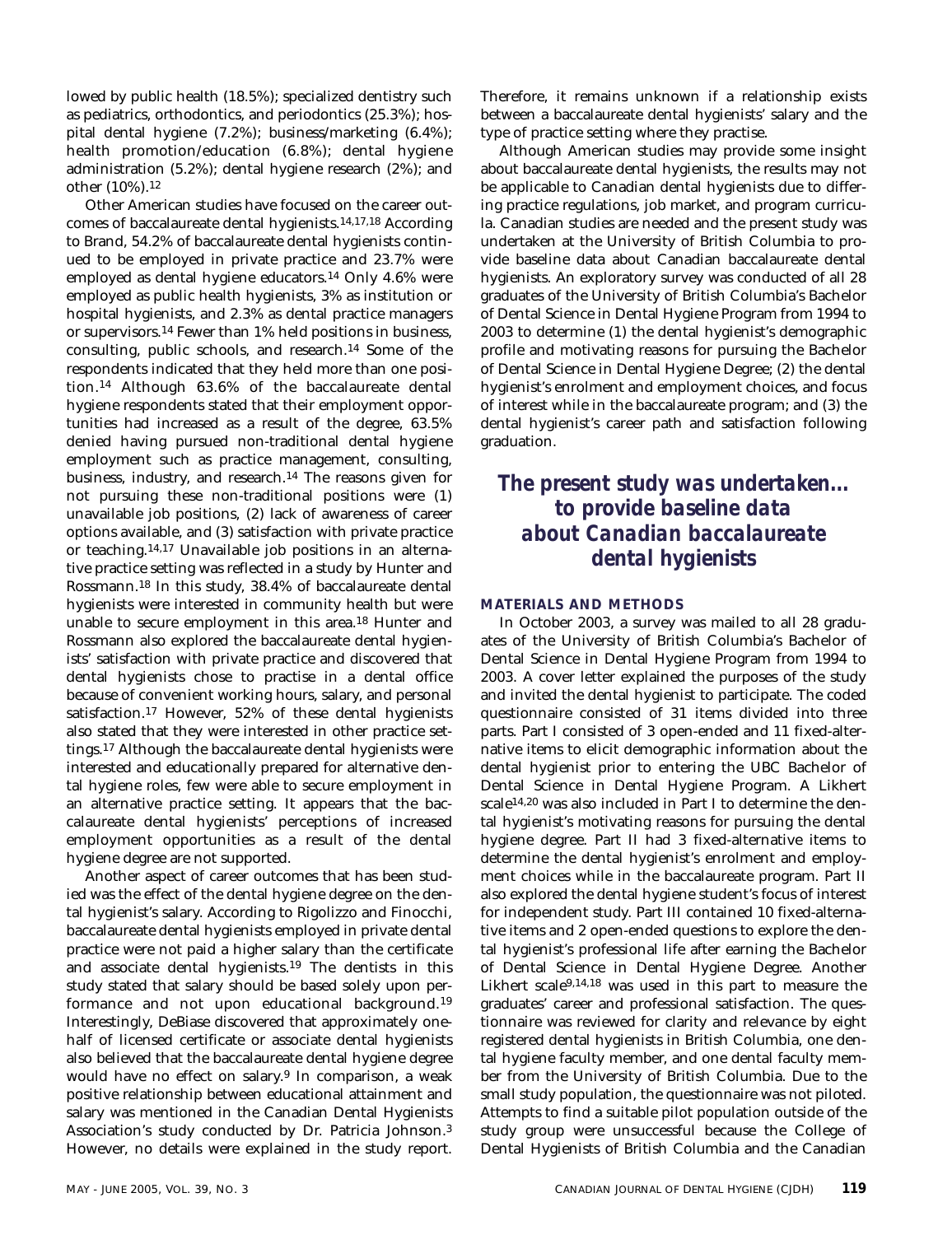lowed by public health (18.5%); specialized dentistry such as pediatrics, orthodontics, and periodontics (25.3%); hospital dental hygiene (7.2%); business/marketing (6.4%); health promotion/education (6.8%); dental hygiene administration (5.2%); dental hygiene research (2%); and other (10%).[12]

Other American studies have focused on the career outcomes of baccalaureate dental hygienists.[14,17,18] According to Brand, 54.2% of baccalaureate dental hygienists continued to be employed in private practice and 23.7% were employed as dental hygiene educators.[14] Only 4.6% were employed as public health hygienists, 3% as institution or hospital hygienists, and 2.3% as dental practice managers or supervisors.[14] Fewer than 1% held positions in business, consulting, public schools, and research.[14] Some of the respondents indicated that they held more than one position.[14] Although 63.6% of the baccalaureate dental hygiene respondents stated that their employment opportunities had increased as a result of the degree, 63.5% denied having pursued non-traditional dental hygiene employment such as practice management, consulting, business, industry, and research.[14] The reasons given for not pursuing these non-traditional positions were (1) unavailable job positions, (2) lack of awareness of career options available, and (3) satisfaction with private practice or teaching.[14,17] Unavailable job positions in an alternative practice setting was reflected in a study by Hunter and Rossmann.[18] In this study, 38.4% of baccalaureate dental hygienists were interested in community health but were unable to secure employment in this area.[18] Hunter and Rossmann also explored the baccalaureate dental hygienists' satisfaction with private practice and discovered that dental hygienists chose to practise in a dental office because of convenient working hours, salary, and personal satisfaction.[17] However, 52% of these dental hygienists also stated that they were interested in other practice settings.[17] Although the baccalaureate dental hygienists were interested and educationally prepared for alternative dental hygiene roles, few were able to secure employment in an alternative practice setting. It appears that the baccalaureate dental hygienists' perceptions of increased employment opportunities as a result of the dental hygiene degree are not supported.

Another aspect of career outcomes that has been studied was the effect of the dental hygiene degree on the dental hygienist's salary. According to Rigolizzo and Finocchi, baccalaureate dental hygienists employed in private dental practice were not paid a higher salary than the certificate and associate dental hygienists.[19] The dentists in this study stated that salary should be based solely upon performance and not upon educational background.[19] Interestingly, DeBiase discovered that approximately one-half of licensed certificate or associate dental hygienists also believed that the baccalaureate dental hygiene degree would have no effect on salary.[9] In comparison, a weak positive relationship between educational attainment and salary was mentioned in the Canadian Dental Hygienists Association's study conducted by Dr. Patricia Johnson.[3] However, no details were explained in the study report. Therefore, it remains unknown if a relationship exists between a baccalaureate dental hygienists' salary and the type of practice setting where they practise.

Although American studies may provide some insight about baccalaureate dental hygienists, the results may not be applicable to Canadian dental hygienists due to differing practice regulations, job market, and program curricula. Canadian studies are needed and the present study was undertaken at the University of British Columbia to provide baseline data about Canadian baccalaureate dental hygienists. An exploratory survey was conducted of all 28 graduates of the University of British Columbia's Bachelor of Dental Science in Dental Hygiene Program from 1994 to 2003 to determine (1) the dental hygienist's demographic profile and motivating reasons for pursuing the Bachelor of Dental Science in Dental Hygiene Degree; (2) the dental hygienist's enrolment and employment choices, and focus of interest while in the baccalaureate program; and (3) the dental hygienist's career path and satisfaction following graduation.

> ***The present study was undertaken… to provide baseline data about Canadian baccalaureate dental hygienists***

## MATERIALS AND METHODS

In October 2003, a survey was mailed to all 28 graduates of the University of British Columbia's Bachelor of Dental Science in Dental Hygiene Program from 1994 to 2003. A cover letter explained the purposes of the study and invited the dental hygienist to participate. The coded questionnaire consisted of 31 items divided into three parts. Part I consisted of 3 open-ended and 11 fixed-alternative items to elicit demographic information about the dental hygienist prior to entering the UBC Bachelor of Dental Science in Dental Hygiene Program. A Likhert scale[14,20] was also included in Part I to determine the dental hygienist's motivating reasons for pursuing the dental hygiene degree. Part II had 3 fixed-alternative items to determine the dental hygienist's enrolment and employment choices while in the baccalaureate program. Part II also explored the dental hygiene student's focus of interest for independent study. Part III contained 10 fixed-alternative items and 2 open-ended questions to explore the dental hygienist's professional life after earning the Bachelor of Dental Science in Dental Hygiene Degree. Another Likhert scale[9,14,18] was used in this part to measure the graduates' career and professional satisfaction. The questionnaire was reviewed for clarity and relevance by eight registered dental hygienists in British Columbia, one dental hygiene faculty member, and one dental faculty member from the University of British Columbia. Due to the small study population, the questionnaire was not piloted. Attempts to find a suitable pilot population outside of the study group were unsuccessful because the College of Dental Hygienists of British Columbia and the Canadian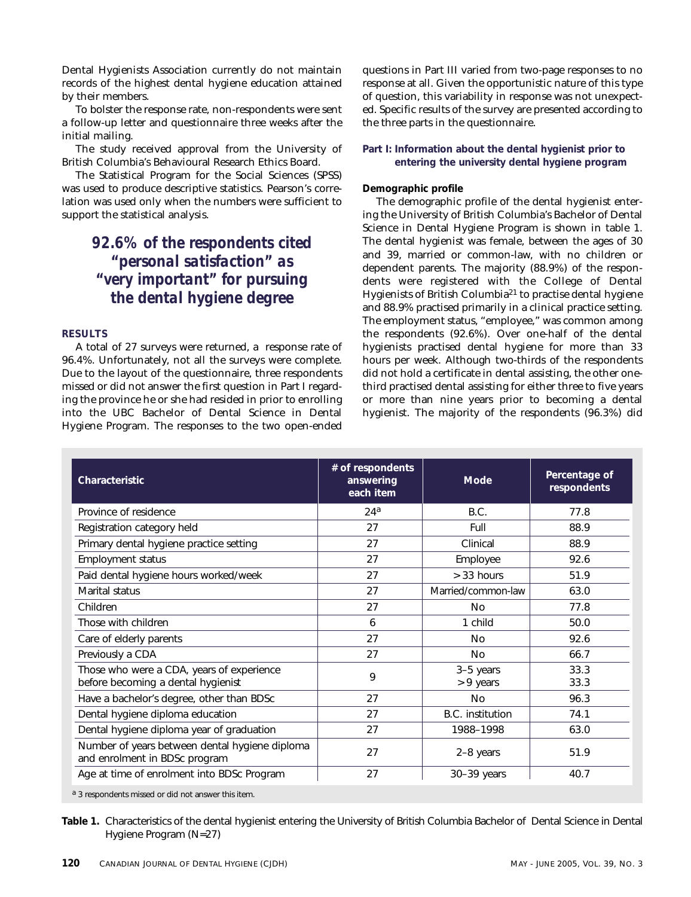Dental Hygienists Association currently do not maintain records of the highest dental hygiene education attained by their members.

To bolster the response rate, non-respondents were sent a follow-up letter and questionnaire three weeks after the initial mailing.

The study received approval from the University of British Columbia's Behavioural Research Ethics Board.

The Statistical Program for the Social Sciences (SPSS) was used to produce descriptive statistics. Pearson's correlation was used only when the numbers were sufficient to support the statistical analysis.

> **92.6% of the respondents cited "personal satisfaction" as "very important" for pursuing the dental hygiene degree**

## RESULTS

A total of 27 surveys were returned, a response rate of 96.4%. Unfortunately, not all the surveys were complete. Due to the layout of the questionnaire, three respondents missed or did not answer the first question in Part I regarding the province he or she had resided in prior to enrolling into the UBC Bachelor of Dental Science in Dental Hygiene Program. The responses to the two open-ended questions in Part III varied from two-page responses to no response at all. Given the opportunistic nature of this type of question, this variability in response was not unexpected. Specific results of the survey are presented according to the three parts in the questionnaire.

### Part I: Information about the dental hygienist prior to entering the university dental hygiene program

#### Demographic profile

The demographic profile of the dental hygienist entering the University of British Columbia's Bachelor of Dental Science in Dental Hygiene Program is shown in table 1. The dental hygienist was female, between the ages of 30 and 39, married or common-law, with no children or dependent parents. The majority (88.9%) of the respondents were registered with the College of Dental Hygienists of British Columbia[21] to practise dental hygiene and 88.9% practised primarily in a clinical practice setting. The employment status, "employee," was common among the respondents (92.6%). Over one-half of the dental hygienists practised dental hygiene for more than 33 hours per week. Although two-thirds of the respondents did not hold a certificate in dental assisting, the other one-third practised dental assisting for either three to five years or more than nine years prior to becoming a dental hygienist. The majority of the respondents (96.3%) did

| Characteristic | # of respondents answering each item | Mode | Percentage of respondents |
|---|---|---|---|
| Province of residence | 24[a] | B.C. | 77.8 |
| Registration category held | 27 | Full | 88.9 |
| Primary dental hygiene practice setting | 27 | Clinical | 88.9 |
| Employment status | 27 | Employee | 92.6 |
| Paid dental hygiene hours worked/week | 27 | > 33 hours | 51.9 |
| Marital status | 27 | Married/common-law | 63.0 |
| Children | 27 | No | 77.8 |
| Those with children | 6 | 1 child | 50.0 |
| Care of elderly parents | 27 | No | 92.6 |
| Previously a CDA | 27 | No | 66.7 |
| Those who were a CDA, years of experience before becoming a dental hygienist | 9 | 3–5 years<br>> 9 years | 33.3<br>33.3 |
| Have a bachelor's degree, other than BDSc | 27 | No | 96.3 |
| Dental hygiene diploma education | 27 | B.C. institution | 74.1 |
| Dental hygiene diploma year of graduation | 27 | 1988–1998 | 63.0 |
| Number of years between dental hygiene diploma and enrolment in BDSc program | 27 | 2–8 years | 51.9 |
| Age at time of enrolment into BDSc Program | 27 | 30–39 years | 40.7 |

[a] 3 respondents missed or did not answer this item.

**Table 1.** Characteristics of the dental hygienist entering the University of British Columbia Bachelor of Dental Science in Dental Hygiene Program (N=27)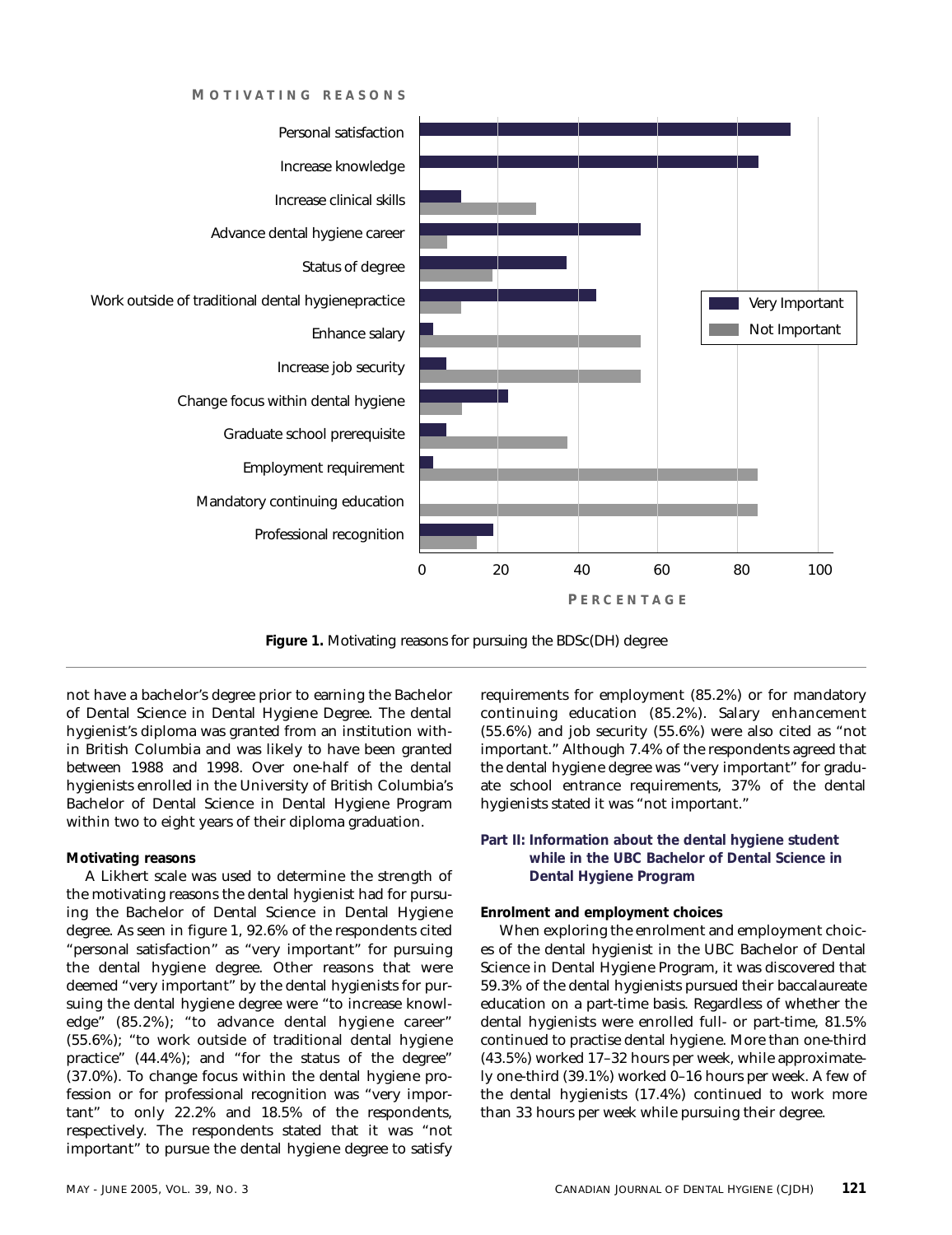**Figure 1.** Motivating reasons for pursuing the BDSc(DH) degree

not have a bachelor's degree prior to earning the Bachelor of Dental Science in Dental Hygiene Degree. The dental hygienist's diploma was granted from an institution within British Columbia and was likely to have been granted between 1988 and 1998. Over one-half of the dental hygienists enrolled in the University of British Columbia's Bachelor of Dental Science in Dental Hygiene Program within two to eight years of their diploma graduation.

**Motivating reasons**

A Likhert scale was used to determine the strength of the motivating reasons the dental hygienist had for pursuing the Bachelor of Dental Science in Dental Hygiene degree. As seen in figure 1, 92.6% of the respondents cited "personal satisfaction" as "very important" for pursuing the dental hygiene degree. Other reasons that were deemed "very important" by the dental hygienists for pursuing the dental hygiene degree were "to increase knowledge" (85.2%); "to advance dental hygiene career" (55.6%); "to work outside of traditional dental hygiene practice" (44.4%); and "for the status of the degree" (37.0%). To change focus within the dental hygiene profession or for professional recognition was "very important" to only 22.2% and 18.5% of the respondents, respectively. The respondents stated that it was "not important" to pursue the dental hygiene degree to satisfy requirements for employment (85.2%) or for mandatory continuing education (85.2%). Salary enhancement (55.6%) and job security (55.6%) were also cited as "not important." Although 7.4% of the respondents agreed that the dental hygiene degree was "very important" for graduate school entrance requirements, 37% of the dental hygienists stated it was "not important."

### Part II: Information about the dental hygiene student while in the UBC Bachelor of Dental Science in Dental Hygiene Program

**Enrolment and employment choices**

When exploring the enrolment and employment choices of the dental hygienist in the UBC Bachelor of Dental Science in Dental Hygiene Program, it was discovered that 59.3% of the dental hygienists pursued their baccalaureate education on a part-time basis. Regardless of whether the dental hygienists were enrolled full- or part-time, 81.5% continued to practise dental hygiene. More than one-third (43.5%) worked 17–32 hours per week, while approximately one-third (39.1%) worked 0–16 hours per week. A few of the dental hygienists (17.4%) continued to work more than 33 hours per week while pursuing their degree.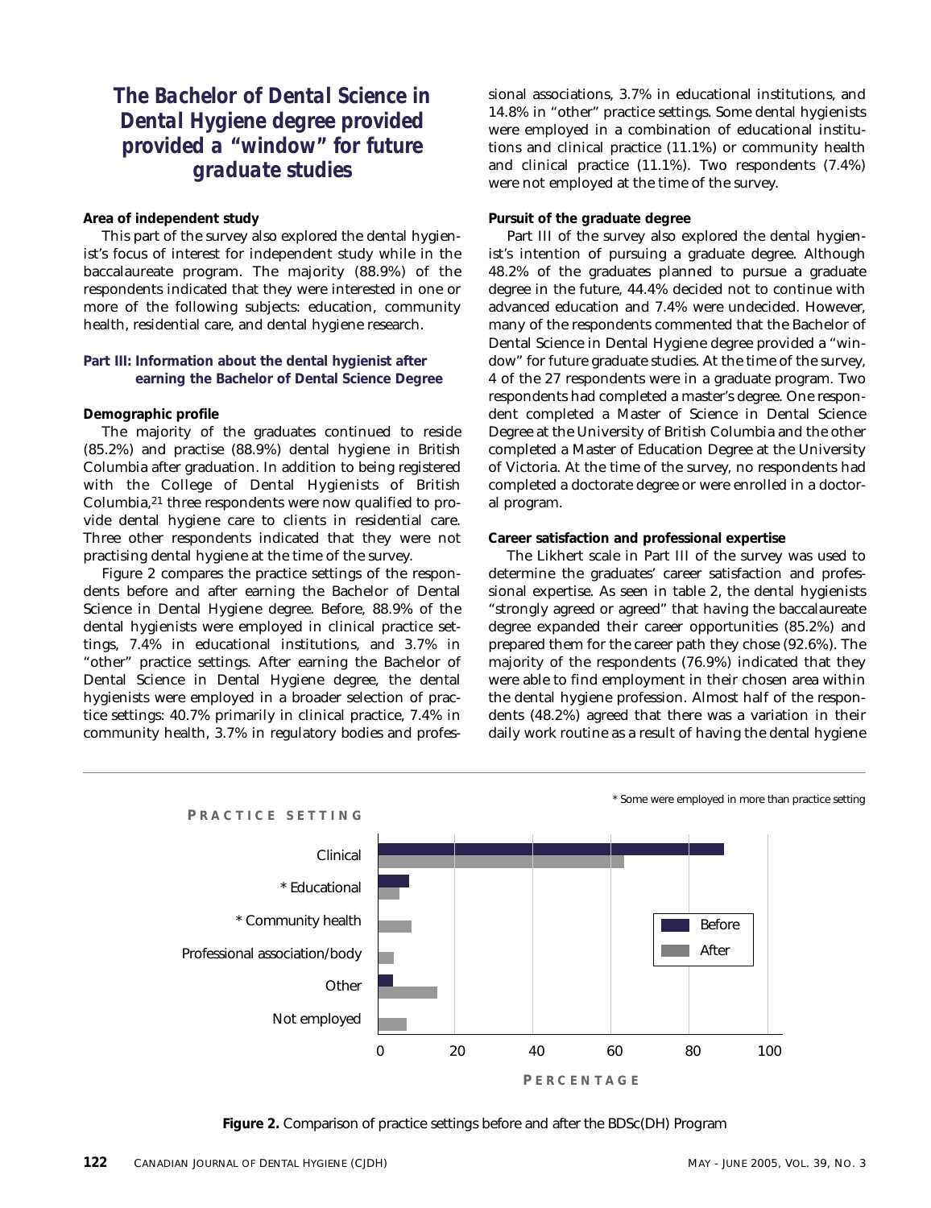## The Bachelor of Dental Science in Dental Hygiene degree provided provided a "window" for future graduate studies

**Area of independent study**

This part of the survey also explored the dental hygienist's focus of interest for independent study while in the baccalaureate program. The majority (88.9%) of the respondents indicated that they were interested in one or more of the following subjects: education, community health, residential care, and dental hygiene research.

### Part III: Information about the dental hygienist after earning the Bachelor of Dental Science Degree

**Demographic profile**

The majority of the graduates continued to reside (85.2%) and practise (88.9%) dental hygiene in British Columbia after graduation. In addition to being registered with the College of Dental Hygienists of British Columbia,[21] three respondents were now qualified to provide dental hygiene care to clients in residential care. Three other respondents indicated that they were not practising dental hygiene at the time of the survey.

Figure 2 compares the practice settings of the respondents before and after earning the Bachelor of Dental Science in Dental Hygiene degree. Before, 88.9% of the dental hygienists were employed in clinical practice settings, 7.4% in educational institutions, and 3.7% in "other" practice settings. After earning the Bachelor of Science in Dental Hygiene degree, the dental hygienists were employed in a broader selection of practice settings: 40.7% primarily in clinical practice, 7.4% in community health, 3.7% in regulatory bodies and professional associations, 3.7% in educational institutions, and 14.8% in "other" practice settings. Some dental hygienists were employed in a combination of educational institutions and clinical practice (11.1%) or community health and clinical practice (11.1%). Two respondents (7.4%) were not employed at the time of the survey.

**Pursuit of the graduate degree**

Part III of the survey also explored the dental hygienist's intention of pursuing a graduate degree. Although 48.2% of the graduates planned to pursue a graduate degree in the future, 44.4% decided not to continue with advanced education and 7.4% were undecided. However, many of the respondents commented that the Bachelor of Dental Science in Dental Hygiene degree provided a "window" for future graduate studies. At the time of the survey, 4 of the 27 respondents were in a graduate program. Two respondents had completed a master's degree. One respondent completed a Master of Science in Dental Science Degree at the University of British Columbia and the other completed a Master of Education Degree at the University of Victoria. At the time of the survey, no respondents had completed a doctorate degree or were enrolled in a doctoral program.

**Career satisfaction and professional expertise**

The Likhert scale in Part III of the survey was used to determine the graduates' career satisfaction and professional expertise. As seen in table 2, the dental hygienists "strongly agreed or agreed" that having the baccalaureate degree expanded their career opportunities (85.2%) and prepared them for the career path they chose (92.6%). The majority of the respondents (76.9%) indicated that they were able to find employment in their chosen area within the dental hygiene profession. Almost half of the respondents (48.2%) agreed that there was a variation in their daily work routine as a result of having the dental hygiene

PRACTICE SETTING

\* Some were employed in more than practice setting

| Practice setting | Before | After |
|---|---|---|
| Clinical | | |
| \* Educational | | |
| \* Community health | | |
| Professional association/body | | |
| Other | | |
| Not employed | | |

PERCENTAGE (0–100)

**Figure 2.** Comparison of practice settings before and after the BDSc(DH) Program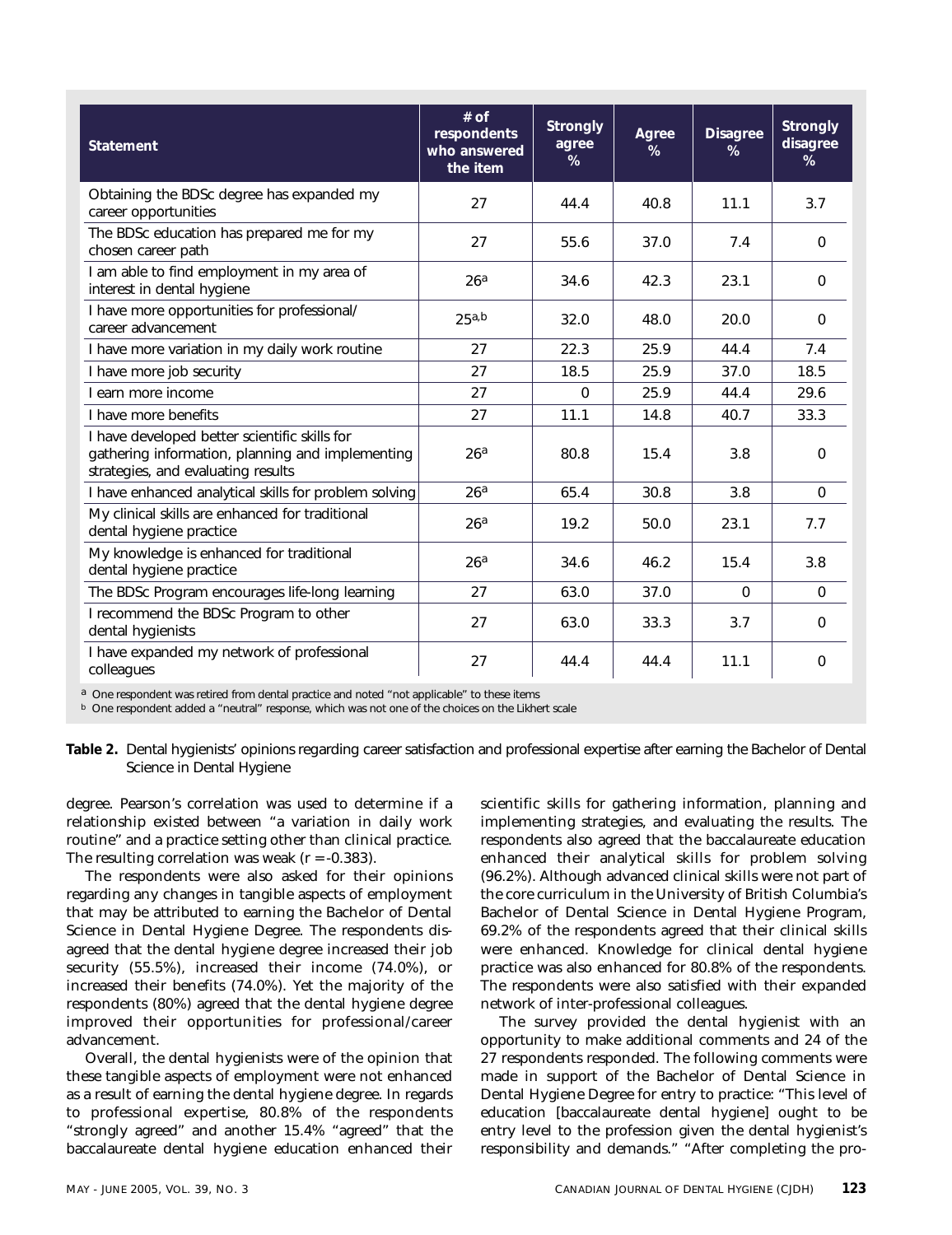| Statement | # of respondents who answered the item | Strongly agree % | Agree % | Disagree % | Strongly disagree % |
|---|---|---|---|---|---|
| Obtaining the BDSc degree has expanded my career opportunities | 27 | 44.4 | 40.8 | 11.1 | 3.7 |
| The BDSc education has prepared me for my chosen career path | 27 | 55.6 | 37.0 | 7.4 | 0 |
| I am able to find employment in my area of interest in dental hygiene | 26[a] | 34.6 | 42.3 | 23.1 | 0 |
| I have more opportunities for professional/ career advancement | 25[a,b] | 32.0 | 48.0 | 20.0 | 0 |
| I have more variation in my daily work routine | 27 | 22.3 | 25.9 | 44.4 | 7.4 |
| I have more job security | 27 | 18.5 | 25.9 | 37.0 | 18.5 |
| I earn more income | 27 | 0 | 25.9 | 44.4 | 29.6 |
| I have more benefits | 27 | 11.1 | 14.8 | 40.7 | 33.3 |
| I have developed better scientific skills for gathering information, planning and implementing strategies, and evaluating results | 26[a] | 80.8 | 15.4 | 3.8 | 0 |
| I have enhanced analytical skills for problem solving | 26[a] | 65.4 | 30.8 | 3.8 | 0 |
| My clinical skills are enhanced for traditional dental hygiene practice | 26[a] | 19.2 | 50.0 | 23.1 | 7.7 |
| My knowledge is enhanced for traditional dental hygiene practice | 26[a] | 34.6 | 46.2 | 15.4 | 3.8 |
| The BDSc Program encourages life-long learning | 27 | 63.0 | 37.0 | 0 | 0 |
| I recommend the BDSc Program to other dental hygienists | 27 | 63.0 | 33.3 | 3.7 | 0 |
| I have expanded my network of professional colleagues | 27 | 44.4 | 44.4 | 11.1 | 0 |

[a] One respondent was retired from dental practice and noted "not applicable" to these items

[b] One respondent added a "neutral" response, which was not one of the choices on the Likhert scale

**Table 2.** Dental hygienists' opinions regarding career satisfaction and professional expertise after earning the Bachelor of Dental Science in Dental Hygiene

degree. Pearson's correlation was used to determine if a relationship existed between "a variation in daily work routine" and a practice setting other than clinical practice. The resulting correlation was weak ($r = -0.383$).

The respondents were also asked for their opinions regarding any changes in tangible aspects of employment that may be attributed to earning the Bachelor of Dental Science in Dental Hygiene Degree. The respondents disagreed that the dental hygiene degree increased their job security (55.5%), increased their income (74.0%), or increased their benefits (74.0%). Yet the majority of the respondents (80%) agreed that the dental hygiene degree improved their opportunities for professional/career advancement.

Overall, the dental hygienists were of the opinion that these tangible aspects of employment were not enhanced as a result of earning the dental hygiene degree. In regards to professional expertise, 80.8% of the respondents "strongly agreed" and another 15.4% "agreed" that the baccalaureate dental hygiene education enhanced their scientific skills for gathering information, planning and implementing strategies, and evaluating the results. The respondents also agreed that the baccalaureate education enhanced their analytical skills for problem solving (96.2%). Although advanced clinical skills were not part of the core curriculum in the University of British Columbia's Bachelor of Dental Science in Dental Hygiene Program, 69.2% of the respondents agreed that their clinical skills were enhanced. Knowledge for clinical dental hygiene practice was also enhanced for 80.8% of the respondents. The respondents were also satisfied with their expanded network of inter-professional colleagues.

The survey provided the dental hygienist with an opportunity to make additional comments and 24 of the 27 respondents responded. The following comments were made in support of the Bachelor of Dental Science in Dental Hygiene Degree for entry to practice: "This level of education [baccalaureate dental hygiene] ought to be entry level to the profession given the dental hygienist's responsibility and demands." "After completing the pro-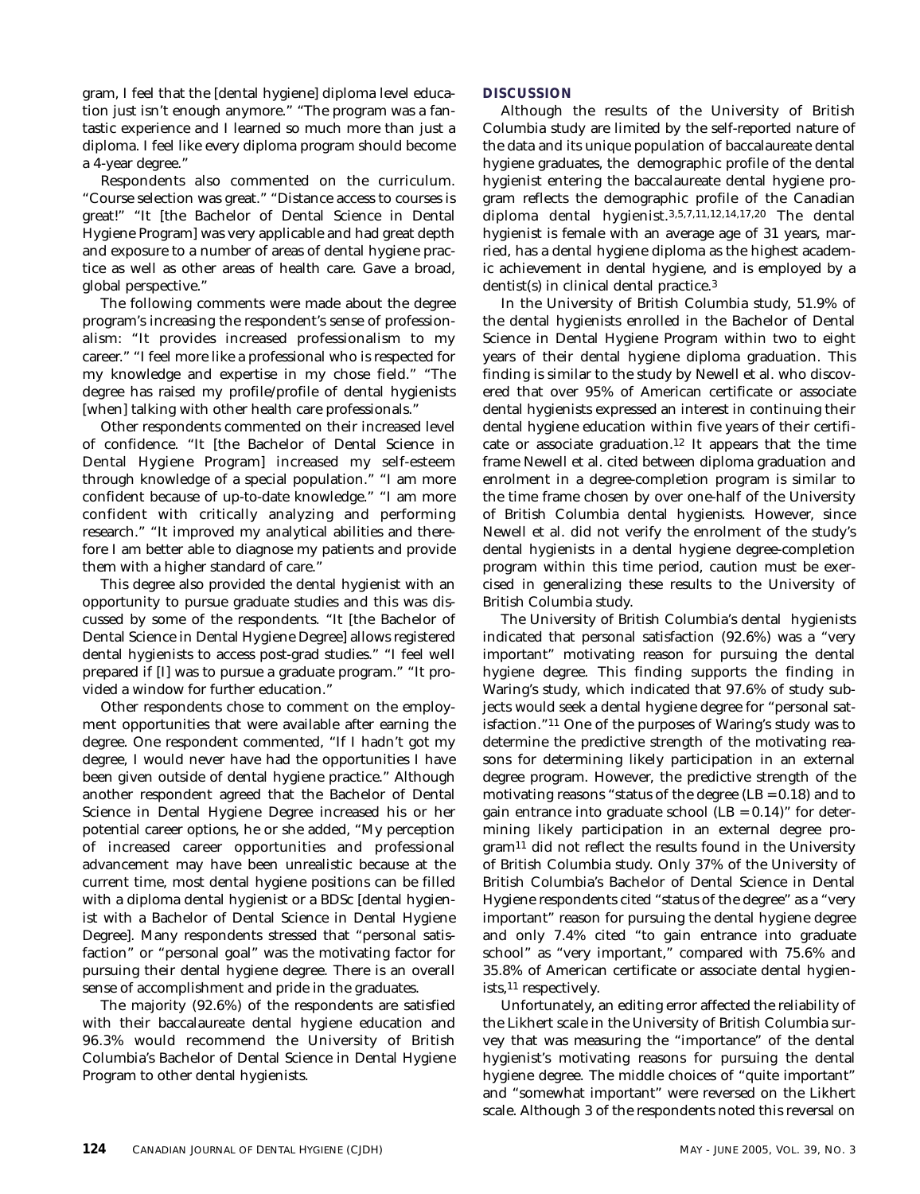gram, I feel that the [dental hygiene] diploma level education just isn't enough anymore." "The program was a fantastic experience and I learned so much more than just a diploma. I feel like every diploma program should become a 4-year degree."

Respondents also commented on the curriculum. "Course selection was great." "Distance access to courses is great!" "It [the Bachelor of Dental Science in Dental Hygiene Program] was very applicable and had great depth and exposure to a number of areas of dental hygiene practice as well as other areas of health care. Gave a broad, global perspective."

The following comments were made about the degree program's increasing the respondent's sense of professionalism: "It provides increased professionalism to my career." "I feel more like a professional who is respected for my knowledge and expertise in my chose field." "The degree has raised my profile/profile of dental hygienists [when] talking with other health care professionals."

Other respondents commented on their increased level of confidence. "It [the Bachelor of Dental Science in Dental Hygiene Program] increased my self-esteem through knowledge of a special population." "I am more confident because of up-to-date knowledge." "I am more confident with critically analyzing and performing research." "It improved my analytical abilities and therefore I am better able to diagnose my patients and provide them with a higher standard of care."

This degree also provided the dental hygienist with an opportunity to pursue graduate studies and this was discussed by some of the respondents. "It [the Bachelor of Dental Science in Dental Hygiene Degree] allows registered dental hygienists to access post-grad studies." "I feel well prepared if [I] was to pursue a graduate program." "It provided a window for further education."

Other respondents chose to comment on the employment opportunities that were available after earning the degree. One respondent commented, "If I hadn't got my degree, I would never have had the opportunities I have been given outside of dental hygiene practice." Although another respondent agreed that the Bachelor of Dental Science in Dental Hygiene Degree increased his or her potential career options, he or she added, "My perception of increased career opportunities and professional advancement may have been unrealistic because at the current time, most dental hygiene positions can be filled with a diploma dental hygienist or a BDSc [dental hygienist with a Bachelor of Dental Science in Dental Hygiene Degree]. Many respondents stressed that "personal satisfaction" or "personal goal" was the motivating factor for pursuing their dental hygiene degree. There is an overall sense of accomplishment and pride in the graduates.

The majority (92.6%) of the respondents are satisfied with their baccalaureate dental hygiene education and 96.3% would recommend the University of British Columbia's Bachelor of Dental Science in Dental Hygiene Program to other dental hygienists.

## DISCUSSION

Although the results of the University of British Columbia study are limited by the self-reported nature of the data and its unique population of baccalaureate dental hygiene graduates, the demographic profile of the dental hygienist entering the baccalaureate dental hygiene program reflects the demographic profile of the Canadian diploma dental hygienist.[3,5,7,11,12,14,17,20] The dental hygienist is female with an average age of 31 years, married, has a dental hygiene diploma as the highest academic achievement in dental hygiene, and is employed by a dentist(s) in clinical dental practice.[3]

In the University of British Columbia study, 51.9% of the dental hygienists enrolled in the Bachelor of Dental Science in Dental Hygiene Program within two to eight years of their dental hygiene diploma graduation. This finding is similar to the study by Newell et al. who discovered that over 95% of American certificate or associate dental hygienists expressed an interest in continuing their dental hygiene education within five years of their certificate or associate graduation.[12] It appears that the time frame Newell et al. cited between diploma graduation and enrolment in a degree-completion program is similar to the time frame chosen by over one-half of the University of British Columbia dental hygienists. However, since Newell et al. did not verify the enrolment of the study's dental hygienists in a dental hygiene degree-completion program within this time period, caution must be exercised in generalizing these results to the University of British Columbia study.

The University of British Columbia's dental hygienists indicated that personal satisfaction (92.6%) was a "very important" motivating reason for pursuing the dental hygiene degree. This finding supports the finding in Waring's study, which indicated that 97.6% of study subjects would seek a dental hygiene degree for "personal satisfaction."[11] One of the purposes of Waring's study was to determine the predictive strength of the motivating reasons for determining likely participation in an external degree program. However, the predictive strength of the motivating reasons "status of the degree ($LB = 0.18$) and to gain entrance into graduate school ($LB = 0.14$)" for determining likely participation in an external degree program[11] did not reflect the results found in the University of British Columbia study. Only 37% of the University of British Columbia's Bachelor of Dental Science in Dental Hygiene respondents cited "status of the degree" as a "very important" reason for pursuing the dental hygiene degree and only 7.4% cited "to gain entrance into graduate school" as "very important," compared with 75.6% and 35.8% of American certificate or associate dental hygienists,[11] respectively.

Unfortunately, an editing error affected the reliability of the Likhert scale in the University of British Columbia survey that was measuring the "importance" of the dental hygienist's motivating reasons for pursuing the dental hygiene degree. The middle choices of "quite important" and "somewhat important" were reversed on the Likhert scale. Although 3 of the respondents noted this reversal on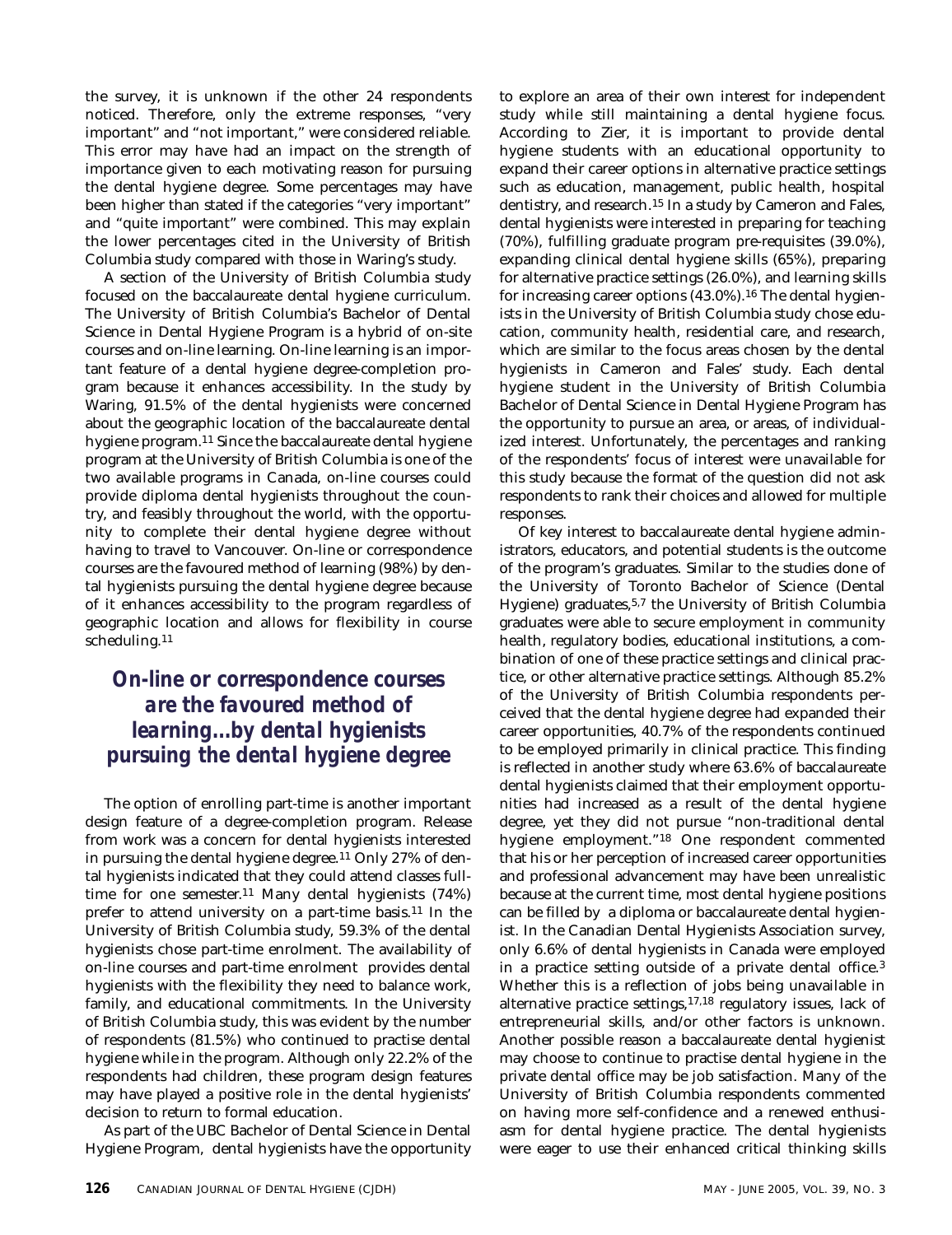the survey, it is unknown if the other 24 respondents noticed. Therefore, only the extreme responses, "very important" and "not important," were considered reliable. This error may have had an impact on the strength of importance given to each motivating reason for pursuing the dental hygiene degree. Some percentages may have been higher than stated if the categories "very important" and "quite important" were combined. This may explain the lower percentages cited in the University of British Columbia study compared with those in Waring's study.

A section of the University of British Columbia study focused on the baccalaureate dental hygiene curriculum. The University of British Columbia's Bachelor of Dental Science in Dental Hygiene Program is a hybrid of on-site courses and on-line learning. On-line learning is an important feature of a dental hygiene degree-completion program because it enhances accessibility. In the study by Waring, 91.5% of the dental hygienists were concerned about the geographic location of the baccalaureate dental hygiene program.[11] Since the baccalaureate dental hygiene program at the University of British Columbia is one of the two available programs in Canada, on-line courses could provide diploma dental hygienists throughout the country, and feasibly throughout the world, with the opportunity to complete their dental hygiene degree without having to travel to Vancouver. On-line or correspondence courses are the favoured method of learning (98%) by dental hygienists pursuing the dental hygiene degree because of it enhances accessibility to the program regardless of geographic location and allows for flexibility in course scheduling.[11]

> ***On-line or correspondence courses are the favoured method of learning...by dental hygienists pursuing the dental hygiene degree***

The option of enrolling part-time is another important design feature of a degree-completion program. Release from work was a concern for dental hygienists interested in pursuing the dental hygiene degree.[11] Only 27% of dental hygienists indicated that they could attend classes full-time for one semester.[11] Many dental hygienists (74%) prefer to attend university on a part-time basis.[11] In the University of British Columbia study, 59.3% of the dental hygienists chose part-time enrolment. The availability of on-line courses and part-time enrolment provides dental hygienists with the flexibility they need to balance work, family, and educational commitments. In the University of British Columbia study, this was evident by the number of respondents (81.5%) who continued to practise dental hygiene while in the program. Although only 22.2% of the respondents had children, these program design features may have played a positive role in the dental hygienists' decision to return to formal education.

As part of the UBC Bachelor of Dental Science in Dental Hygiene Program, dental hygienists have the opportunity to explore an area of their own interest for independent study while still maintaining a dental hygiene focus. According to Zier, it is important to provide dental hygiene students with an educational opportunity to expand their career options in alternative practice settings such as education, management, public health, hospital dentistry, and research.[15] In a study by Cameron and Fales, dental hygienists were interested in preparing for teaching (70%), fulfilling graduate program pre-requisites (39.0%), expanding clinical dental hygiene skills (65%), preparing for alternative practice settings (26.0%), and learning skills for increasing career options (43.0%).[16] The dental hygienists in the University of British Columbia study chose education, community health, residential care, and research, which are similar to the focus areas chosen by the dental hygienists in Cameron and Fales' study. Each dental hygiene student in the University of British Columbia Bachelor of Dental Science in Dental Hygiene Program has the opportunity to pursue an area, or areas, of individualized interest. Unfortunately, the percentages and ranking of the respondents' focus of interest were unavailable for this study because the format of the question did not ask respondents to rank their choices and allowed for multiple responses.

Of key interest to baccalaureate dental hygiene administrators, educators, and potential students is the outcome of the program's graduates. Similar to the studies done of the University of Toronto Bachelor of Science (Dental Hygiene) graduates,[5,7] the University of British Columbia graduates were able to secure employment in community health, regulatory bodies, educational institutions, a combination of one of these practice settings and clinical practice, or other alternative practice settings. Although 85.2% of the University of British Columbia respondents perceived that the dental hygiene degree had expanded their career opportunities, 40.7% of the respondents continued to be employed primarily in clinical practice. This finding is reflected in another study where 63.6% of baccalaureate dental hygienists claimed that their employment opportunities had increased as a result of the dental hygiene degree, yet they did not pursue "non-traditional dental hygiene employment."[18] One respondent commented that his or her perception of increased career opportunities and professional advancement may have been unrealistic because at the current time, most dental hygiene positions can be filled by a diploma or baccalaureate dental hygienist. In the Canadian Dental Hygienists Association survey, only 6.6% of dental hygienists in Canada were employed in a practice setting outside of a private dental office.[3] Whether this is a reflection of jobs being unavailable in alternative practice settings,[17,18] regulatory issues, lack of entrepreneurial skills, and/or other factors is unknown. Another possible reason a baccalaureate dental hygienist may choose to continue to practise dental hygiene in the private dental office may be job satisfaction. Many of the University of British Columbia respondents commented on having more self-confidence and a renewed enthusiasm for dental hygiene practice. The dental hygienists were eager to use their enhanced critical thinking skills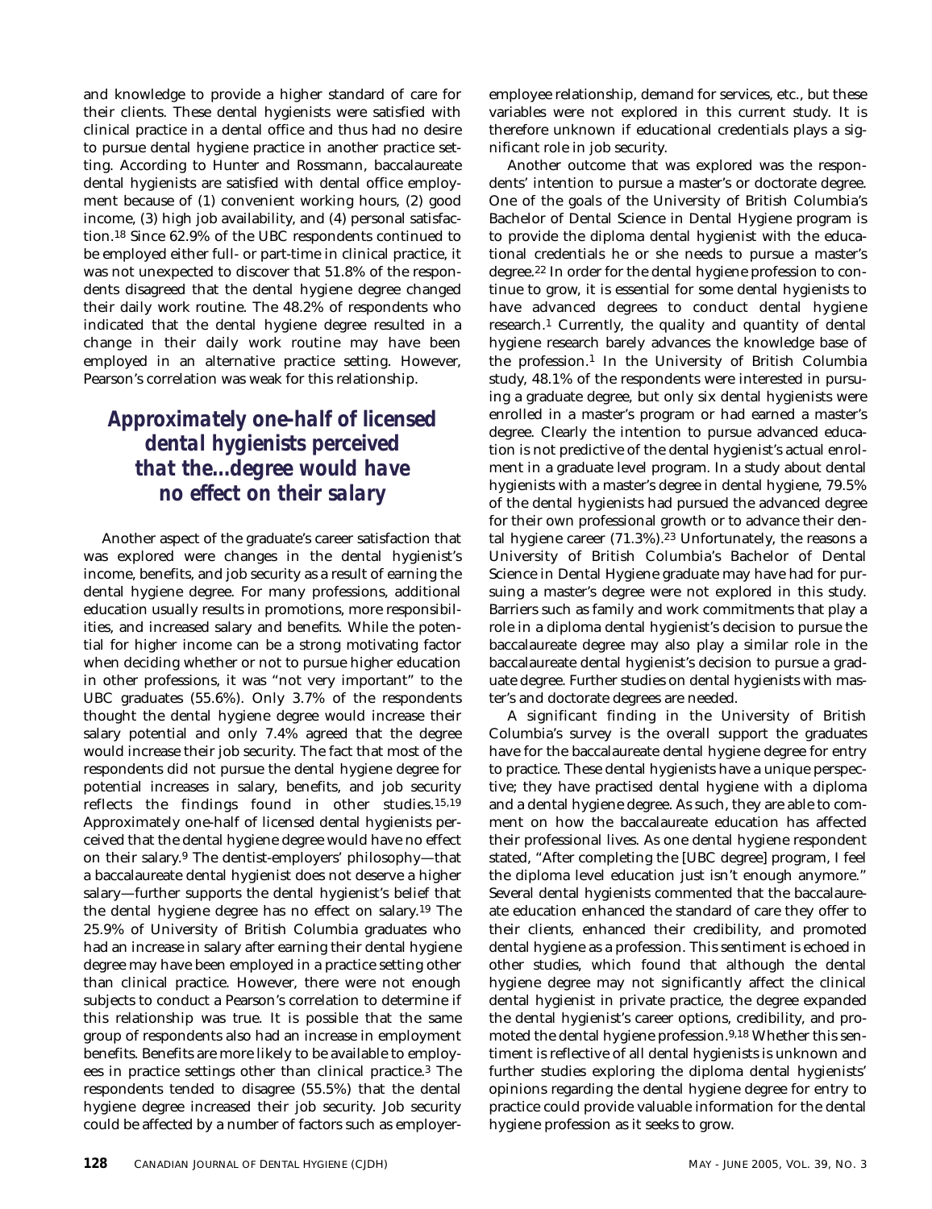and knowledge to provide a higher standard of care for their clients. These dental hygienists were satisfied with clinical practice in a dental office and thus had no desire to pursue dental hygiene practice in another practice setting. According to Hunter and Rossmann, baccalaureate dental hygienists are satisfied with dental office employment because of (1) convenient working hours, (2) good income, (3) high job availability, and (4) personal satisfaction.[18] Since 62.9% of the UBC respondents continued to be employed either full- or part-time in clinical practice, it was not unexpected to discover that 51.8% of the respondents disagreed that the dental hygiene degree changed their daily work routine. The 48.2% of respondents who indicated that the dental hygiene degree resulted in a change in their daily work routine may have been employed in an alternative practice setting. However, Pearson's correlation was weak for this relationship.

> ***Approximately one-half of licensed dental hygienists perceived that the...degree would have no effect on their salary***

Another aspect of the graduate's career satisfaction that was explored were changes in the dental hygienist's income, benefits, and job security as a result of earning the dental hygiene degree. For many professions, additional education usually results in promotions, more responsibilities, and increased salary and benefits. While the potential for higher income can be a strong motivating factor when deciding whether or not to pursue higher education in other professions, it was "not very important" to the UBC graduates (55.6%). Only 3.7% of the respondents thought the dental hygiene degree would increase their salary potential and only 7.4% agreed that the degree would increase their job security. The fact that most of the respondents did not pursue the dental hygiene degree for potential increases in salary, benefits, and job security reflects the findings found in other studies.[15,19] Approximately one-half of licensed dental hygienists perceived that the dental hygiene degree would have no effect on their salary.[9] The dentist-employers' philosophy—that a baccalaureate dental hygienist does not deserve a higher salary—further supports the dental hygienist's belief that the dental hygiene degree has no effect on salary.[19] The 25.9% of University of British Columbia graduates who had an increase in salary after earning their dental hygiene degree may have been employed in a practice setting other than clinical practice. However, there were not enough subjects to conduct a Pearson's correlation to determine if this relationship was true. It is possible that the same group of respondents also had an increase in employment benefits. Benefits are more likely to be available to employees in practice settings other than clinical practice.[3] The respondents tended to disagree (55.5%) that the dental hygiene degree increased their job security. Job security could be affected by a number of factors such as employer-employee relationship, demand for services, etc., but these variables were not explored in this current study. It is therefore unknown if educational credentials plays a significant role in job security.

Another outcome that was explored was the respondents' intention to pursue a master's or doctorate degree. One of the goals of the University of British Columbia's Bachelor of Dental Science in Dental Hygiene program is to provide the diploma dental hygienist with the educational credentials he or she needs to pursue a master's degree.[22] In order for the dental hygiene profession to continue to grow, it is essential for some dental hygienists to have advanced degrees to conduct dental hygiene research.[1] Currently, the quality and quantity of dental hygiene research barely advances the knowledge base of the profession.[1] In the University of British Columbia study, 48.1% of the respondents were interested in pursuing a graduate degree, but only six dental hygienists were enrolled in a master's program or had earned a master's degree. Clearly the intention to pursue advanced education is not predictive of the dental hygienist's actual enrolment in a graduate level program. In a study about dental hygienists with a master's degree in dental hygiene, 79.5% of the dental hygienists had pursued the advanced degree for their own professional growth or to advance their dental hygiene career (71.3%).[23] Unfortunately, the reasons a University of British Columbia's Bachelor of Dental Science in Dental Hygiene graduate may have had for pursuing a master's degree were not explored in this study. Barriers such as family and work commitments that play a role in a diploma dental hygienist's decision to pursue the baccalaureate degree may also play a similar role in the baccalaureate dental hygienist's decision to pursue a graduate degree. Further studies on dental hygienists with master's and doctorate degrees are needed.

A significant finding in the University of British Columbia's survey is the overall support the graduates have for the baccalaureate dental hygiene degree for entry to practice. These dental hygienists have a unique perspective; they have practised dental hygiene with a diploma and a dental hygiene degree. As such, they are able to comment on how the baccalaureate education has affected their professional lives. As one dental hygiene respondent stated, "After completing the [UBC degree] program, I feel the diploma level education just isn't enough anymore." Several dental hygienists commented that the baccalaureate education enhanced the standard of care they offer to their clients, enhanced their credibility, and promoted dental hygiene as a profession. This sentiment is echoed in other studies, which found that although the dental hygiene degree may not significantly affect the clinical dental hygienist in private practice, the degree expanded the dental hygienist's career options, credibility, and promoted the dental hygiene profession.[9,18] Whether this sentiment is reflective of all dental hygienists is unknown and further studies exploring the diploma dental hygienists' opinions regarding the dental hygiene degree for entry to practice could provide valuable information for the dental hygiene profession as it seeks to grow.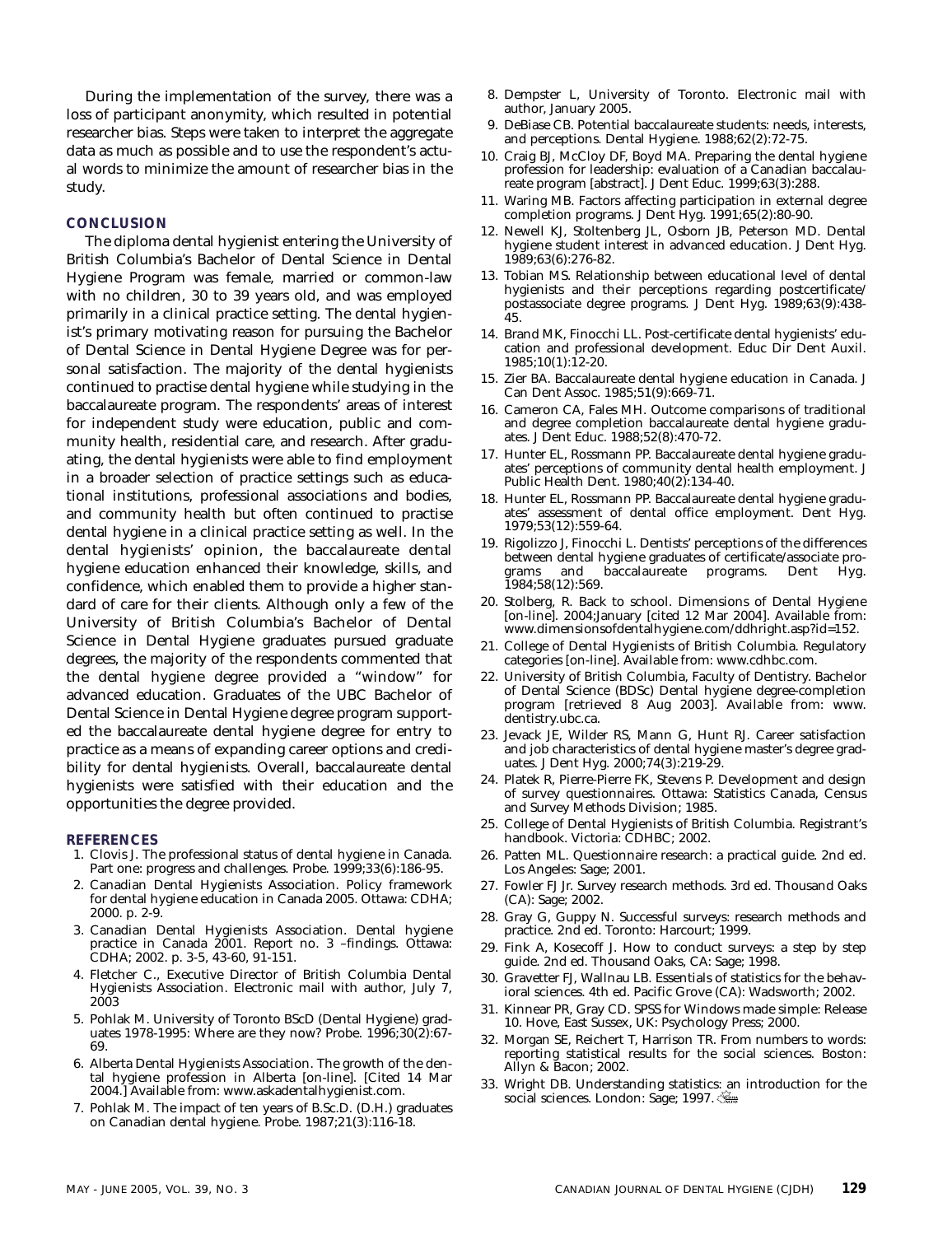During the implementation of the survey, there was a loss of participant anonymity, which resulted in potential researcher bias. Steps were taken to interpret the aggregate data as much as possible and to use the respondent's actual words to minimize the amount of researcher bias in the study.

## CONCLUSION

The diploma dental hygienist entering the University of British Columbia's Bachelor of Dental Science in Dental Hygiene Program was female, married or common-law with no children, 30 to 39 years old, and was employed primarily in a clinical practice setting. The dental hygienist's primary motivating reason for pursuing the Bachelor of Dental Science in Dental Hygiene Degree was for personal satisfaction. The majority of the dental hygienists continued to practise dental hygiene while studying in the baccalaureate program. The respondents' areas of interest for independent study were education, public and community health, residential care, and research. After graduating, the dental hygienists were able to find employment in a broader selection of practice settings such as educational institutions, professional associations and bodies, and community health but often continued to practise dental hygiene in a clinical practice setting as well. In the dental hygienists' opinion, the baccalaureate dental hygiene education enhanced their knowledge, skills, and confidence, which enabled them to provide a higher standard of care for their clients. Although only a few of the University of British Columbia's Bachelor of Dental Science in Dental Hygiene graduates pursued graduate degrees, the majority of the respondents commented that the dental hygiene degree provided a "window" for advanced education. Graduates of the UBC Bachelor of Dental Science in Dental Hygiene degree program supported the baccalaureate dental hygiene degree for entry to practice as a means of expanding career options and credibility for dental hygienists. Overall, baccalaureate dental hygienists were satisfied with their education and the opportunities the degree provided.

## REFERENCES

1. Clovis J. The professional status of dental hygiene in Canada. Part one: progress and challenges. Probe. 1999;33(6):186-95.
2. Canadian Dental Hygienists Association. Policy framework for dental hygiene education in Canada 2005. Ottawa: CDHA; 2000. p. 2-9.
3. Canadian Dental Hygienists Association. Dental hygiene practice in Canada 2001. Report no. 3 –findings. Ottawa: CDHA; 2002. p. 3-5, 43-60, 91-151.
4. Fletcher C., Executive Director of British Columbia Dental Hygienists Association. Electronic mail with author, July 7, 2003
5. Pohlak M. University of Toronto BScD (Dental Hygiene) graduates 1978-1995: Where are they now? Probe. 1996;30(2):67-69.
6. Alberta Dental Hygienists Association. The growth of the dental hygiene profession in Alberta [on-line]. [Cited 14 Mar 2004.] Available from: www.askadentalhygienist.com.
7. Pohlak M. The impact of ten years of B.Sc.D. (D.H.) graduates on Canadian dental hygiene. Probe. 1987;21(3):116-18.
8. Dempster L, University of Toronto. Electronic mail with author, January 2005.
9. DeBiase CB. Potential baccalaureate students: needs, interests, and perceptions. Dental Hygiene. 1988;62(2):72-75.
10. Craig BJ, McCloy DF, Boyd MA. Preparing the dental hygiene profession for leadership: evaluation of a Canadian baccalaureate program [abstract]. J Dent Educ. 1999;63(3):288.
11. Waring MB. Factors affecting participation in external degree completion programs. J Dent Hyg. 1991;65(2):80-90.
12. Newell KJ, Stoltenberg JL, Osborn JB, Peterson MD. Dental hygiene student interest in advanced education. J Dent Hyg. 1989;63(6):276-82.
13. Tobian MS. Relationship between educational level of dental hygienists and their perceptions regarding postcertificate/postassociate degree programs. J Dent Hyg. 1989;63(9):438-45.
14. Brand MK, Finocchi LL. Post-certificate dental hygienists' education and professional development. Educ Dir Dent Auxil. 1985;10(1):12-20.
15. Zier BA. Baccalaureate dental hygiene education in Canada. J Can Dent Assoc. 1985;51(9):669-71.
16. Cameron CA, Fales MH. Outcome comparisons of traditional and degree completion baccalaureate dental hygiene graduates. J Dent Educ. 1988;52(8):470-72.
17. Hunter EL, Rossmann PP. Baccalaureate dental hygiene graduates' perceptions of community dental health employment. J Public Health Dent. 1980;40(2):134-40.
18. Hunter EL, Rossmann PP. Baccalaureate dental hygiene graduates' assessment of dental office employment. Dent Hyg. 1979;53(12):559-64.
19. Rigolizzo J, Finocchi L. Dentists' perceptions of the differences between dental hygiene graduates of certificate/associate programs and baccalaureate programs. Dent Hyg. 1984;58(12):569.
20. Stolberg, R. Back to school. Dimensions of Dental Hygiene [on-line]. 2004;January [cited 12 Mar 2004]. Available from: www.dimensionsofdentalhygiene.com/ddhright.asp?id=152.
21. College of Dental Hygienists of British Columbia. Regulatory categories [on-line]. Available from: www.cdhbc.com.
22. University of British Columbia, Faculty of Dentistry. Bachelor of Dental Science (BDSc) Dental hygiene degree-completion program [retrieved 8 Aug 2003]. Available from: www.dentistry.ubc.ca.
23. Jevack JE, Wilder RS, Mann G, Hunt RJ. Career satisfaction and job characteristics of dental hygiene master's degree graduates. J Dent Hyg. 2000;74(3):219-29.
24. Platek R, Pierre-Pierre FK, Stevens P. Development and design of survey questionnaires. Ottawa: Statistics Canada, Census and Survey Methods Division; 1985.
25. College of Dental Hygienists of British Columbia. Registrant's handbook. Victoria: CDHBC; 2002.
26. Patten ML. Questionnaire research: a practical guide. 2nd ed. Los Angeles: Sage; 2001.
27. Fowler FJ Jr. Survey research methods. 3rd ed. Thousand Oaks (CA): Sage; 2002.
28. Gray G, Guppy N. Successful surveys: research methods and practice. 2nd ed. Toronto: Harcourt; 1999.
29. Fink A, Kosecoff J. How to conduct surveys: a step by step guide. 2nd ed. Thousand Oaks, CA: Sage; 1998.
30. Gravetter FJ, Wallnau LB. Essentials of statistics for the behavioral sciences. 4th ed. Pacific Grove (CA): Wadsworth; 2002.
31. Kinnear PR, Gray CD. SPSS for Windows made simple: Release 10. Hove, East Sussex, UK: Psychology Press; 2000.
32. Morgan SE, Reichert T, Harrison TR. From numbers to words: reporting statistical results for the social sciences. Boston: Allyn & Bacon; 2002.
33. Wright DB. Understanding statistics: an introduction for the social sciences. London: Sage; 1997.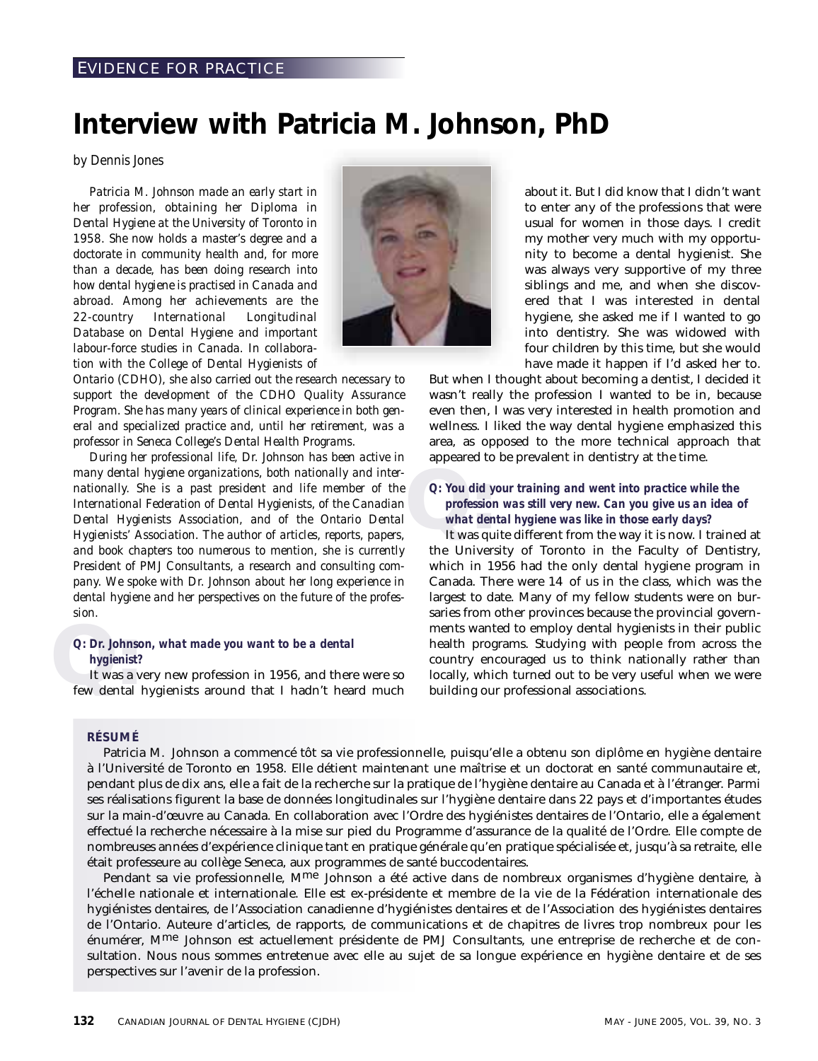EVIDENCE FOR PRACTICE

# Interview with Patricia M. Johnson, PhD

*by Dennis Jones*

*Patricia M. Johnson made an early start in her profession, obtaining her Diploma in Dental Hygiene at the University of Toronto in 1958. She now holds a master's degree and a doctorate in community health and, for more than a decade, has been doing research into how dental hygiene is practised in Canada and abroad. Among her achievements are the 22-country International Longitudinal Database on Dental Hygiene and important labour-force studies in Canada. In collaboration with the College of Dental Hygienists of Ontario (CDHO), she also carried out the research necessary to support the development of the CDHO Quality Assurance Program. She has many years of clinical experience in both general and specialized practice and, until her retirement, was a professor in Seneca College's Dental Health Programs.*

*During her professional life, Dr. Johnson has been active in many dental hygiene organizations, both nationally and internationally. She is a past president and life member of the International Federation of Dental Hygienists, of the Canadian Dental Hygienists Association, and of the Ontario Dental Hygienists' Association. The author of articles, reports, papers, and book chapters too numerous to mention, she is currently President of PMJ Consultants, a research and consulting company. We spoke with Dr. Johnson about her long experience in dental hygiene and her perspectives on the future of the profession.*

***Q: Dr. Johnson, what made you want to be a dental hygienist?***

It was a very new profession in 1956, and there were so few dental hygienists around that I hadn't heard much about it. But I did know that I didn't want to enter any of the professions that were usual for women in those days. I credit my mother very much with my opportunity to become a dental hygienist. She was always very supportive of my three siblings and me, and when she discovered that I was interested in dental hygiene, she asked me if I wanted to go into dentistry. She was widowed with four children by this time, but she would have made it happen if I'd asked her to. But when I thought about becoming a dentist, I decided it wasn't really the profession I wanted to be in, because even then, I was very interested in health promotion and wellness. I liked the way dental hygiene emphasized this area, as opposed to the more technical approach that appeared to be prevalent in dentistry at the time.

***Q: You did your training and went into practice while the profession was still very new. Can you give us an idea of what dental hygiene was like in those early days?***

It was quite different from the way it is now. I trained at the University of Toronto in the Faculty of Dentistry, which in 1956 had the only dental hygiene program in Canada. There were 14 of us in the class, which was the largest to date. Many of my fellow students were on bursaries from other provinces because the provincial governments wanted to employ dental hygienists in their public health programs. Studying with people from across the country encouraged us to think nationally rather than locally, which turned out to be very useful when we were building our professional associations.

**RÉSUMÉ**

Patricia M. Johnson a commencé tôt sa vie professionnelle, puisqu'elle a obtenu son diplôme en hygiène dentaire à l'Université de Toronto en 1958. Elle détient maintenant une maîtrise et un doctorat en santé communautaire et, pendant plus de dix ans, elle a fait de la recherche sur la pratique de l'hygiène dentaire au Canada et à l'étranger. Parmi ses réalisations figurent la base de données longitudinales sur l'hygiène dentaire dans 22 pays et d'importantes études sur la main-d'œuvre au Canada. En collaboration avec l'Ordre des hygiénistes dentaires de l'Ontario, elle a également effectué la recherche nécessaire à la mise sur pied du Programme d'assurance de la qualité de l'Ordre. Elle compte de nombreuses années d'expérience clinique tant en pratique générale qu'en pratique spécialisée et, jusqu'à sa retraite, elle était professeure au collège Seneca, aux programmes de santé buccodentaires.

Pendant sa vie professionnelle, M^me^ Johnson a été active dans de nombreux organismes d'hygiène dentaire, à l'échelle nationale et internationale. Elle est ex-présidente et membre de la vie de la Fédération internationale des hygiénistes dentaires, de l'Association canadienne d'hygiénistes dentaires et de l'Association des hygiénistes dentaires de l'Ontario. Auteure d'articles, de rapports, de communications et de chapitres de livres trop nombreux pour les énumérer, M^me^ Johnson est actuellement présidente de PMJ Consultants, une entreprise de recherche et de consultation. Nous nous sommes entretenue avec elle au sujet de sa longue expérience en hygiène dentaire et de ses perspectives sur l'avenir de la profession.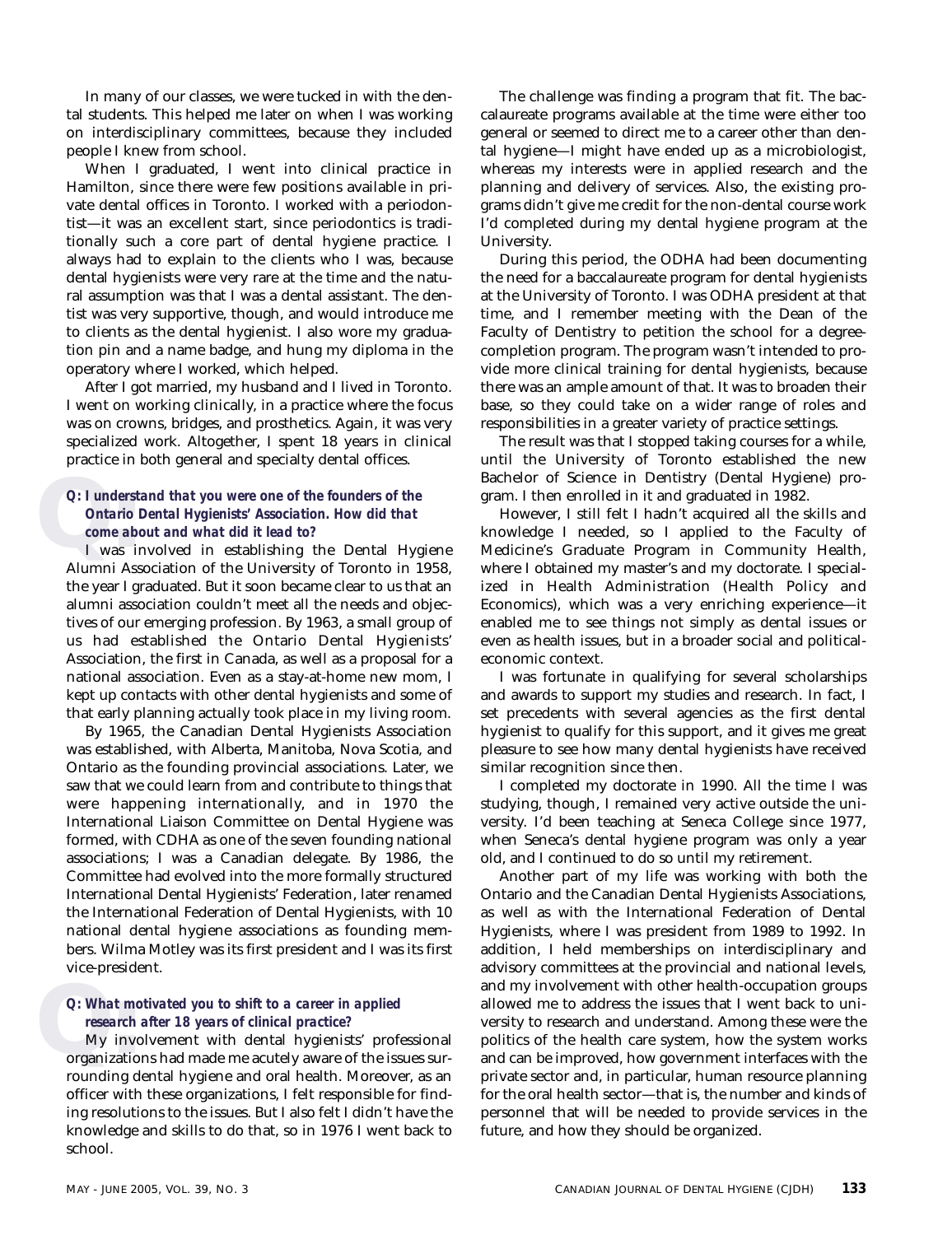In many of our classes, we were tucked in with the dental students. This helped me later on when I was working on interdisciplinary committees, because they included people I knew from school.

When I graduated, I went into clinical practice in Hamilton, since there were few positions available in private dental offices in Toronto. I worked with a periodontist—it was an excellent start, since periodontics is traditionally such a core part of dental hygiene practice. I always had to explain to the clients who I was, because dental hygienists were very rare at the time and the natural assumption was that I was a dental assistant. The dentist was very supportive, though, and would introduce me to clients as the dental hygienist. I also wore my graduation pin and a name badge, and hung my diploma in the operatory where I worked, which helped.

After I got married, my husband and I lived in Toronto. I went on working clinically, in a practice where the focus was on crowns, bridges, and prosthetics. Again, it was very specialized work. Altogether, I spent 18 years in clinical practice in both general and specialty dental offices.

***Q: I understand that you were one of the founders of the Ontario Dental Hygienists' Association. How did that come about and what did it lead to?***

I was involved in establishing the Dental Hygiene Alumni Association of the University of Toronto in 1958, the year I graduated. But it soon became clear to us that an alumni association couldn't meet all the needs and objectives of our emerging profession. By 1963, a small group of us had established the Ontario Dental Hygienists' Association, the first in Canada, as well as a proposal for a national association. Even as a stay-at-home new mom, I kept up contacts with other dental hygienists and some of that early planning actually took place in my living room.

By 1965, the Canadian Dental Hygienists Association was established, with Alberta, Manitoba, Nova Scotia, and Ontario as the founding provincial associations. Later, we saw that we could learn from and contribute to things that were happening internationally, and in 1970 the International Liaison Committee on Dental Hygiene was formed, with CDHA as one of the seven founding national associations; I was a Canadian delegate. By 1986, the Committee had evolved into the more formally structured International Dental Hygienists' Federation, later renamed the International Federation of Dental Hygienists, with 10 national dental hygiene associations as founding members. Wilma Motley was its first president and I was its first vice-president.

***Q: What motivated you to shift to a career in applied research after 18 years of clinical practice?***

My involvement with dental hygienists' professional organizations had made me acutely aware of the issues surrounding dental hygiene and oral health. Moreover, as an officer with these organizations, I felt responsible for finding resolutions to the issues. But I also felt I didn't have the knowledge and skills to do that, so in 1976 I went back to school.

The challenge was finding a program that fit. The baccalaureate programs available at the time were either too general or seemed to direct me to a career other than dental hygiene—I might have ended up as a microbiologist, whereas my interests were in applied research and the planning and delivery of services. Also, the existing programs didn't give me credit for the non-dental course work I'd completed during my dental hygiene program at the University.

During this period, the ODHA had been documenting the need for a baccalaureate program for dental hygienists at the University of Toronto. I was ODHA president at that time, and I remember meeting with the Dean of the Faculty of Dentistry to petition the school for a degree-completion program. The program wasn't intended to provide more clinical training for dental hygienists, because there was an ample amount of that. It was to broaden their base, so they could take on a wider range of roles and responsibilities in a greater variety of practice settings.

The result was that I stopped taking courses for a while, until the University of Toronto established the new Bachelor of Science in Dentistry (Dental Hygiene) program. I then enrolled in it and graduated in 1982.

However, I still felt I hadn't acquired all the skills and knowledge I needed, so I applied to the Faculty of Medicine's Graduate Program in Community Health, where I obtained my master's and my doctorate. I specialized in Health Administration (Health Policy and Economics), which was a very enriching experience—it enabled me to see things not simply as dental issues or even as health issues, but in a broader social and political-economic context.

I was fortunate in qualifying for several scholarships and awards to support my studies and research. In fact, I set precedents with several agencies as the first dental hygienist to qualify for this support, and it gives me great pleasure to see how many dental hygienists have received similar recognition since then.

I completed my doctorate in 1990. All the time I was studying, though, I remained very active outside the university. I'd been teaching at Seneca College since 1977, when Seneca's dental hygiene program was only a year old, and I continued to do so until my retirement.

Another part of my life was working with both the Ontario and the Canadian Dental Hygienists Associations, as well as with the International Federation of Dental Hygienists, where I was president from 1989 to 1992. In addition, I held memberships on interdisciplinary and advisory committees at the provincial and national levels, and my involvement with other health-occupation groups allowed me to address the issues that I went back to university to research and understand. Among these were the politics of the health care system, how the system works and can be improved, how government interfaces with the private sector and, in particular, human resource planning for the oral health sector—that is, the number and kinds of personnel that will be needed to provide services in the future, and how they should be organized.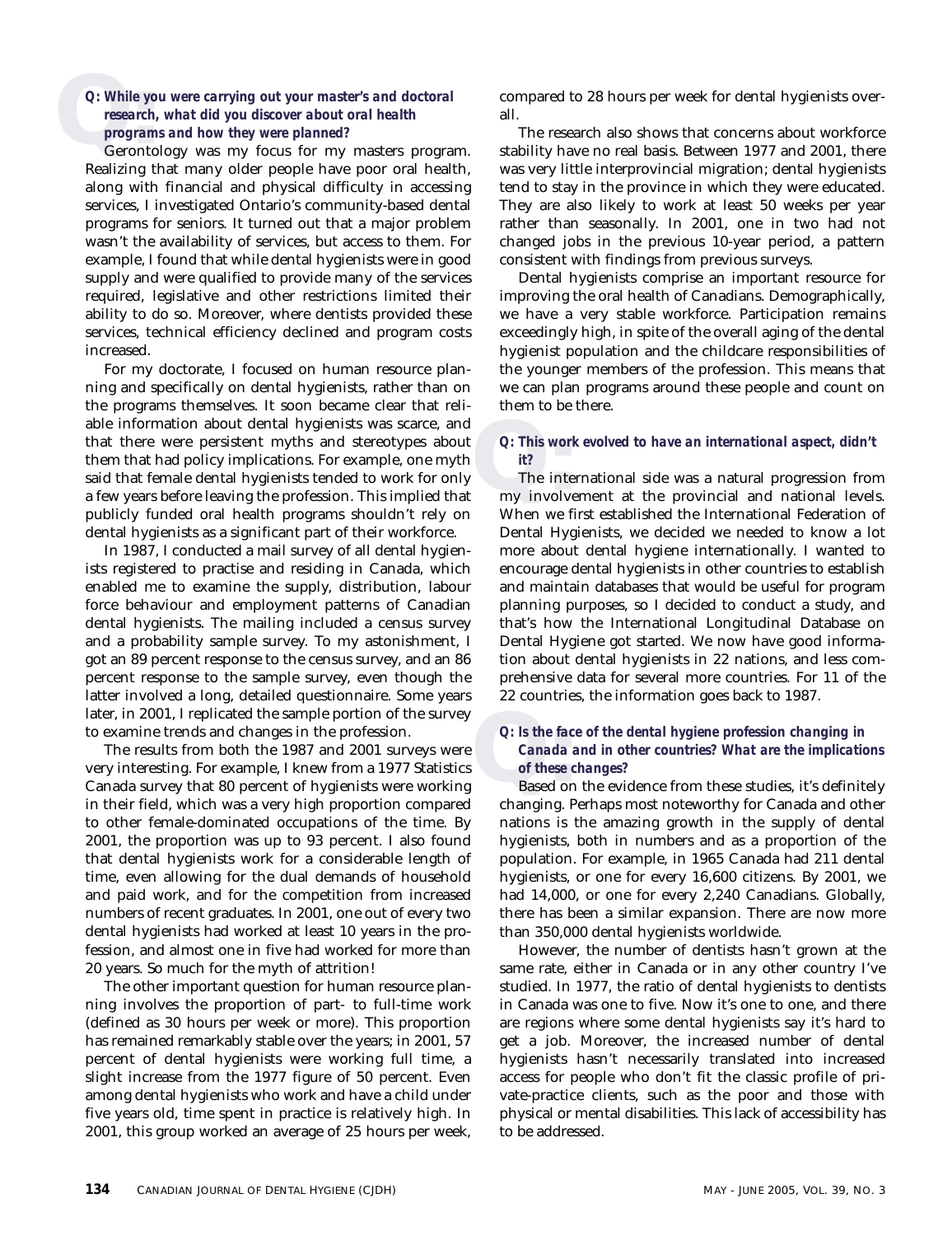**Q: While you were carrying out your master's and doctoral research, what did you discover about oral health programs and how they were planned?**

Gerontology was my focus for my masters program. Realizing that many older people have poor oral health, along with financial and physical difficulty in accessing services, I investigated Ontario's community-based dental programs for seniors. It turned out that a major problem wasn't the availability of services, but access to them. For example, I found that while dental hygienists were in good supply and were qualified to provide many of the services required, legislative and other restrictions limited their ability to do so. Moreover, where dentists provided these services, technical efficiency declined and program costs increased.

For my doctorate, I focused on human resource planning and specifically on dental hygienists, rather than on the programs themselves. It soon became clear that reliable information about dental hygienists was scarce, and that there were persistent myths and stereotypes about them that had policy implications. For example, one myth said that female dental hygienists tended to work for only a few years before leaving the profession. This implied that publicly funded oral health programs shouldn't rely on dental hygienists as a significant part of their workforce.

In 1987, I conducted a mail survey of all dental hygienists registered to practise and residing in Canada, which enabled me to examine the supply, distribution, labour force behaviour and employment patterns of Canadian dental hygienists. The mailing included a census survey and a probability sample survey. To my astonishment, I got an 89 percent response to the census survey, and an 86 percent response to the sample survey, even though the latter involved a long, detailed questionnaire. Some years later, in 2001, I replicated the sample portion of the survey to examine trends and changes in the profession.

The results from both the 1987 and 2001 surveys were very interesting. For example, I knew from a 1977 Statistics Canada survey that 80 percent of hygienists were working in their field, which was a very high proportion compared to other female-dominated occupations of the time. By 2001, the proportion was up to 93 percent. I also found that dental hygienists work for a considerable length of time, even allowing for the dual demands of household and paid work, and for the competition from increased numbers of recent graduates. In 2001, one out of every two dental hygienists had worked at least 10 years in the profession, and almost one in five had worked for more than 20 years. So much for the myth of attrition!

The other important question for human resource planning involves the proportion of part- to full-time work (defined as 30 hours per week or more). This proportion has remained remarkably stable over the years; in 2001, 57 percent of dental hygienists were working full time, a slight increase from the 1977 figure of 50 percent. Even among dental hygienists who work and have a child under five years old, time spent in practice is relatively high. In 2001, this group worked an average of 25 hours per week, compared to 28 hours per week for dental hygienists overall.

The research also shows that concerns about workforce stability have no real basis. Between 1977 and 2001, there was very little interprovincial migration; dental hygienists tend to stay in the province in which they were educated. They are also likely to work at least 50 weeks per year rather than seasonally. In 2001, one in two had not changed jobs in the previous 10-year period, a pattern consistent with findings from previous surveys.

Dental hygienists comprise an important resource for improving the oral health of Canadians. Demographically, we have a very stable workforce. Participation remains exceedingly high, in spite of the overall aging of the dental hygienist population and the childcare responsibilities of the younger members of the profession. This means that we can plan programs around these people and count on them to be there.

**Q: This work evolved to have an international aspect, didn't it?**

The international side was a natural progression from my involvement at the provincial and national levels. When we first established the International Federation of Dental Hygienists, we decided we needed to know a lot more about dental hygiene internationally. I wanted to encourage dental hygienists in other countries to establish and maintain databases that would be useful for program planning purposes, so I decided to conduct a study, and that's how the International Longitudinal Database on Dental Hygiene got started. We now have good information about dental hygienists in 22 nations, and less comprehensive data for several more countries. For 11 of the 22 countries, the information goes back to 1987.

**Q: Is the face of the dental hygiene profession changing in Canada and in other countries? What are the implications of these changes?**

Based on the evidence from these studies, it's definitely changing. Perhaps most noteworthy for Canada and other nations is the amazing growth in the supply of dental hygienists, both in numbers and as a proportion of the population. For example, in 1965 Canada had 211 dental hygienists, or one for every 16,600 citizens. By 2001, we had 14,000, or one for every 2,240 Canadians. Globally, there has been a similar expansion. There are now more than 350,000 dental hygienists worldwide.

However, the number of dentists hasn't grown at the same rate, either in Canada or in any other country I've studied. In 1977, the ratio of dental hygienists to dentists in Canada was one to five. Now it's one to one, and there are regions where some dental hygienists say it's hard to get a job. Moreover, the increased number of dental hygienists hasn't necessarily translated into increased access for people who don't fit the classic profile of private-practice clients, such as the poor and those with physical or mental disabilities. This lack of accessibility has to be addressed.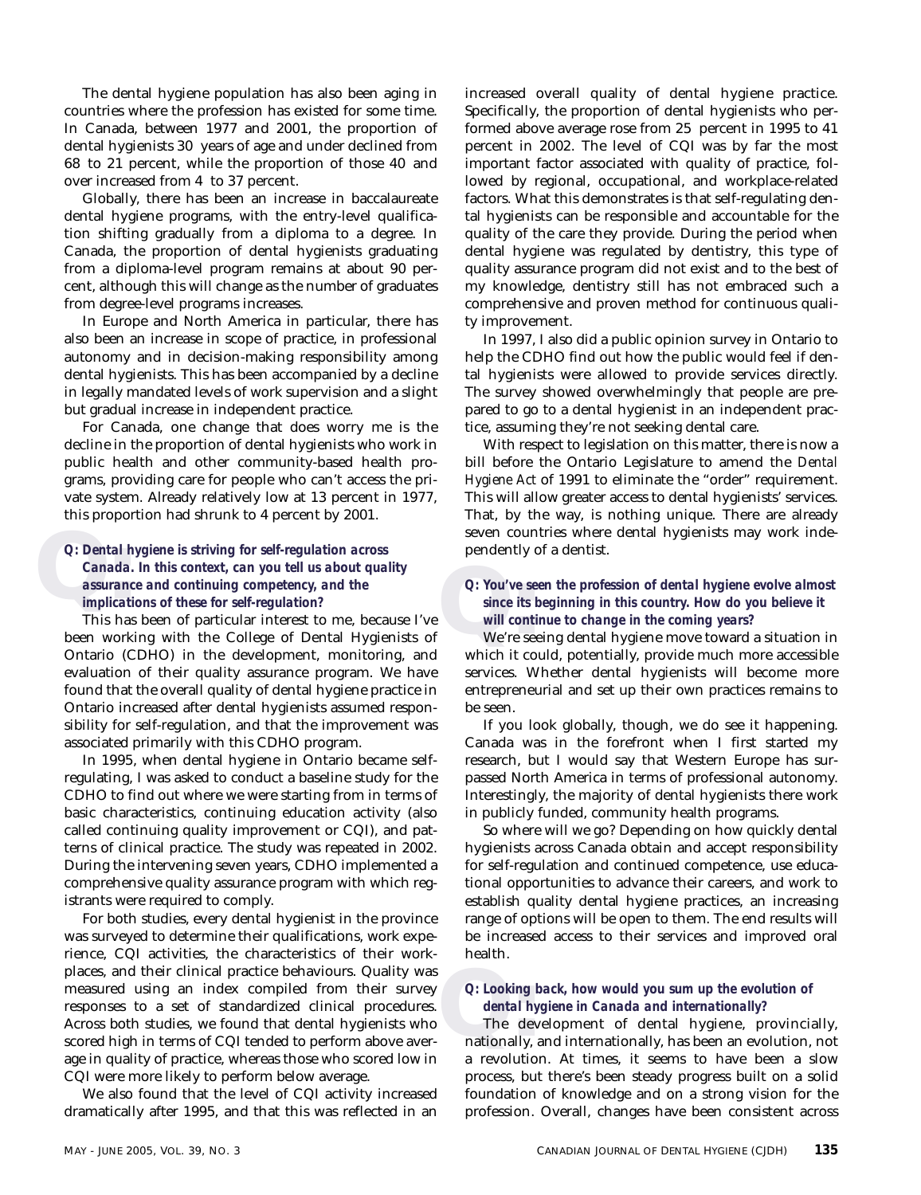The dental hygiene population has also been aging in countries where the profession has existed for some time. In Canada, between 1977 and 2001, the proportion of dental hygienists 30 years of age and under declined from 68 to 21 percent, while the proportion of those 40 and over increased from 4 to 37 percent.

Globally, there has been an increase in baccalaureate dental hygiene programs, with the entry-level qualification shifting gradually from a diploma to a degree. In Canada, the proportion of dental hygienists graduating from a diploma-level program remains at about 90 percent, although this will change as the number of graduates from degree-level programs increases.

In Europe and North America in particular, there has also been an increase in scope of practice, in professional autonomy and in decision-making responsibility among dental hygienists. This has been accompanied by a decline in legally mandated levels of work supervision and a slight but gradual increase in independent practice.

For Canada, one change that does worry me is the decline in the proportion of dental hygienists who work in public health and other community-based health programs, providing care for people who can't access the private system. Already relatively low at 13 percent in 1977, this proportion had shrunk to 4 percent by 2001.

***Q: Dental hygiene is striving for self-regulation across Canada. In this context, can you tell us about quality assurance and continuing competency, and the implications of these for self-regulation?***

This has been of particular interest to me, because I've been working with the College of Dental Hygienists of Ontario (CDHO) in the development, monitoring, and evaluation of their quality assurance program. We have found that the overall quality of dental hygiene practice in Ontario increased after dental hygienists assumed responsibility for self-regulation, and that the improvement was associated primarily with this CDHO program.

In 1995, when dental hygiene in Ontario became self-regulating, I was asked to conduct a baseline study for the CDHO to find out where we were starting from in terms of basic characteristics, continuing education activity (also called continuing quality improvement or CQI), and patterns of clinical practice. The study was repeated in 2002. During the intervening seven years, CDHO implemented a comprehensive quality assurance program with which registrants were required to comply.

For both studies, every dental hygienist in the province was surveyed to determine their qualifications, work experience, CQI activities, the characteristics of their workplaces, and their clinical practice behaviours. Quality was measured using an index compiled from their survey responses to a set of standardized clinical procedures. Across both studies, we found that dental hygienists who scored high in terms of CQI tended to perform above average in quality of practice, whereas those who scored low in CQI were more likely to perform below average.

We also found that the level of CQI activity increased dramatically after 1995, and that this was reflected in an increased overall quality of dental hygiene practice. Specifically, the proportion of dental hygienists who performed above average rose from 25 percent in 1995 to 41 percent in 2002. The level of CQI was by far the most important factor associated with quality of practice, followed by regional, occupational, and workplace-related factors. What this demonstrates is that self-regulating dental hygienists can be responsible and accountable for the quality of the care they provide. During the period when dental hygiene was regulated by dentistry, this type of quality assurance program did not exist and to the best of my knowledge, dentistry still has not embraced such a comprehensive and proven method for continuous quality improvement.

In 1997, I also did a public opinion survey in Ontario to help the CDHO find out how the public would feel if dental hygienists were allowed to provide services directly. The survey showed overwhelmingly that people are prepared to go to a dental hygienist in an independent practice, assuming they're not seeking dental care.

With respect to legislation on this matter, there is now a bill before the Ontario Legislature to amend the *Dental Hygiene Act* of 1991 to eliminate the "order" requirement. This will allow greater access to dental hygienists' services. That, by the way, is nothing unique. There are already seven countries where dental hygienists may work independently of a dentist.

***Q: You've seen the profession of dental hygiene evolve almost since its beginning in this country. How do you believe it will continue to change in the coming years?***

We're seeing dental hygiene move toward a situation in which it could, potentially, provide much more accessible services. Whether dental hygienists will become more entrepreneurial and set up their own practices remains to be seen.

If you look globally, though, we do see it happening. Canada was in the forefront when I first started my research, but I would say that Western Europe has surpassed North America in terms of professional autonomy. Interestingly, the majority of dental hygienists there work in publicly funded, community health programs.

So where will we go? Depending on how quickly dental hygienists across Canada obtain and accept responsibility for self-regulation and continued competence, use educational opportunities to advance their careers, and work to establish quality dental hygiene practices, an increasing range of options will be open to them. The end results will be increased access to their services and improved oral health.

***Q: Looking back, how would you sum up the evolution of dental hygiene in Canada and internationally?***

The development of dental hygiene, provincially, nationally, and internationally, has been an evolution, not a revolution. At times, it seems to have been a slow process, but there's been steady progress built on a solid foundation of knowledge and on a strong vision for the profession. Overall, changes have been consistent across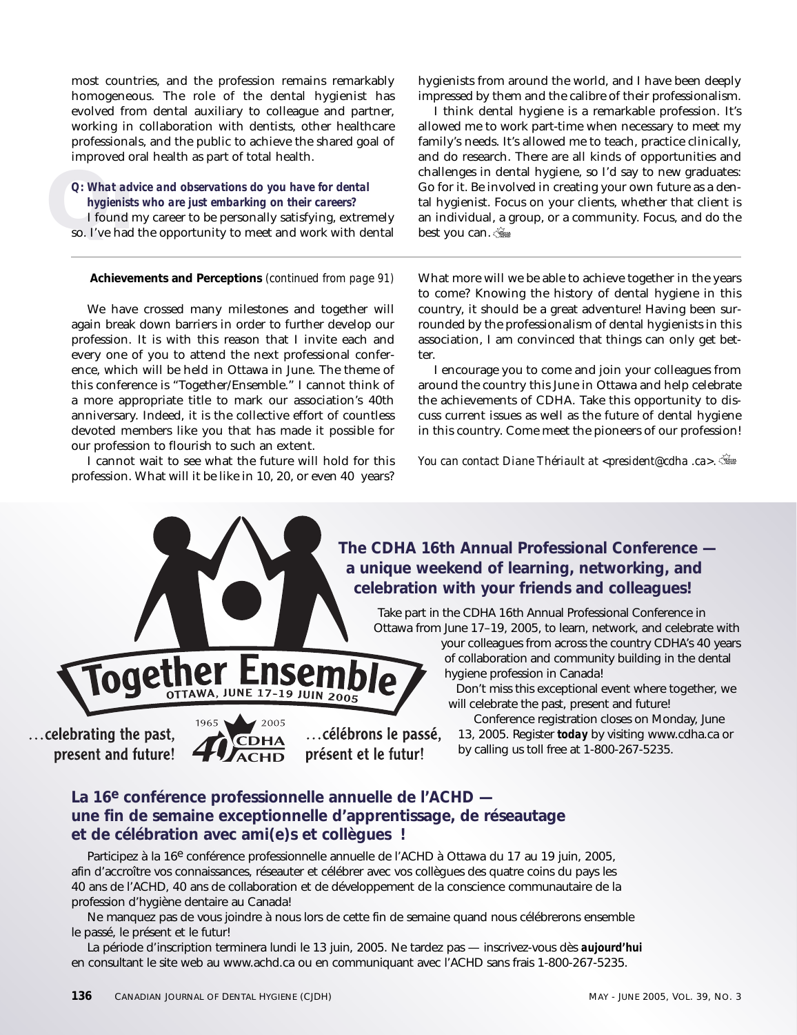most countries, and the profession remains remarkably homogeneous. The role of the dental hygienist has evolved from dental auxiliary to colleague and partner, working in collaboration with dentists, other healthcare professionals, and the public to achieve the shared goal of improved oral health as part of total health.

***Q: What advice and observations do you have for dental hygienists who are just embarking on their careers?***

I found my career to be personally satisfying, extremely so. I've had the opportunity to meet and work with dental hygienists from around the world, and I have been deeply impressed by them and the calibre of their professionalism.

I think dental hygiene is a remarkable profession. It's allowed me to work part-time when necessary to meet my family's needs. It's allowed me to teach, practice clinically, and do research. There are all kinds of opportunities and challenges in dental hygiene, so I'd say to new graduates: Go for it. Be involved in creating your own future as a dental hygienist. Focus on your clients, whether that client is an individual, a group, or a community. Focus, and do the best you can.

---

**Achievements and Perceptions** *(continued from page 91)*

We have crossed many milestones and together will again break down barriers in order to further develop our profession. It is with this reason that I invite each and every one of you to attend the next professional conference, which will be held in Ottawa in June. The theme of this conference is "Together/Ensemble." I cannot think of a more appropriate title to mark our association's 40th anniversary. Indeed, it is the collective effort of countless devoted members like you that has made it possible for our profession to flourish to such an extent.

I cannot wait to see what the future will hold for this profession. What will it be like in 10, 20, or even 40 years? What more will we be able to achieve together in the years to come? Knowing the history of dental hygiene in this country, it should be a great adventure! Having been surrounded by the professionalism of dental hygienists in this association, I am convinced that things can only get better.

I encourage you to come and join your colleagues from around the country this June in Ottawa and help celebrate the achievements of CDHA. Take this opportunity to discuss current issues as well as the future of dental hygiene in this country. Come meet the pioneers of our profession!

*You can contact Diane Thériault at <president@cdha .ca>.*

---

Together Ensemble
OTTAWA, JUNE 17–19 JUIN 2005

…celebrating the past, present and future!

1965 2005 CDHA ACHD

…célébrons le passé, présent et le futur!

## The CDHA 16th Annual Professional Conference — a unique weekend of learning, networking, and celebration with your friends and colleagues!

Take part in the CDHA 16th Annual Professional Conference in Ottawa from June 17–19, 2005, to learn, network, and celebrate with your colleagues from across the country CDHA's 40 years of collaboration and community building in the dental hygiene profession in Canada!

Don't miss this exceptional event where together, we will celebrate the past, present and future!

Conference registration closes on Monday, June 13, 2005. Register ***today*** by visiting www.cdha.ca or by calling us toll free at 1-800-267-5235.

## La 16e conférence professionnelle annuelle de l'ACHD — une fin de semaine exceptionnelle d'apprentissage, de réseautage et de célébration avec ami(e)s et collègues !

Participez à la 16e conférence professionnelle annuelle de l'ACHD à Ottawa du 17 au 19 juin, 2005, afin d'accroître vos connaissances, réseauter et célébrer avec vos collègues des quatre coins du pays les 40 ans de l'ACHD, 40 ans de collaboration et de développement de la conscience communautaire de la profession d'hygiène dentaire au Canada!

Ne manquez pas de vous joindre à nous lors de cette fin de semaine quand nous célébrerons ensemble le passé, le présent et le futur!

La période d'inscription terminera lundi le 13 juin, 2005. Ne tardez pas — inscrivez-vous dès ***aujourd'hui*** en consultant le site web au www.achd.ca ou en communiquant avec l'ACHD sans frais 1-800-267-5235.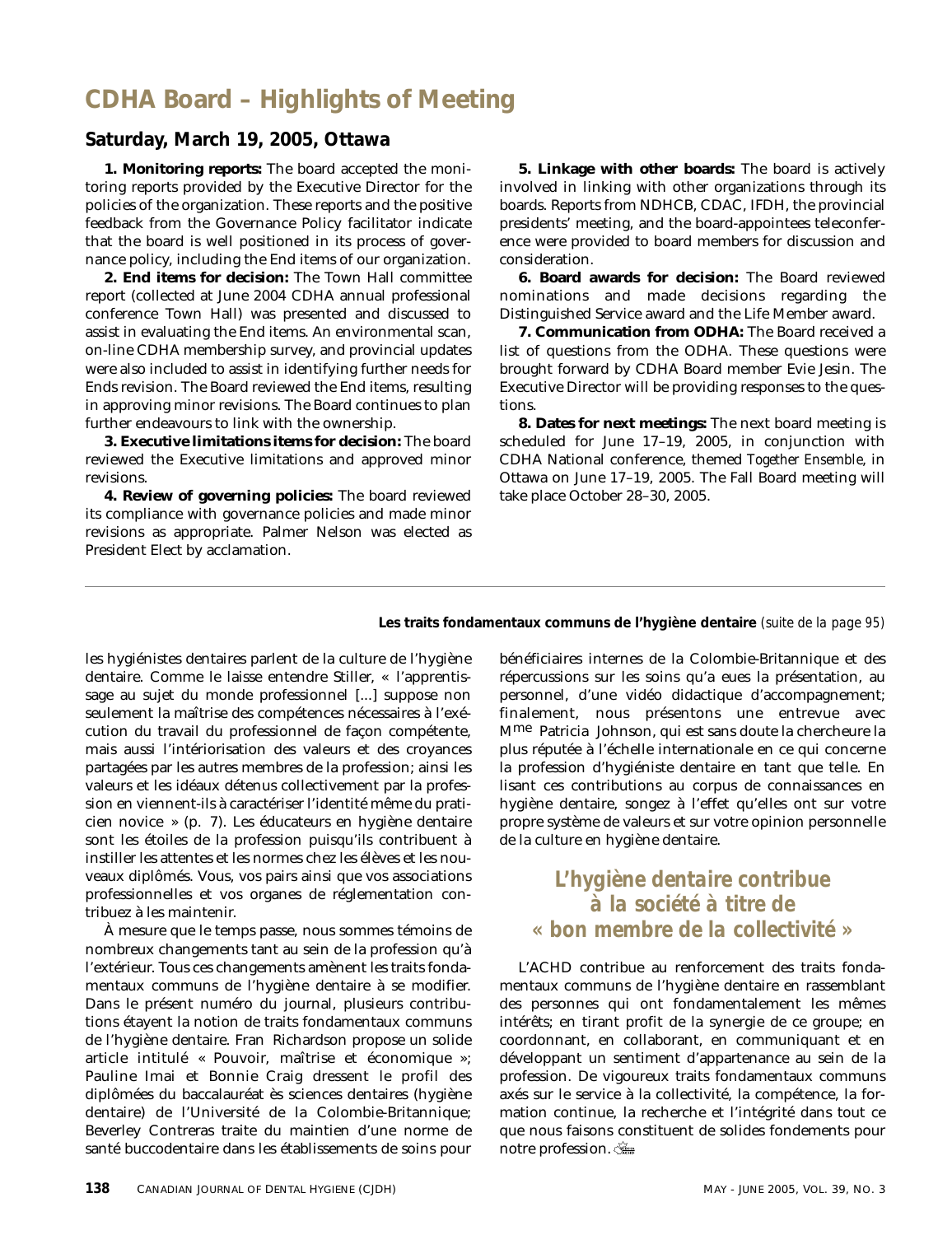# CDHA Board – Highlights of Meeting

## Saturday, March 19, 2005, Ottawa

**1. Monitoring reports:** The board accepted the monitoring reports provided by the Executive Director for the policies of the organization. These reports and the positive feedback from the Governance Policy facilitator indicate that the board is well positioned in its process of governance policy, including the End items of our organization.

**2. End items for decision:** The Town Hall committee report (collected at June 2004 CDHA annual professional conference Town Hall) was presented and discussed to assist in evaluating the End items. An environmental scan, on-line CDHA membership survey, and provincial updates were also included to assist in identifying further needs for Ends revision. The Board reviewed the End items, resulting in approving minor revisions. The Board continues to plan further endeavours to link with the ownership.

**3. Executive limitations items for decision:** The board reviewed the Executive limitations and approved minor revisions.

**4. Review of governing policies:** The board reviewed its compliance with governance policies and made minor revisions as appropriate. Palmer Nelson was elected as President Elect by acclamation.

**5. Linkage with other boards:** The board is actively involved in linking with other organizations through its boards. Reports from NDHCB, CDAC, IFDH, the provincial presidents' meeting, and the board-appointees teleconference were provided to board members for discussion and consideration.

**6. Board awards for decision:** The Board reviewed nominations and made decisions regarding the Distinguished Service award and the Life Member award.

**7. Communication from ODHA:** The Board received a list of questions from the ODHA. These questions were brought forward by CDHA Board member Evie Jesin. The Executive Director will be providing responses to the questions.

**8. Dates for next meetings:** The next board meeting is scheduled for June 17–19, 2005, in conjunction with CDHA National conference, themed *Together Ensemble*, in Ottawa on June 17–19, 2005. The Fall Board meeting will take place October 28–30, 2005.

---

**Les traits fondamentaux communs de l'hygiène dentaire** *(suite de la page 95)*

les hygiénistes dentaires parlent de la culture de l'hygiène dentaire. Comme le laisse entendre Stiller, « l'apprentissage au sujet du monde professionnel [...] suppose non seulement la maîtrise des compétences nécessaires à l'exécution du travail du professionnel de façon compétente, mais aussi l'intériorisation des valeurs et des croyances partagées par les autres membres de la profession; ainsi les valeurs et les idéaux détenus collectivement par la profession en viennent-ils à caractériser l'identité même du praticien novice » (p. 7). Les éducateurs en hygiène dentaire sont les étoiles de la profession puisqu'ils contribuent à instiller les attentes et les normes chez les élèves et les nouveaux diplômés. Vous, vos pairs ainsi que vos associations professionnelles et vos organes de réglementation contribuez à les maintenir.

À mesure que le temps passe, nous sommes témoins de nombreux changements tant au sein de la profession qu'à l'extérieur. Tous ces changements amènent les traits fondamentaux communs de l'hygiène dentaire à se modifier. Dans le présent numéro du journal, plusieurs contributions étayent la notion de traits fondamentaux communs de l'hygiène dentaire. Fran Richardson propose un solide article intitulé « Pouvoir, maîtrise et économique »; Pauline Imai et Bonnie Craig dressent le profil des diplômées du baccalauréat ès sciences dentaires (hygiène dentaire) de l'Université de la Colombie-Britannique; Beverley Contreras traite du maintien d'une norme de santé buccodentaire dans les établissements de soins pour bénéficiaires internes de la Colombie-Britannique et des répercussions sur les soins qu'a eues la présentation, au personnel, d'une vidéo didactique d'accompagnement; finalement, nous présentons une entrevue avec M^me^ Patricia Johnson, qui est sans doute la chercheure la plus réputée à l'échelle internationale en ce qui concerne la profession d'hygiéniste dentaire en tant que telle. En lisant ces contributions au corpus de connaissances en hygiène dentaire, songez à l'effet qu'elles ont sur votre propre système de valeurs et sur votre opinion personnelle de la culture en hygiène dentaire.

## L'hygiène dentaire contribue à la société à titre de « bon membre de la collectivité »

L'ACHD contribue au renforcement des traits fondamentaux communs de l'hygiène dentaire en rassemblant des personnes qui ont fondamentalement les mêmes intérêts; en tirant profit de la synergie de ce groupe; en coordonnant, en collaborant, en communiquant et en développant un sentiment d'appartenance au sein de la profession. De vigoureux traits fondamentaux communs axés sur le service à la collectivité, la compétence, la formation continue, la recherche et l'intégrité dans tout ce que nous faisons constituent de solides fondements pour notre profession.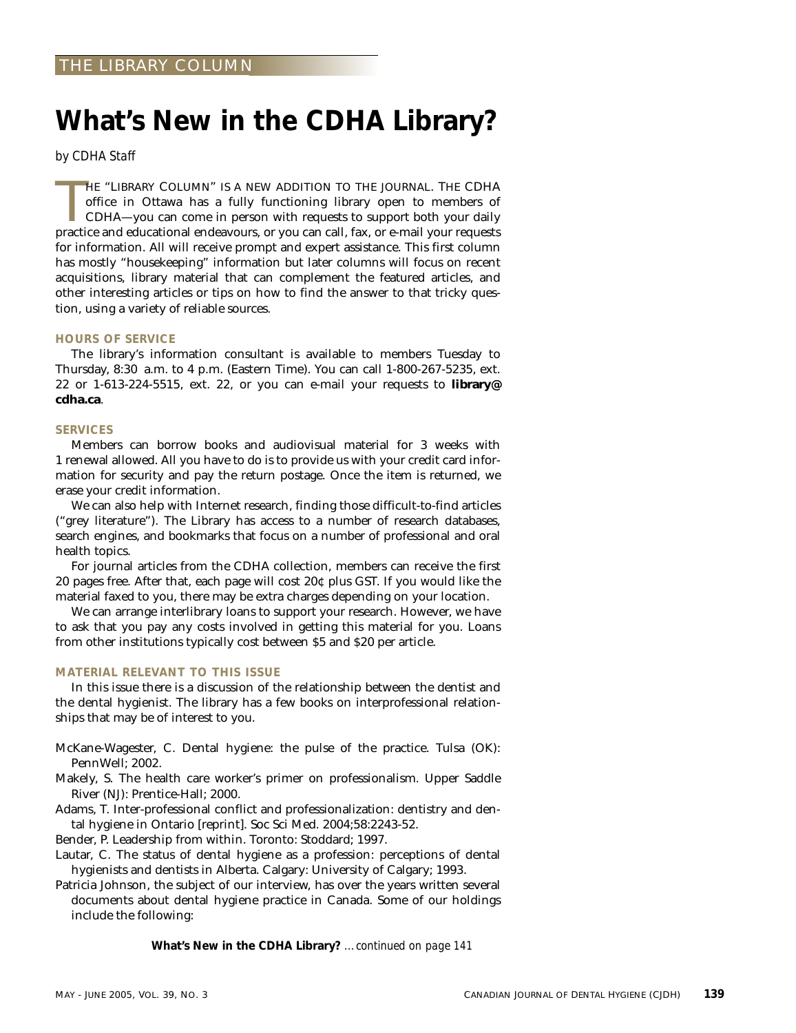THE LIBRARY COLUMN

# What's New in the CDHA Library?

*by CDHA Staff*

THE "LIBRARY COLUMN" IS A NEW ADDITION TO THE JOURNAL. THE CDHA office in Ottawa has a fully functioning library open to members of CDHA—you can come in person with requests to support both your daily practice and educational endeavours, or you can call, fax, or e-mail your requests for information. All will receive prompt and expert assistance. This first column has mostly "housekeeping" information but later columns will focus on recent acquisitions, library material that can complement the featured articles, and other interesting articles or tips on how to find the answer to that tricky question, using a variety of reliable sources.

## HOURS OF SERVICE

The library's information consultant is available to members Tuesday to Thursday, 8:30 a.m. to 4 p.m. (Eastern Time). You can call 1-800-267-5235, ext. 22 or 1-613-224-5515, ext. 22, or you can e-mail your requests to **library@cdha.ca**.

## SERVICES

Members can borrow books and audiovisual material for 3 weeks with 1 renewal allowed. All you have to do is to provide us with your credit card information for security and pay the return postage. Once the item is returned, we erase your credit information.

We can also help with Internet research, finding those difficult-to-find articles ("grey literature"). The Library has access to a number of research databases, search engines, and bookmarks that focus on a number of professional and oral health topics.

For journal articles from the CDHA collection, members can receive the first 20 pages free. After that, each page will cost 20¢ plus GST. If you would like the material faxed to you, there may be extra charges depending on your location.

We can arrange interlibrary loans to support your research. However, we have to ask that you pay any costs involved in getting this material for you. Loans from other institutions typically cost between $5 and $20 per article.

## MATERIAL RELEVANT TO THIS ISSUE

In this issue there is a discussion of the relationship between the dentist and the dental hygienist. The library has a few books on interprofessional relationships that may be of interest to you.

McKane-Wagester, C. Dental hygiene: the pulse of the practice. Tulsa (OK): PennWell; 2002.

Makely, S. The health care worker's primer on professionalism. Upper Saddle River (NJ): Prentice-Hall; 2000.

Adams, T. Inter-professional conflict and professionalization: dentistry and dental hygiene in Ontario [reprint]. Soc Sci Med. 2004;58:2243-52.

Bender, P. Leadership from within. Toronto: Stoddard; 1997.

Lautar, C. The status of dental hygiene as a profession: perceptions of dental hygienists and dentists in Alberta. Calgary: University of Calgary; 1993.

Patricia Johnson, the subject of our interview, has over the years written several documents about dental hygiene practice in Canada. Some of our holdings include the following:

**What's New in the CDHA Library?** *...continued on page 141*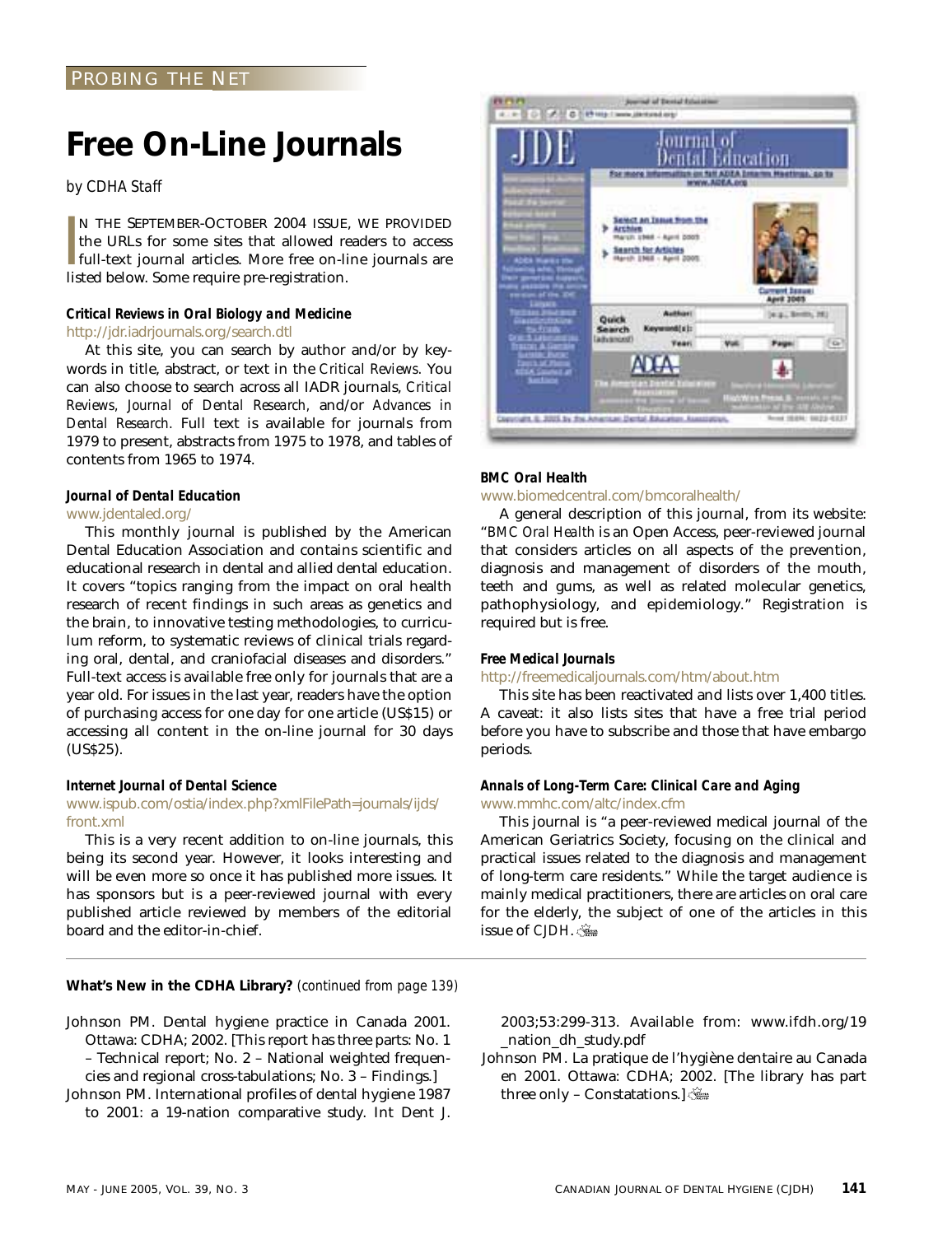PROBING THE NET

# Free On-Line Journals

*by CDHA Staff*

IN THE SEPTEMBER-OCTOBER 2004 ISSUE, WE PROVIDED the URLs for some sites that allowed readers to access full-text journal articles. More free on-line journals are listed below. Some require pre-registration.

***Critical Reviews in Oral Biology and Medicine***

http://jdr.iadrjournals.org/search.dtl

At this site, you can search by author and/or by keywords in title, abstract, or text in the *Critical Reviews*. You can also choose to search across all IADR journals, *Critical Reviews*, *Journal of Dental Research*, and/or *Advances in Dental Research*. Full text is available for journals from 1979 to present, abstracts from 1975 to 1978, and tables of contents from 1965 to 1974.

***Journal of Dental Education***

www.jdentaled.org/

This monthly journal is published by the American Dental Education Association and contains scientific and educational research in dental and allied dental education. It covers "topics ranging from the impact on oral health research of recent findings in such areas as genetics and the brain, to innovative testing methodologies, to curriculum reform, to systematic reviews of clinical trials regarding oral, dental, and craniofacial diseases and disorders." Full-text access is available free only for journals that are a year old. For issues in the last year, readers have the option of purchasing access for one day for one article (US$15) or accessing all content in the on-line journal for 30 days (US$25).

***Internet Journal of Dental Science***

www.ispub.com/ostia/index.php?xmlFilePath=journals/ijds/front.xml

This is a very recent addition to on-line journals, this being its second year. However, it looks interesting and will be even more so once it has published more issues. It has sponsors but is a peer-reviewed journal with every published article reviewed by members of the editorial board and the editor-in-chief.

***BMC Oral Health***

www.biomedcentral.com/bmcoralhealth/

A general description of this journal, from its website: "*BMC Oral Health* is an Open Access, peer-reviewed journal that considers articles on all aspects of the prevention, diagnosis and management of disorders of the mouth, teeth and gums, as well as related molecular genetics, pathophysiology, and epidemiology." Registration is required but is free.

***Free Medical Journals***

http://freemedicaljournals.com/htm/about.htm

This site has been reactivated and lists over 1,400 titles. A caveat: it also lists sites that have a free trial period before you have to subscribe and those that have embargo periods.

***Annals of Long-Term Care: Clinical Care and Aging***

www.mmhc.com/altc/index.cfm

This journal is "a peer-reviewed medical journal of the American Geriatrics Society, focusing on the clinical and practical issues related to the diagnosis and management of long-term care residents." While the target audience is mainly medical practitioners, there are articles on oral care for the elderly, the subject of one of the articles in this issue of CJDH.

---

**What's New in the CDHA Library?** *(continued from page 139)*

Johnson PM. Dental hygiene practice in Canada 2001. Ottawa: CDHA; 2002. [This report has three parts: No. 1 – Technical report; No. 2 – National weighted frequencies and regional cross-tabulations; No. 3 – Findings.]

Johnson PM. International profiles of dental hygiene 1987 to 2001: a 19-nation comparative study. Int Dent J. 2003;53:299-313. Available from: www.ifdh.org/19_nation_dh_study.pdf

Johnson PM. La pratique de l'hygiène dentaire au Canada en 2001. Ottawa: CDHA; 2002. [The library has part three only – Constatations.]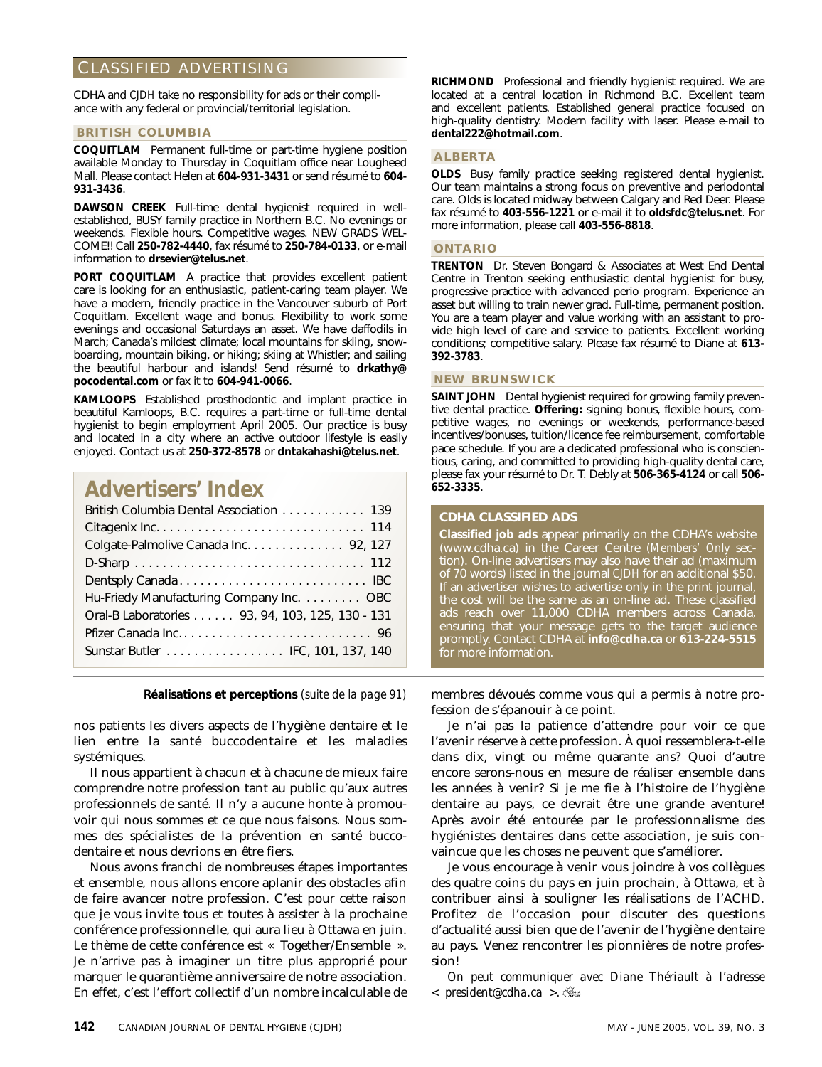## CLASSIFIED ADVERTISING

CDHA and *CJDH* take no responsibility for ads or their compliance with any federal or provincial/territorial legislation.

### BRITISH COLUMBIA

**COQUITLAM** Permanent full-time or part-time hygiene position available Monday to Thursday in Coquitlam office near Lougheed Mall. Please contact Helen at **604-931-3431** or send résumé to **604-931-3436**.

**DAWSON CREEK** Full-time dental hygienist required in well-established, BUSY family practice in Northern B.C. No evenings or weekends. Flexible hours. Competitive wages. NEW GRADS WELCOME!! Call **250-782-4440**, fax résumé to **250-784-0133**, or e-mail information to **drsevier@telus.net**.

**PORT COQUITLAM** A practice that provides excellent patient care is looking for an enthusiastic, patient-caring team player. We have a modern, friendly practice in the Vancouver suburb of Port Coquitlam. Excellent wage and bonus. Flexibility to work some evenings and occasional Saturdays an asset. We have daffodils in March; Canada's mildest climate; local mountains for skiing, snowboarding, mountain biking, or hiking; skiing at Whistler; and sailing the beautiful harbour and islands! Send résumé to **drkathy@pocodental.com** or fax it to **604-941-0066**.

**KAMLOOPS** Established prosthodontic and implant practice in beautiful Kamloops, B.C. requires a part-time or full-time dental hygienist to begin employment April 2005. Our practice is busy and located in a city where an active outdoor lifestyle is easily enjoyed. Contact us at **250-372-8578** or **dntakahashi@telus.net**.

**RICHMOND** Professional and friendly hygienist required. We are located at a central location in Richmond B.C. Excellent team and excellent patients. Established general practice focused on high-quality dentistry. Modern facility with laser. Please e-mail to **dental222@hotmail.com**.

### ALBERTA

**OLDS** Busy family practice seeking registered dental hygienist. Our team maintains a strong focus on preventive and periodontal care. Olds is located midway between Calgary and Red Deer. Please fax résumé to **403-556-1221** or e-mail it to **oldsfdc@telus.net**. For more information, please call **403-556-8818**.

### ONTARIO

**TRENTON** Dr. Steven Bongard & Associates at West End Dental Centre in Trenton seeking enthusiastic dental hygienist for busy, progressive practice with advanced perio program. Experience an asset but willing to train newer grad. Full-time, permanent position. You are a team player and value working with an assistant to provide high level of care and service to patients. Excellent working conditions; competitive salary. Please fax résumé to Diane at **613-392-3783**.

### NEW BRUNSWICK

**SAINT JOHN** Dental hygienist required for growing family preventive dental practice. **Offering:** signing bonus, flexible hours, competitive wages, no evenings or weekends, performance-based incentives/bonuses, tuition/licence fee reimbursement, comfortable pace schedule. If you are a dedicated professional who is conscientious, caring, and committed to providing high-quality dental care, please fax your résumé to Dr. T. Debly at **506-365-4124** or call **506-652-3335**.

### CDHA CLASSIFIED ADS

**Classified job ads** appear primarily on the CDHA's website (www.cdha.ca) in the Career Centre (*Members' Only* section). On-line advertisers may also have their ad (maximum of 70 words) listed in the journal *CJDH* for an additional $50. If an advertiser wishes to advertise only in the print journal, the cost will be the same as an on-line ad. These classified ads reach over 11,000 CDHA members across Canada, ensuring that your message gets to the target audience promptly. Contact CDHA at **info@cdha.ca** or **613-224-5515** for more information.

## Advertisers' Index

| Advertiser | Page |
|---|---|
| British Columbia Dental Association | 139 |
| Citagenix Inc. | 114 |
| Colgate-Palmolive Canada Inc. | 92, 127 |
| D-Sharp | 112 |
| Dentsply Canada | IBC |
| Hu-Friedy Manufacturing Company Inc. | OBC |
| Oral-B Laboratories | 93, 94, 103, 125, 130 - 131 |
| Pfizer Canada Inc. | 96 |
| Sunstar Butler | IFC, 101, 137, 140 |

**Réalisations et perceptions** *(suite de la page 91)*

nos patients les divers aspects de l'hygiène dentaire et le lien entre la santé buccodentaire et les maladies systémiques.

Il nous appartient à chacun et à chacune de mieux faire comprendre notre profession tant au public qu'aux autres professionnels de santé. Il n'y a aucune honte à promouvoir qui nous sommes et ce que nous faisons. Nous sommes des spécialistes de la prévention en santé buccodentaire et nous devrions en être fiers.

Nous avons franchi de nombreuses étapes importantes et ensemble, nous allons encore aplanir des obstacles afin de faire avancer notre profession. C'est pour cette raison que je vous invite tous et toutes à assister à la prochaine conférence professionnelle, qui aura lieu à Ottawa en juin. Le thème de cette conférence est « Together/Ensemble ». Je n'arrive pas à imaginer un titre plus approprié pour marquer le quarantième anniversaire de notre association. En effet, c'est l'effort collectif d'un nombre incalculable de membres dévoués comme vous qui a permis à notre profession de s'épanouir à ce point.

Je n'ai pas la patience d'attendre pour voir ce que l'avenir réserve à cette profession. À quoi ressemblera-t-elle dans dix, vingt ou même quarante ans? Quoi d'autre encore serons-nous en mesure de réaliser ensemble dans les années à venir? Si je me fie à l'histoire de l'hygiène dentaire au pays, ce devrait être une grande aventure! Après avoir été entourée par le professionnalisme des hygiénistes dentaires dans cette association, je suis convaincue que les choses ne peuvent que s'améliorer.

Je vous encourage à venir vous joindre à vos collègues des quatre coins du pays en juin prochain, à Ottawa, et à contribuer ainsi à souligner les réalisations de l'ACHD. Profitez de l'occasion pour discuter des questions d'actualité aussi bien que de l'avenir de l'hygiène dentaire au pays. Venez rencontrer les pionnières de notre profession!

*On peut communiquer avec Diane Thériault à l'adresse < president@cdha.ca >.*